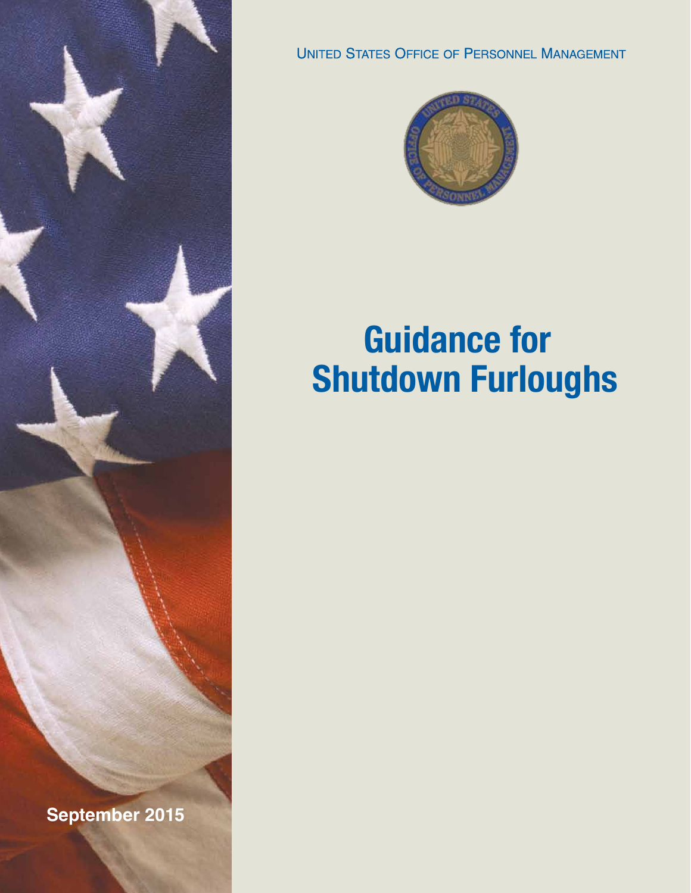United States Office of Personnel Management

# Guidance for Shutdown Furloughs

September 2015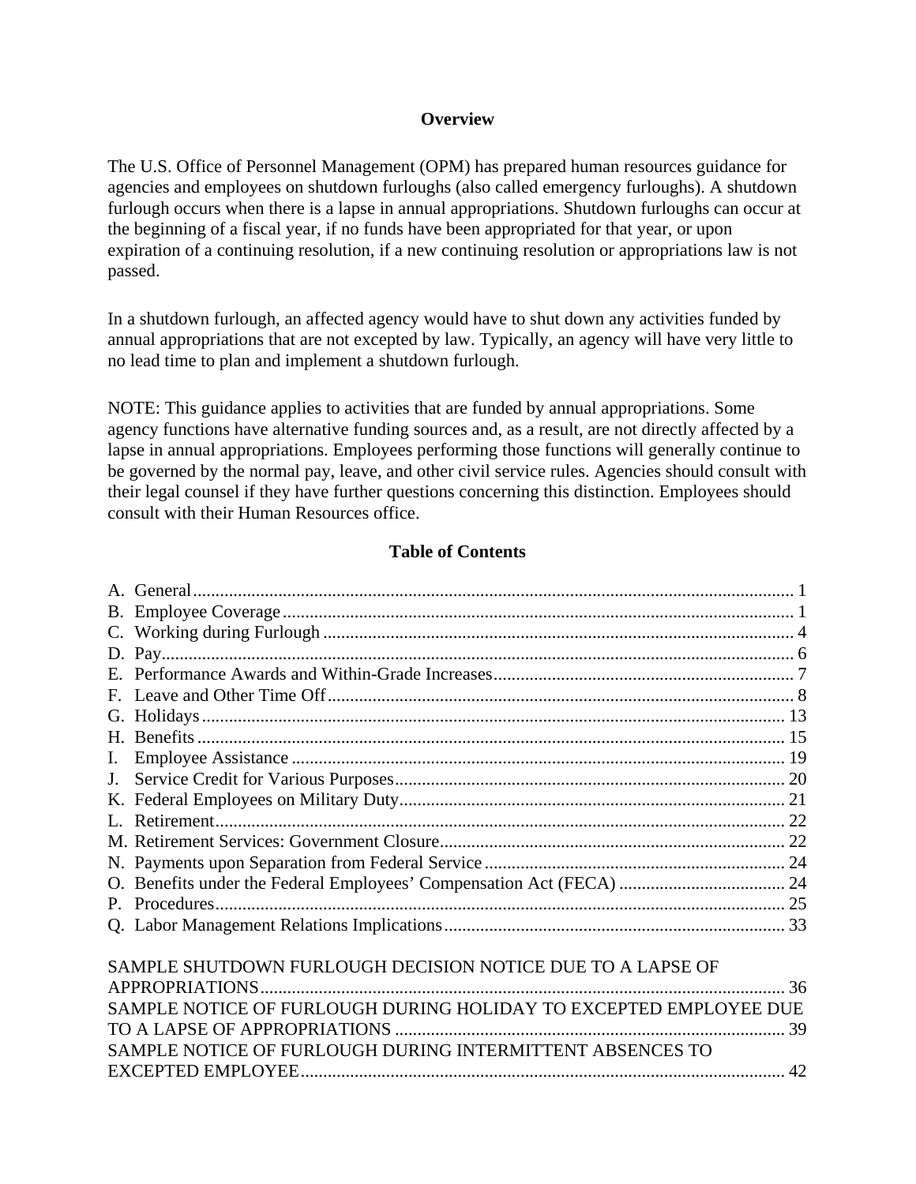## Overview

The U.S. Office of Personnel Management (OPM) has prepared human resources guidance for agencies and employees on shutdown furloughs (also called emergency furloughs). A shutdown furlough occurs when there is a lapse in annual appropriations. Shutdown furloughs can occur at the beginning of a fiscal year, if no funds have been appropriated for that year, or upon expiration of a continuing resolution, if a new continuing resolution or appropriations law is not passed.

In a shutdown furlough, an affected agency would have to shut down any activities funded by annual appropriations that are not excepted by law. Typically, an agency will have very little to no lead time to plan and implement a shutdown furlough.

NOTE: This guidance applies to activities that are funded by annual appropriations. Some agency functions have alternative funding sources and, as a result, are not directly affected by a lapse in annual appropriations. Employees performing those functions will generally continue to be governed by the normal pay, leave, and other civil service rules. Agencies should consult with their legal counsel if they have further questions concerning this distinction. Employees should consult with their Human Resources office.

## Table of Contents

A. General ..... 1
B. Employee Coverage ..... 1
C. Working during Furlough ..... 4
D. Pay ..... 6
E. Performance Awards and Within-Grade Increases ..... 7
F. Leave and Other Time Off ..... 8
G. Holidays ..... 13
H. Benefits ..... 15
I. Employee Assistance ..... 19
J. Service Credit for Various Purposes ..... 20
K. Federal Employees on Military Duty ..... 21
L. Retirement ..... 22
M. Retirement Services: Government Closure ..... 22
N. Payments upon Separation from Federal Service ..... 24
O. Benefits under the Federal Employees' Compensation Act (FECA) ..... 24
P. Procedures ..... 25
Q. Labor Management Relations Implications ..... 33

SAMPLE SHUTDOWN FURLOUGH DECISION NOTICE DUE TO A LAPSE OF APPROPRIATIONS ..... 36
SAMPLE NOTICE OF FURLOUGH DURING HOLIDAY TO EXCEPTED EMPLOYEE DUE TO A LAPSE OF APPROPRIATIONS ..... 39
SAMPLE NOTICE OF FURLOUGH DURING INTERMITTENT ABSENCES TO EXCEPTED EMPLOYEE ..... 42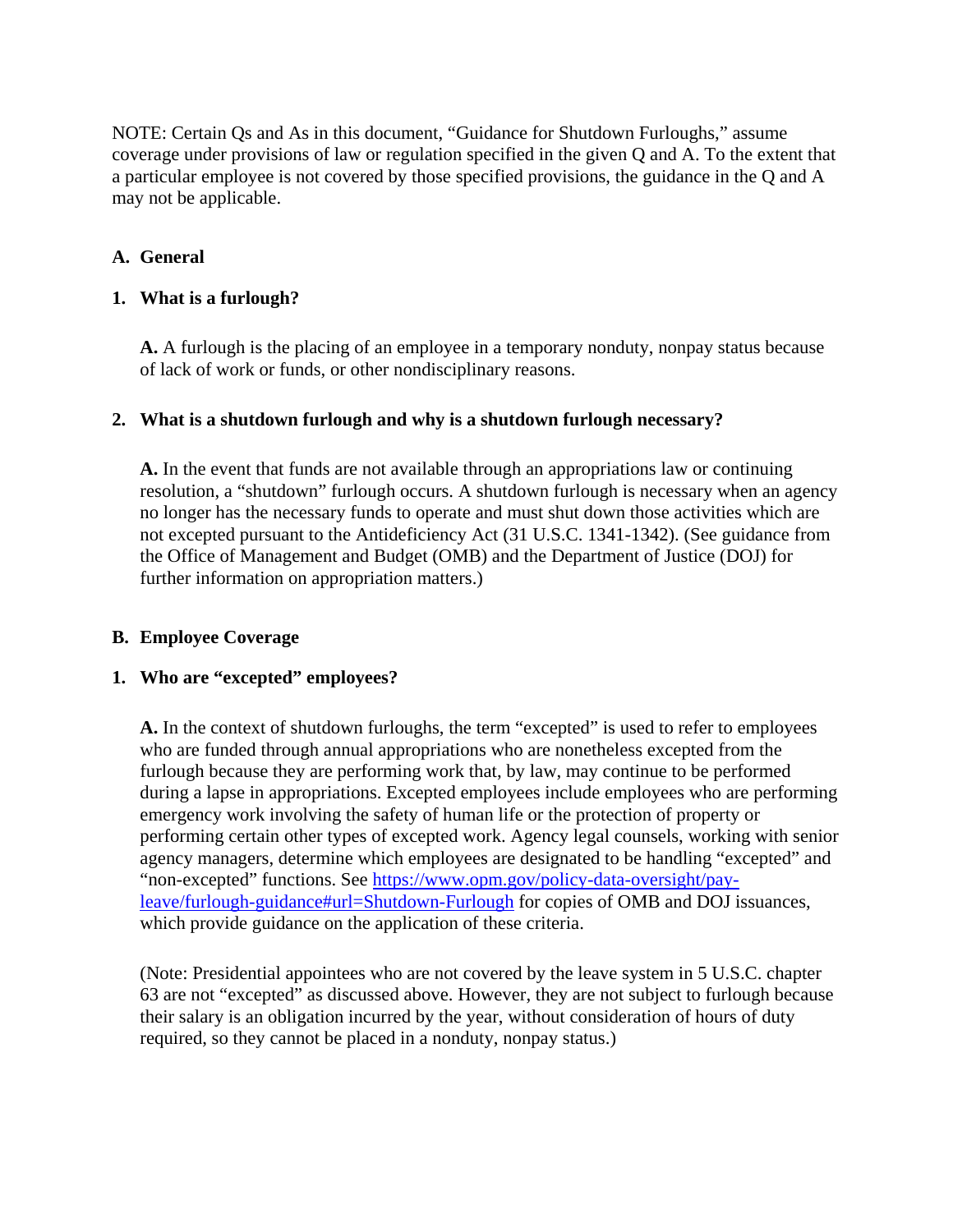NOTE: Certain Qs and As in this document, "Guidance for Shutdown Furloughs," assume coverage under provisions of law or regulation specified in the given Q and A. To the extent that a particular employee is not covered by those specified provisions, the guidance in the Q and A may not be applicable.

## A. General

### 1. What is a furlough?

**A.** A furlough is the placing of an employee in a temporary nonduty, nonpay status because of lack of work or funds, or other nondisciplinary reasons.

### 2. What is a shutdown furlough and why is a shutdown furlough necessary?

**A.** In the event that funds are not available through an appropriations law or continuing resolution, a "shutdown" furlough occurs. A shutdown furlough is necessary when an agency no longer has the necessary funds to operate and must shut down those activities which are not excepted pursuant to the Antideficiency Act (31 U.S.C. 1341-1342). (See guidance from the Office of Management and Budget (OMB) and the Department of Justice (DOJ) for further information on appropriation matters.)

## B. Employee Coverage

### 1. Who are "excepted" employees?

**A.** In the context of shutdown furloughs, the term "excepted" is used to refer to employees who are funded through annual appropriations who are nonetheless excepted from the furlough because they are performing work that, by law, may continue to be performed during a lapse in appropriations. Excepted employees include employees who are performing emergency work involving the safety of human life or the protection of property or performing certain other types of excepted work. Agency legal counsels, working with senior agency managers, determine which employees are designated to be handling "excepted" and "non-excepted" functions. See [https://www.opm.gov/policy-data-oversight/pay-leave/furlough-guidance#url=Shutdown-Furlough](https://www.opm.gov/policy-data-oversight/pay-leave/furlough-guidance#url=Shutdown-Furlough) for copies of OMB and DOJ issuances, which provide guidance on the application of these criteria.

(Note: Presidential appointees who are not covered by the leave system in 5 U.S.C. chapter 63 are not "excepted" as discussed above. However, they are not subject to furlough because their salary is an obligation incurred by the year, without consideration of hours of duty required, so they cannot be placed in a nonduty, nonpay status.)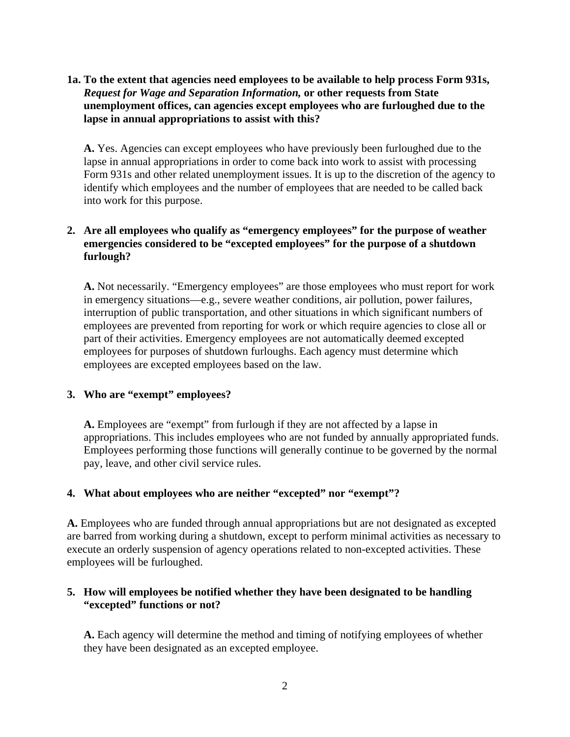**1a. To the extent that agencies need employees to be available to help process Form 931s, *Request for Wage and Separation Information,* or other requests from State unemployment offices, can agencies except employees who are furloughed due to the lapse in annual appropriations to assist with this?**

**A.** Yes. Agencies can except employees who have previously been furloughed due to the lapse in annual appropriations in order to come back into work to assist with processing Form 931s and other related unemployment issues. It is up to the discretion of the agency to identify which employees and the number of employees that are needed to be called back into work for this purpose.

**2. Are all employees who qualify as "emergency employees" for the purpose of weather emergencies considered to be "excepted employees" for the purpose of a shutdown furlough?**

**A.** Not necessarily. "Emergency employees" are those employees who must report for work in emergency situations—e.g., severe weather conditions, air pollution, power failures, interruption of public transportation, and other situations in which significant numbers of employees are prevented from reporting for work or which require agencies to close all or part of their activities. Emergency employees are not automatically deemed excepted employees for purposes of shutdown furloughs. Each agency must determine which employees are excepted employees based on the law.

**3. Who are "exempt" employees?**

**A.** Employees are "exempt" from furlough if they are not affected by a lapse in appropriations. This includes employees who are not funded by annually appropriated funds. Employees performing those functions will generally continue to be governed by the normal pay, leave, and other civil service rules.

**4. What about employees who are neither "excepted" nor "exempt"?**

**A.** Employees who are funded through annual appropriations but are not designated as excepted are barred from working during a shutdown, except to perform minimal activities as necessary to execute an orderly suspension of agency operations related to non-excepted activities. These employees will be furloughed.

**5. How will employees be notified whether they have been designated to be handling "excepted" functions or not?**

**A.** Each agency will determine the method and timing of notifying employees of whether they have been designated as an excepted employee.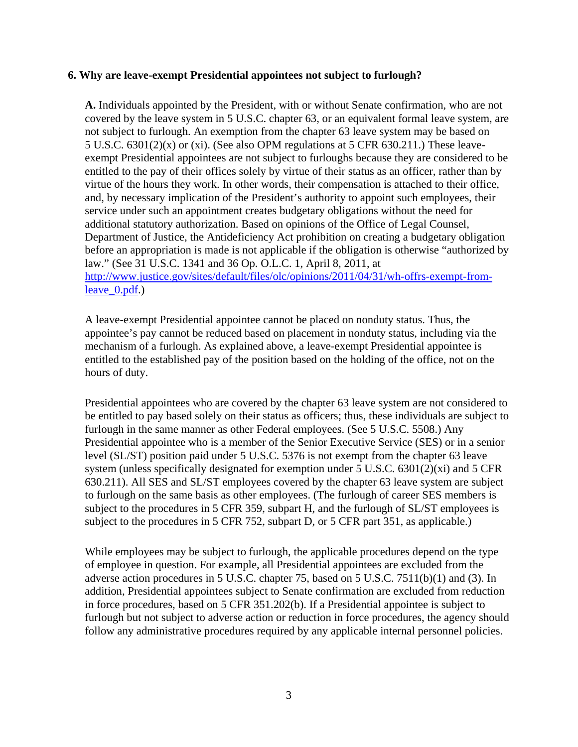**6. Why are leave-exempt Presidential appointees not subject to furlough?**

**A.** Individuals appointed by the President, with or without Senate confirmation, who are not covered by the leave system in 5 U.S.C. chapter 63, or an equivalent formal leave system, are not subject to furlough. An exemption from the chapter 63 leave system may be based on 5 U.S.C. 6301(2)(x) or (xi). (See also OPM regulations at 5 CFR 630.211.) These leave-exempt Presidential appointees are not subject to furloughs because they are considered to be entitled to the pay of their offices solely by virtue of their status as an officer, rather than by virtue of the hours they work. In other words, their compensation is attached to their office, and, by necessary implication of the President's authority to appoint such employees, their service under such an appointment creates budgetary obligations without the need for additional statutory authorization. Based on opinions of the Office of Legal Counsel, Department of Justice, the Antideficiency Act prohibition on creating a budgetary obligation before an appropriation is made is not applicable if the obligation is otherwise "authorized by law." (See 31 U.S.C. 1341 and 36 Op. O.L.C. 1, April 8, 2011, at http://www.justice.gov/sites/default/files/olc/opinions/2011/04/31/wh-offrs-exempt-from-leave_0.pdf.)

A leave-exempt Presidential appointee cannot be placed on nonduty status. Thus, the appointee's pay cannot be reduced based on placement in nonduty status, including via the mechanism of a furlough. As explained above, a leave-exempt Presidential appointee is entitled to the established pay of the position based on the holding of the office, not on the hours of duty.

Presidential appointees who are covered by the chapter 63 leave system are not considered to be entitled to pay based solely on their status as officers; thus, these individuals are subject to furlough in the same manner as other Federal employees. (See 5 U.S.C. 5508.) Any Presidential appointee who is a member of the Senior Executive Service (SES) or in a senior level (SL/ST) position paid under 5 U.S.C. 5376 is not exempt from the chapter 63 leave system (unless specifically designated for exemption under 5 U.S.C. 6301(2)(xi) and 5 CFR 630.211). All SES and SL/ST employees covered by the chapter 63 leave system are subject to furlough on the same basis as other employees. (The furlough of career SES members is subject to the procedures in 5 CFR 359, subpart H, and the furlough of SL/ST employees is subject to the procedures in 5 CFR 752, subpart D, or 5 CFR part 351, as applicable.)

While employees may be subject to furlough, the applicable procedures depend on the type of employee in question. For example, all Presidential appointees are excluded from the adverse action procedures in 5 U.S.C. chapter 75, based on 5 U.S.C. 7511(b)(1) and (3). In addition, Presidential appointees subject to Senate confirmation are excluded from reduction in force procedures, based on 5 CFR 351.202(b). If a Presidential appointee is subject to furlough but not subject to adverse action or reduction in force procedures, the agency should follow any administrative procedures required by any applicable internal personnel policies.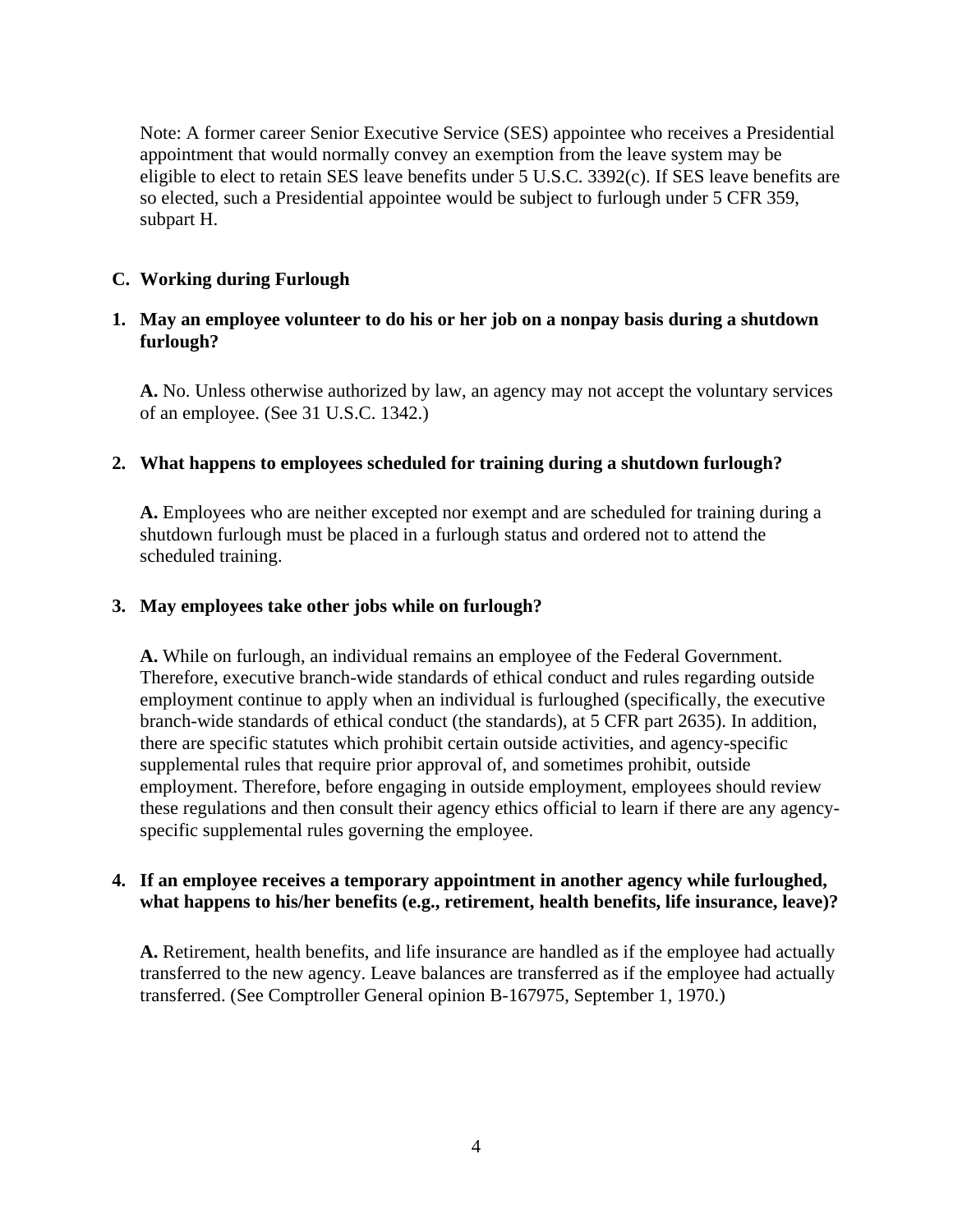Note: A former career Senior Executive Service (SES) appointee who receives a Presidential appointment that would normally convey an exemption from the leave system may be eligible to elect to retain SES leave benefits under 5 U.S.C. 3392(c). If SES leave benefits are so elected, such a Presidential appointee would be subject to furlough under 5 CFR 359, subpart H.

## C. Working during Furlough

**1. May an employee volunteer to do his or her job on a nonpay basis during a shutdown furlough?**

**A.** No. Unless otherwise authorized by law, an agency may not accept the voluntary services of an employee. (See 31 U.S.C. 1342.)

**2. What happens to employees scheduled for training during a shutdown furlough?**

**A.** Employees who are neither excepted nor exempt and are scheduled for training during a shutdown furlough must be placed in a furlough status and ordered not to attend the scheduled training.

**3. May employees take other jobs while on furlough?**

**A.** While on furlough, an individual remains an employee of the Federal Government. Therefore, executive branch-wide standards of ethical conduct and rules regarding outside employment continue to apply when an individual is furloughed (specifically, the executive branch-wide standards of ethical conduct (the standards), at 5 CFR part 2635). In addition, there are specific statutes which prohibit certain outside activities, and agency-specific supplemental rules that require prior approval of, and sometimes prohibit, outside employment. Therefore, before engaging in outside employment, employees should review these regulations and then consult their agency ethics official to learn if there are any agency-specific supplemental rules governing the employee.

**4. If an employee receives a temporary appointment in another agency while furloughed, what happens to his/her benefits (e.g., retirement, health benefits, life insurance, leave)?**

**A.** Retirement, health benefits, and life insurance are handled as if the employee had actually transferred to the new agency. Leave balances are transferred as if the employee had actually transferred. (See Comptroller General opinion B-167975, September 1, 1970.)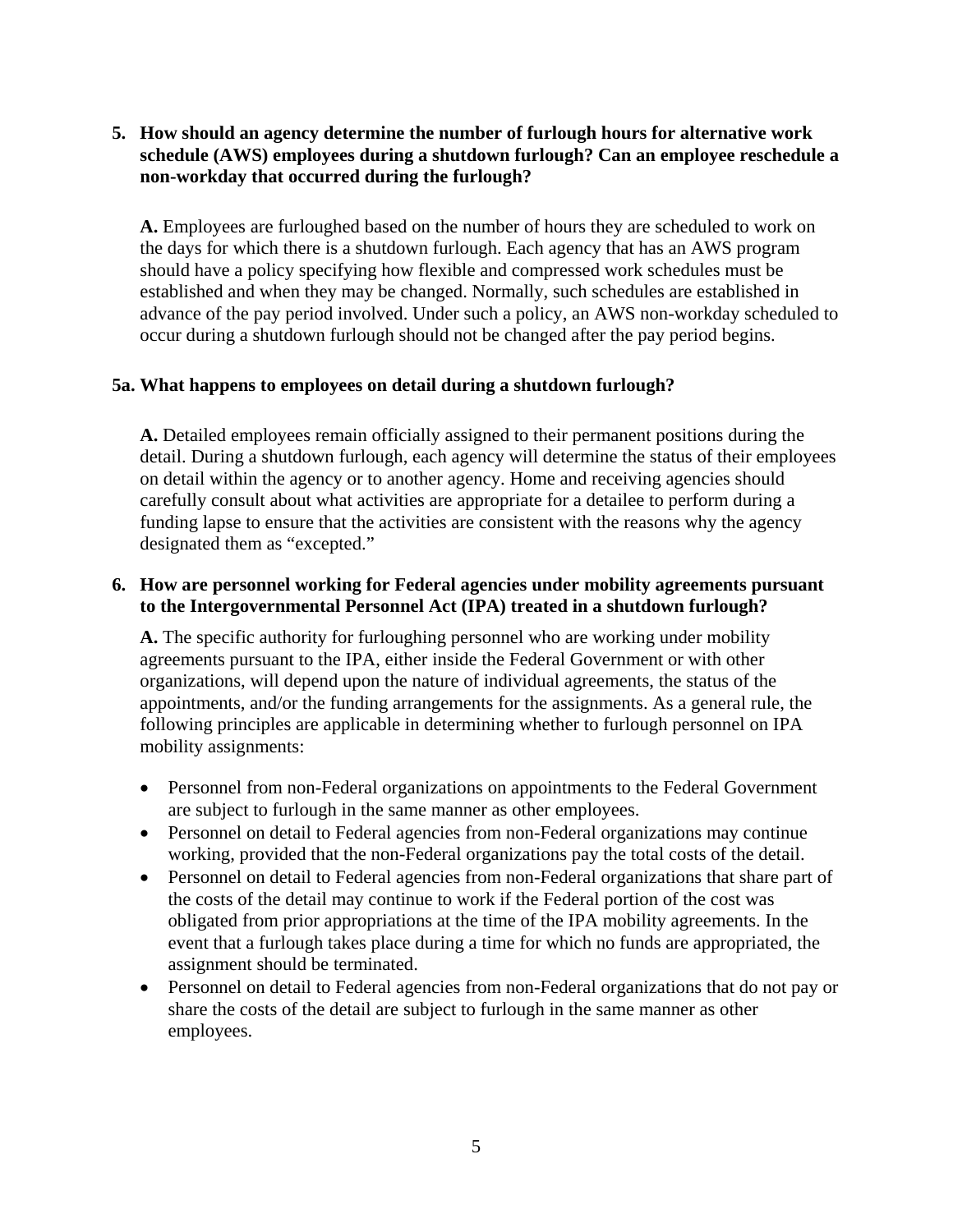**5. How should an agency determine the number of furlough hours for alternative work schedule (AWS) employees during a shutdown furlough? Can an employee reschedule a non-workday that occurred during the furlough?**

**A.** Employees are furloughed based on the number of hours they are scheduled to work on the days for which there is a shutdown furlough. Each agency that has an AWS program should have a policy specifying how flexible and compressed work schedules must be established and when they may be changed. Normally, such schedules are established in advance of the pay period involved. Under such a policy, an AWS non-workday scheduled to occur during a shutdown furlough should not be changed after the pay period begins.

**5a. What happens to employees on detail during a shutdown furlough?**

**A.** Detailed employees remain officially assigned to their permanent positions during the detail. During a shutdown furlough, each agency will determine the status of their employees on detail within the agency or to another agency. Home and receiving agencies should carefully consult about what activities are appropriate for a detailee to perform during a funding lapse to ensure that the activities are consistent with the reasons why the agency designated them as "excepted."

**6. How are personnel working for Federal agencies under mobility agreements pursuant to the Intergovernmental Personnel Act (IPA) treated in a shutdown furlough?**

**A.** The specific authority for furloughing personnel who are working under mobility agreements pursuant to the IPA, either inside the Federal Government or with other organizations, will depend upon the nature of individual agreements, the status of the appointments, and/or the funding arrangements for the assignments. As a general rule, the following principles are applicable in determining whether to furlough personnel on IPA mobility assignments:

- Personnel from non-Federal organizations on appointments to the Federal Government are subject to furlough in the same manner as other employees.
- Personnel on detail to Federal agencies from non-Federal organizations may continue working, provided that the non-Federal organizations pay the total costs of the detail.
- Personnel on detail to Federal agencies from non-Federal organizations that share part of the costs of the detail may continue to work if the Federal portion of the cost was obligated from prior appropriations at the time of the IPA mobility agreements. In the event that a furlough takes place during a time for which no funds are appropriated, the assignment should be terminated.
- Personnel on detail to Federal agencies from non-Federal organizations that do not pay or share the costs of the detail are subject to furlough in the same manner as other employees.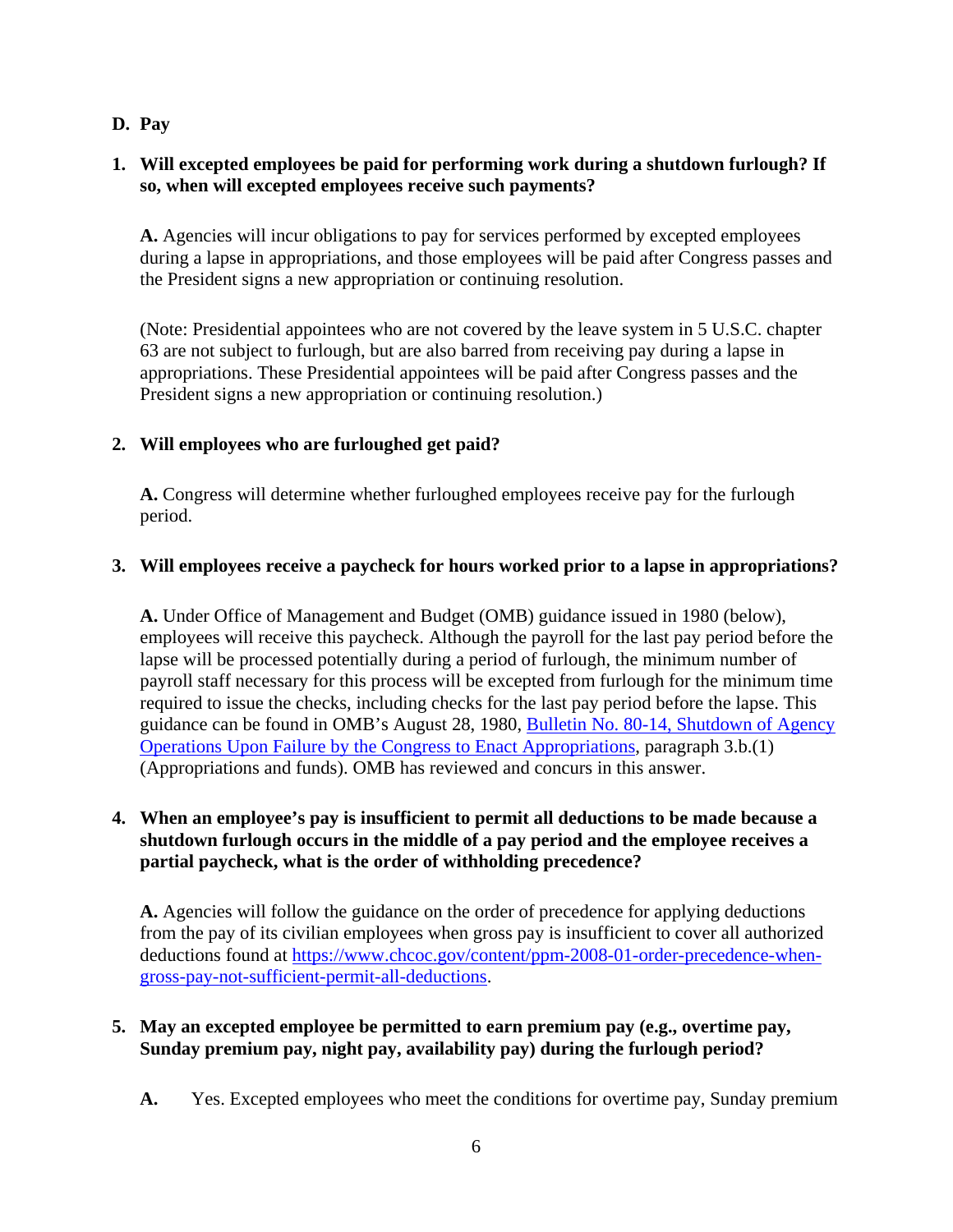## D. Pay

### 1. Will excepted employees be paid for performing work during a shutdown furlough? If so, when will excepted employees receive such payments?

**A.** Agencies will incur obligations to pay for services performed by excepted employees during a lapse in appropriations, and those employees will be paid after Congress passes and the President signs a new appropriation or continuing resolution.

(Note: Presidential appointees who are not covered by the leave system in 5 U.S.C. chapter 63 are not subject to furlough, but are also barred from receiving pay during a lapse in appropriations. These Presidential appointees will be paid after Congress passes and the President signs a new appropriation or continuing resolution.)

### 2. Will employees who are furloughed get paid?

**A.** Congress will determine whether furloughed employees receive pay for the furlough period.

### 3. Will employees receive a paycheck for hours worked prior to a lapse in appropriations?

**A.** Under Office of Management and Budget (OMB) guidance issued in 1980 (below), employees will receive this paycheck. Although the payroll for the last pay period before the lapse will be processed potentially during a period of furlough, the minimum number of payroll staff necessary for this process will be excepted from furlough for the minimum time required to issue the checks, including checks for the last pay period before the lapse. This guidance can be found in OMB's August 28, 1980, [Bulletin No. 80-14, Shutdown of Agency Operations Upon Failure by the Congress to Enact Appropriations](), paragraph 3.b.(1) (Appropriations and funds). OMB has reviewed and concurs in this answer.

### 4. When an employee's pay is insufficient to permit all deductions to be made because a shutdown furlough occurs in the middle of a pay period and the employee receives a partial paycheck, what is the order of withholding precedence?

**A.** Agencies will follow the guidance on the order of precedence for applying deductions from the pay of its civilian employees when gross pay is insufficient to cover all authorized deductions found at https://www.chcoc.gov/content/ppm-2008-01-order-precedence-when-gross-pay-not-sufficient-permit-all-deductions.

### 5. May an excepted employee be permitted to earn premium pay (e.g., overtime pay, Sunday premium pay, night pay, availability pay) during the furlough period?

**A.** Yes. Excepted employees who meet the conditions for overtime pay, Sunday premium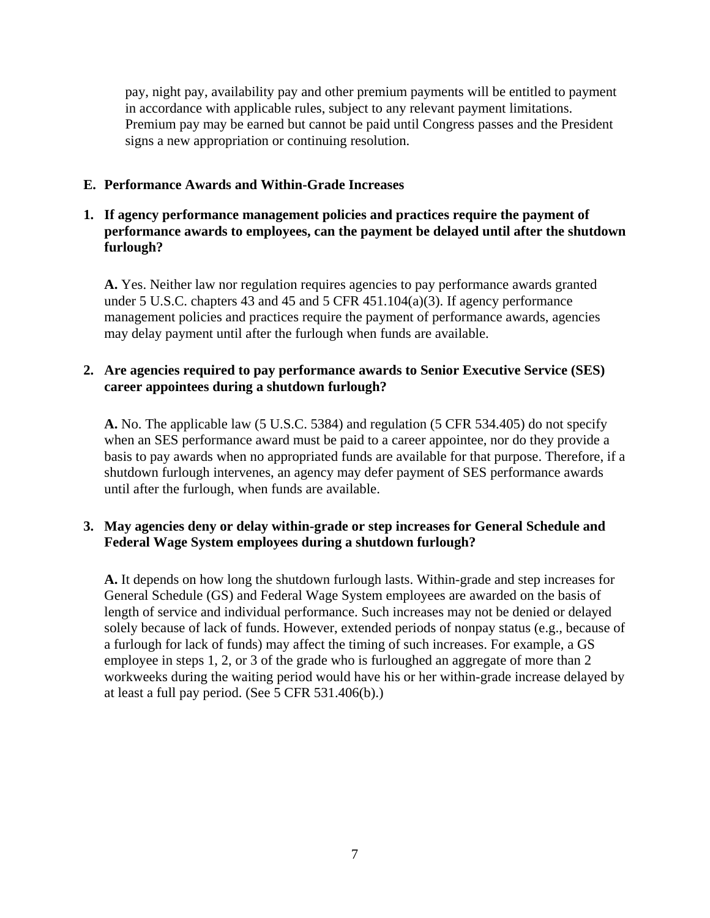pay, night pay, availability pay and other premium payments will be entitled to payment in accordance with applicable rules, subject to any relevant payment limitations. Premium pay may be earned but cannot be paid until Congress passes and the President signs a new appropriation or continuing resolution.

### E. Performance Awards and Within-Grade Increases

**1. If agency performance management policies and practices require the payment of performance awards to employees, can the payment be delayed until after the shutdown furlough?**

**A.** Yes. Neither law nor regulation requires agencies to pay performance awards granted under 5 U.S.C. chapters 43 and 45 and 5 CFR 451.104(a)(3). If agency performance management policies and practices require the payment of performance awards, agencies may delay payment until after the furlough when funds are available.

**2. Are agencies required to pay performance awards to Senior Executive Service (SES) career appointees during a shutdown furlough?**

**A.** No. The applicable law (5 U.S.C. 5384) and regulation (5 CFR 534.405) do not specify when an SES performance award must be paid to a career appointee, nor do they provide a basis to pay awards when no appropriated funds are available for that purpose. Therefore, if a shutdown furlough intervenes, an agency may defer payment of SES performance awards until after the furlough, when funds are available.

**3. May agencies deny or delay within-grade or step increases for General Schedule and Federal Wage System employees during a shutdown furlough?**

**A.** It depends on how long the shutdown furlough lasts. Within-grade and step increases for General Schedule (GS) and Federal Wage System employees are awarded on the basis of length of service and individual performance. Such increases may not be denied or delayed solely because of lack of funds. However, extended periods of nonpay status (e.g., because of a furlough for lack of funds) may affect the timing of such increases. For example, a GS employee in steps 1, 2, or 3 of the grade who is furloughed an aggregate of more than 2 workweeks during the waiting period would have his or her within-grade increase delayed by at least a full pay period. (See 5 CFR 531.406(b).)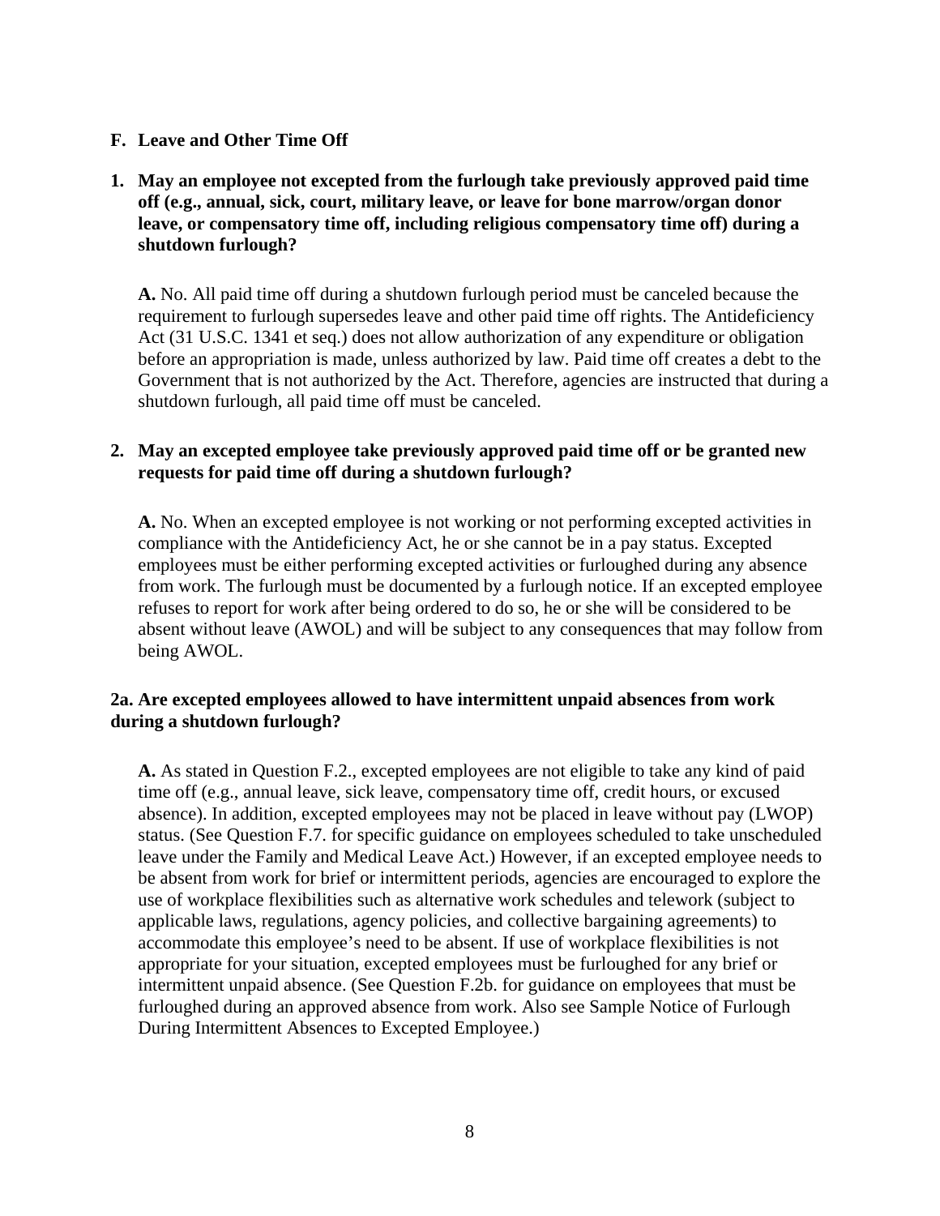## F. Leave and Other Time Off

**1. May an employee not excepted from the furlough take previously approved paid time off (e.g., annual, sick, court, military leave, or leave for bone marrow/organ donor leave, or compensatory time off, including religious compensatory time off) during a shutdown furlough?**

**A.** No. All paid time off during a shutdown furlough period must be canceled because the requirement to furlough supersedes leave and other paid time off rights. The Antideficiency Act (31 U.S.C. 1341 et seq.) does not allow authorization of any expenditure or obligation before an appropriation is made, unless authorized by law. Paid time off creates a debt to the Government that is not authorized by the Act. Therefore, agencies are instructed that during a shutdown furlough, all paid time off must be canceled.

**2. May an excepted employee take previously approved paid time off or be granted new requests for paid time off during a shutdown furlough?**

**A.** No. When an excepted employee is not working or not performing excepted activities in compliance with the Antideficiency Act, he or she cannot be in a pay status. Excepted employees must be either performing excepted activities or furloughed during any absence from work. The furlough must be documented by a furlough notice. If an excepted employee refuses to report for work after being ordered to do so, he or she will be considered to be absent without leave (AWOL) and will be subject to any consequences that may follow from being AWOL.

**2a. Are excepted employees allowed to have intermittent unpaid absences from work during a shutdown furlough?**

**A.** As stated in Question F.2., excepted employees are not eligible to take any kind of paid time off (e.g., annual leave, sick leave, compensatory time off, credit hours, or excused absence). In addition, excepted employees may not be placed in leave without pay (LWOP) status. (See Question F.7. for specific guidance on employees scheduled to take unscheduled leave under the Family and Medical Leave Act.) However, if an excepted employee needs to be absent from work for brief or intermittent periods, agencies are encouraged to explore the use of workplace flexibilities such as alternative work schedules and telework (subject to applicable laws, regulations, agency policies, and collective bargaining agreements) to accommodate this employee's need to be absent. If use of workplace flexibilities is not appropriate for your situation, excepted employees must be furloughed for any brief or intermittent unpaid absence. (See Question F.2b. for guidance on employees that must be furloughed during an approved absence from work. Also see Sample Notice of Furlough During Intermittent Absences to Excepted Employee.)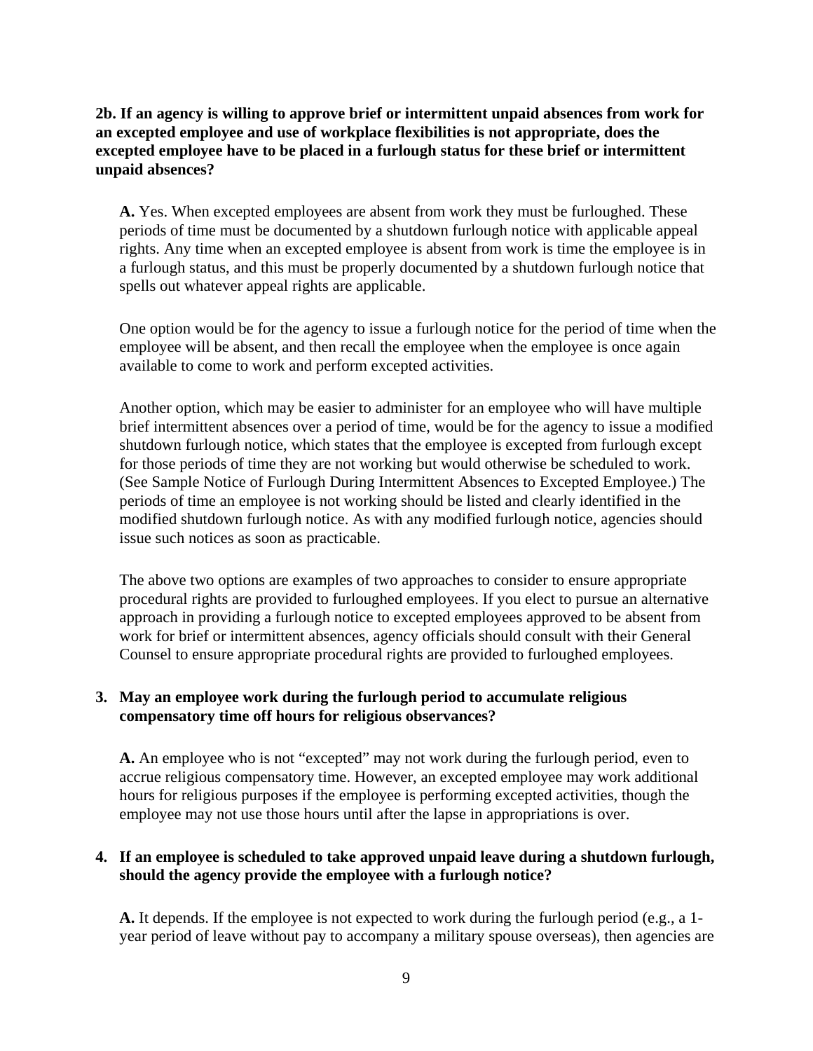**2b. If an agency is willing to approve brief or intermittent unpaid absences from work for an excepted employee and use of workplace flexibilities is not appropriate, does the excepted employee have to be placed in a furlough status for these brief or intermittent unpaid absences?**

**A.** Yes. When excepted employees are absent from work they must be furloughed. These periods of time must be documented by a shutdown furlough notice with applicable appeal rights. Any time when an excepted employee is absent from work is time the employee is in a furlough status, and this must be properly documented by a shutdown furlough notice that spells out whatever appeal rights are applicable.

One option would be for the agency to issue a furlough notice for the period of time when the employee will be absent, and then recall the employee when the employee is once again available to come to work and perform excepted activities.

Another option, which may be easier to administer for an employee who will have multiple brief intermittent absences over a period of time, would be for the agency to issue a modified shutdown furlough notice, which states that the employee is excepted from furlough except for those periods of time they are not working but would otherwise be scheduled to work. (See Sample Notice of Furlough During Intermittent Absences to Excepted Employee.) The periods of time an employee is not working should be listed and clearly identified in the modified shutdown furlough notice. As with any modified furlough notice, agencies should issue such notices as soon as practicable.

The above two options are examples of two approaches to consider to ensure appropriate procedural rights are provided to furloughed employees. If you elect to pursue an alternative approach in providing a furlough notice to excepted employees approved to be absent from work for brief or intermittent absences, agency officials should consult with their General Counsel to ensure appropriate procedural rights are provided to furloughed employees.

**3. May an employee work during the furlough period to accumulate religious compensatory time off hours for religious observances?**

**A.** An employee who is not "excepted" may not work during the furlough period, even to accrue religious compensatory time. However, an excepted employee may work additional hours for religious purposes if the employee is performing excepted activities, though the employee may not use those hours until after the lapse in appropriations is over.

**4. If an employee is scheduled to take approved unpaid leave during a shutdown furlough, should the agency provide the employee with a furlough notice?**

**A.** It depends. If the employee is not expected to work during the furlough period (e.g., a 1-year period of leave without pay to accompany a military spouse overseas), then agencies are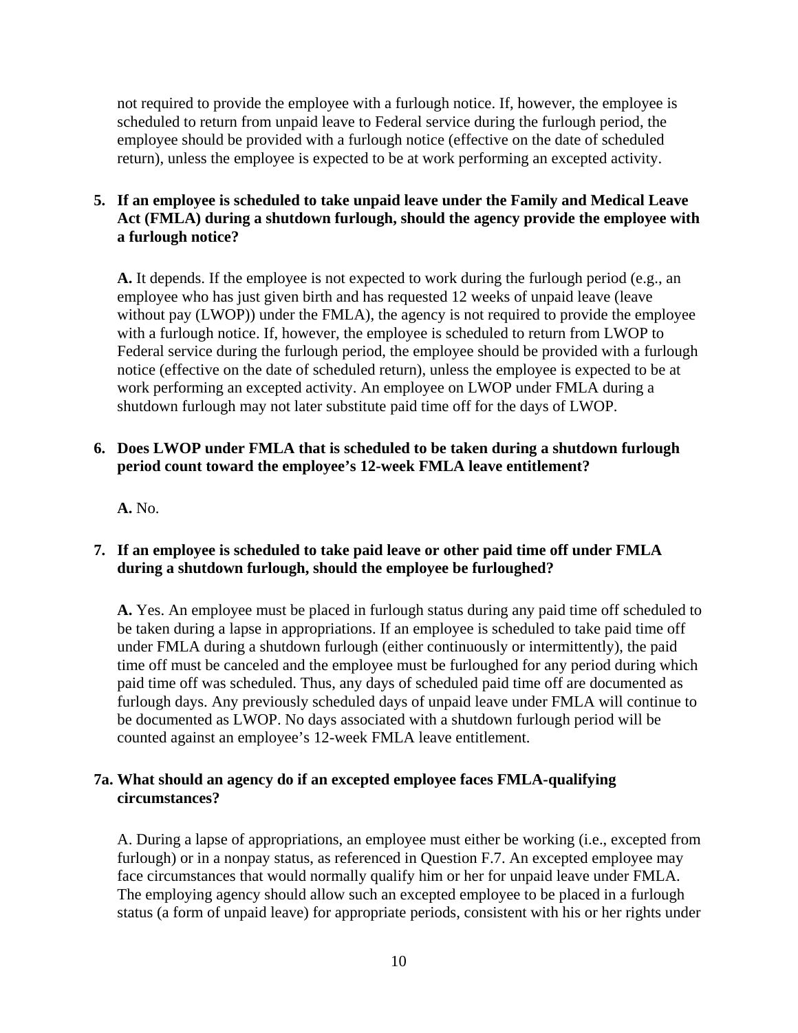not required to provide the employee with a furlough notice. If, however, the employee is scheduled to return from unpaid leave to Federal service during the furlough period, the employee should be provided with a furlough notice (effective on the date of scheduled return), unless the employee is expected to be at work performing an excepted activity.

**5. If an employee is scheduled to take unpaid leave under the Family and Medical Leave Act (FMLA) during a shutdown furlough, should the agency provide the employee with a furlough notice?**

**A.** It depends. If the employee is not expected to work during the furlough period (e.g., an employee who has just given birth and has requested 12 weeks of unpaid leave (leave without pay (LWOP)) under the FMLA), the agency is not required to provide the employee with a furlough notice. If, however, the employee is scheduled to return from LWOP to Federal service during the furlough period, the employee should be provided with a furlough notice (effective on the date of scheduled return), unless the employee is expected to be at work performing an excepted activity. An employee on LWOP under FMLA during a shutdown furlough may not later substitute paid time off for the days of LWOP.

**6. Does LWOP under FMLA that is scheduled to be taken during a shutdown furlough period count toward the employee's 12-week FMLA leave entitlement?**

**A.** No.

**7. If an employee is scheduled to take paid leave or other paid time off under FMLA during a shutdown furlough, should the employee be furloughed?**

**A.** Yes. An employee must be placed in furlough status during any paid time off scheduled to be taken during a lapse in appropriations. If an employee is scheduled to take paid time off under FMLA during a shutdown furlough (either continuously or intermittently), the paid time off must be canceled and the employee must be furloughed for any period during which paid time off was scheduled. Thus, any days of scheduled paid time off are documented as furlough days. Any previously scheduled days of unpaid leave under FMLA will continue to be documented as LWOP. No days associated with a shutdown furlough period will be counted against an employee's 12-week FMLA leave entitlement.

**7a. What should an agency do if an excepted employee faces FMLA-qualifying circumstances?**

A. During a lapse of appropriations, an employee must either be working (i.e., excepted from furlough) or in a nonpay status, as referenced in Question F.7. An excepted employee may face circumstances that would normally qualify him or her for unpaid leave under FMLA. The employing agency should allow such an excepted employee to be placed in a furlough status (a form of unpaid leave) for appropriate periods, consistent with his or her rights under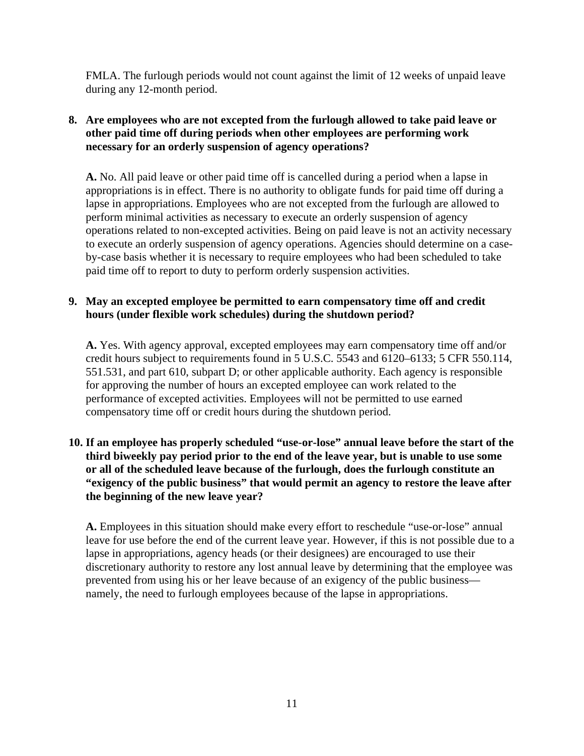FMLA. The furlough periods would not count against the limit of 12 weeks of unpaid leave during any 12-month period.

**8. Are employees who are not excepted from the furlough allowed to take paid leave or other paid time off during periods when other employees are performing work necessary for an orderly suspension of agency operations?**

**A.** No. All paid leave or other paid time off is cancelled during a period when a lapse in appropriations is in effect. There is no authority to obligate funds for paid time off during a lapse in appropriations. Employees who are not excepted from the furlough are allowed to perform minimal activities as necessary to execute an orderly suspension of agency operations related to non-excepted activities. Being on paid leave is not an activity necessary to execute an orderly suspension of agency operations. Agencies should determine on a case-by-case basis whether it is necessary to require employees who had been scheduled to take paid time off to report to duty to perform orderly suspension activities.

**9. May an excepted employee be permitted to earn compensatory time off and credit hours (under flexible work schedules) during the shutdown period?**

**A.** Yes. With agency approval, excepted employees may earn compensatory time off and/or credit hours subject to requirements found in 5 U.S.C. 5543 and 6120–6133; 5 CFR 550.114, 551.531, and part 610, subpart D; or other applicable authority. Each agency is responsible for approving the number of hours an excepted employee can work related to the performance of excepted activities. Employees will not be permitted to use earned compensatory time off or credit hours during the shutdown period.

**10. If an employee has properly scheduled "use-or-lose" annual leave before the start of the third biweekly pay period prior to the end of the leave year, but is unable to use some or all of the scheduled leave because of the furlough, does the furlough constitute an "exigency of the public business" that would permit an agency to restore the leave after the beginning of the new leave year?**

**A.** Employees in this situation should make every effort to reschedule "use-or-lose" annual leave for use before the end of the current leave year. However, if this is not possible due to a lapse in appropriations, agency heads (or their designees) are encouraged to use their discretionary authority to restore any lost annual leave by determining that the employee was prevented from using his or her leave because of an exigency of the public business—namely, the need to furlough employees because of the lapse in appropriations.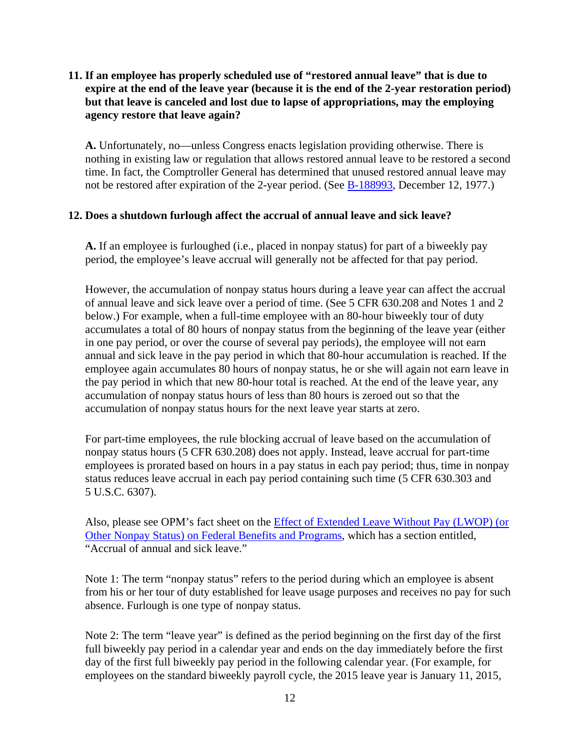**11. If an employee has properly scheduled use of "restored annual leave" that is due to expire at the end of the leave year (because it is the end of the 2-year restoration period) but that leave is canceled and lost due to lapse of appropriations, may the employing agency restore that leave again?**

**A.** Unfortunately, no—unless Congress enacts legislation providing otherwise. There is nothing in existing law or regulation that allows restored annual leave to be restored a second time. In fact, the Comptroller General has determined that unused restored annual leave may not be restored after expiration of the 2-year period. (See B-188993, December 12, 1977.)

**12. Does a shutdown furlough affect the accrual of annual leave and sick leave?**

**A.** If an employee is furloughed (i.e., placed in nonpay status) for part of a biweekly pay period, the employee's leave accrual will generally not be affected for that pay period.

However, the accumulation of nonpay status hours during a leave year can affect the accrual of annual leave and sick leave over a period of time. (See 5 CFR 630.208 and Notes 1 and 2 below.) For example, when a full-time employee with an 80-hour biweekly tour of duty accumulates a total of 80 hours of nonpay status from the beginning of the leave year (either in one pay period, or over the course of several pay periods), the employee will not earn annual and sick leave in the pay period in which that 80-hour accumulation is reached. If the employee again accumulates 80 hours of nonpay status, he or she will again not earn leave in the pay period in which that new 80-hour total is reached. At the end of the leave year, any accumulation of nonpay status hours of less than 80 hours is zeroed out so that the accumulation of nonpay status hours for the next leave year starts at zero.

For part-time employees, the rule blocking accrual of leave based on the accumulation of nonpay status hours (5 CFR 630.208) does not apply. Instead, leave accrual for part-time employees is prorated based on hours in a pay status in each pay period; thus, time in nonpay status reduces leave accrual in each pay period containing such time (5 CFR 630.303 and 5 U.S.C. 6307).

Also, please see OPM's fact sheet on the Effect of Extended Leave Without Pay (LWOP) (or Other Nonpay Status) on Federal Benefits and Programs, which has a section entitled, "Accrual of annual and sick leave."

Note 1: The term "nonpay status" refers to the period during which an employee is absent from his or her tour of duty established for leave usage purposes and receives no pay for such absence. Furlough is one type of nonpay status.

Note 2: The term "leave year" is defined as the period beginning on the first day of the first full biweekly pay period in a calendar year and ends on the day immediately before the first day of the first full biweekly pay period in the following calendar year. (For example, for employees on the standard biweekly payroll cycle, the 2015 leave year is January 11, 2015,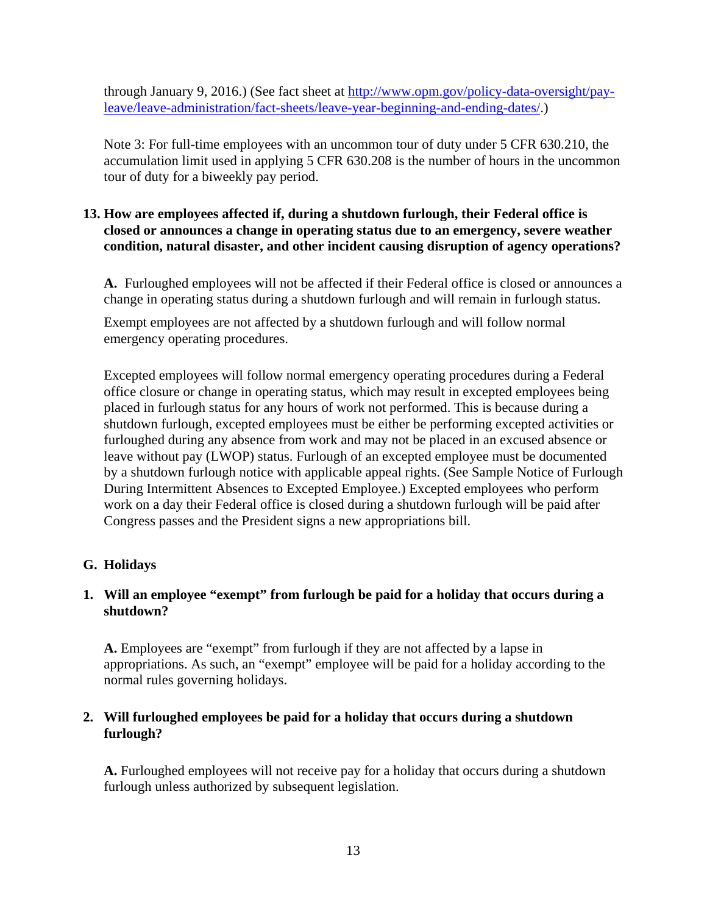through January 9, 2016.) (See fact sheet at [http://www.opm.gov/policy-data-oversight/pay-leave/leave-administration/fact-sheets/leave-year-beginning-and-ending-dates/](http://www.opm.gov/policy-data-oversight/pay-leave/leave-administration/fact-sheets/leave-year-beginning-and-ending-dates/).)

Note 3: For full-time employees with an uncommon tour of duty under 5 CFR 630.210, the accumulation limit used in applying 5 CFR 630.208 is the number of hours in the uncommon tour of duty for a biweekly pay period.

**13. How are employees affected if, during a shutdown furlough, their Federal office is closed or announces a change in operating status due to an emergency, severe weather condition, natural disaster, and other incident causing disruption of agency operations?**

**A.** Furloughed employees will not be affected if their Federal office is closed or announces a change in operating status during a shutdown furlough and will remain in furlough status.

Exempt employees are not affected by a shutdown furlough and will follow normal emergency operating procedures.

Excepted employees will follow normal emergency operating procedures during a Federal office closure or change in operating status, which may result in excepted employees being placed in furlough status for any hours of work not performed. This is because during a shutdown furlough, excepted employees must be either be performing excepted activities or furloughed during any absence from work and may not be placed in an excused absence or leave without pay (LWOP) status. Furlough of an excepted employee must be documented by a shutdown furlough notice with applicable appeal rights. (See Sample Notice of Furlough During Intermittent Absences to Excepted Employee.) Excepted employees who perform work on a day their Federal office is closed during a shutdown furlough will be paid after Congress passes and the President signs a new appropriations bill.

## G. Holidays

**1. Will an employee "exempt" from furlough be paid for a holiday that occurs during a shutdown?**

**A.** Employees are "exempt" from furlough if they are not affected by a lapse in appropriations. As such, an "exempt" employee will be paid for a holiday according to the normal rules governing holidays.

**2. Will furloughed employees be paid for a holiday that occurs during a shutdown furlough?**

**A.** Furloughed employees will not receive pay for a holiday that occurs during a shutdown furlough unless authorized by subsequent legislation.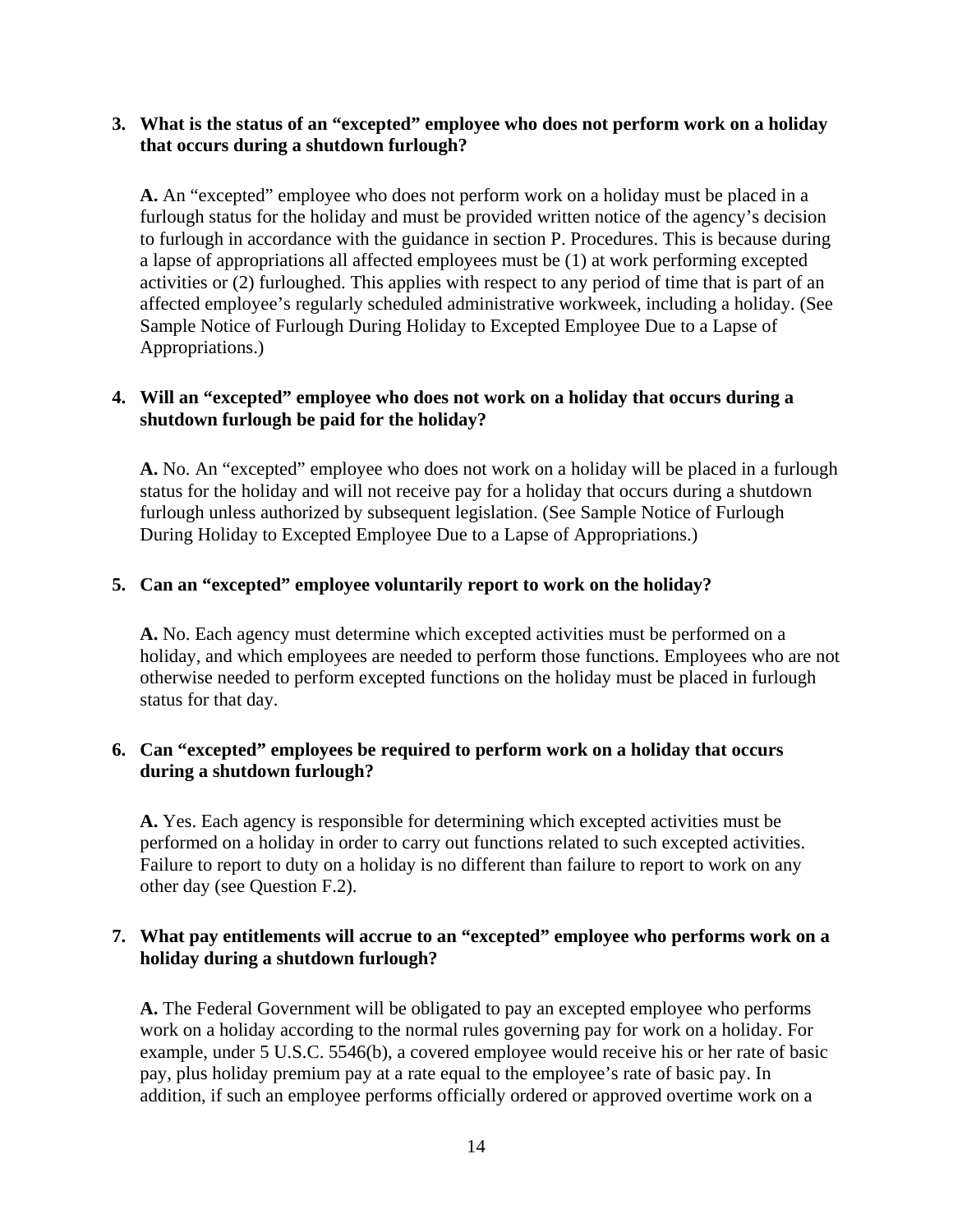**3. What is the status of an "excepted" employee who does not perform work on a holiday that occurs during a shutdown furlough?**

**A.** An "excepted" employee who does not perform work on a holiday must be placed in a furlough status for the holiday and must be provided written notice of the agency's decision to furlough in accordance with the guidance in section P. Procedures. This is because during a lapse of appropriations all affected employees must be (1) at work performing excepted activities or (2) furloughed. This applies with respect to any period of time that is part of an affected employee's regularly scheduled administrative workweek, including a holiday. (See Sample Notice of Furlough During Holiday to Excepted Employee Due to a Lapse of Appropriations.)

**4. Will an "excepted" employee who does not work on a holiday that occurs during a shutdown furlough be paid for the holiday?**

**A.** No. An "excepted" employee who does not work on a holiday will be placed in a furlough status for the holiday and will not receive pay for a holiday that occurs during a shutdown furlough unless authorized by subsequent legislation. (See Sample Notice of Furlough During Holiday to Excepted Employee Due to a Lapse of Appropriations.)

**5. Can an "excepted" employee voluntarily report to work on the holiday?**

**A.** No. Each agency must determine which excepted activities must be performed on a holiday, and which employees are needed to perform those functions. Employees who are not otherwise needed to perform excepted functions on the holiday must be placed in furlough status for that day.

**6. Can "excepted" employees be required to perform work on a holiday that occurs during a shutdown furlough?**

**A.** Yes. Each agency is responsible for determining which excepted activities must be performed on a holiday in order to carry out functions related to such excepted activities. Failure to report to duty on a holiday is no different than failure to report to work on any other day (see Question F.2).

**7. What pay entitlements will accrue to an "excepted" employee who performs work on a holiday during a shutdown furlough?**

**A.** The Federal Government will be obligated to pay an excepted employee who performs work on a holiday according to the normal rules governing pay for work on a holiday. For example, under 5 U.S.C. 5546(b), a covered employee would receive his or her rate of basic pay, plus holiday premium pay at a rate equal to the employee's rate of basic pay. In addition, if such an employee performs officially ordered or approved overtime work on a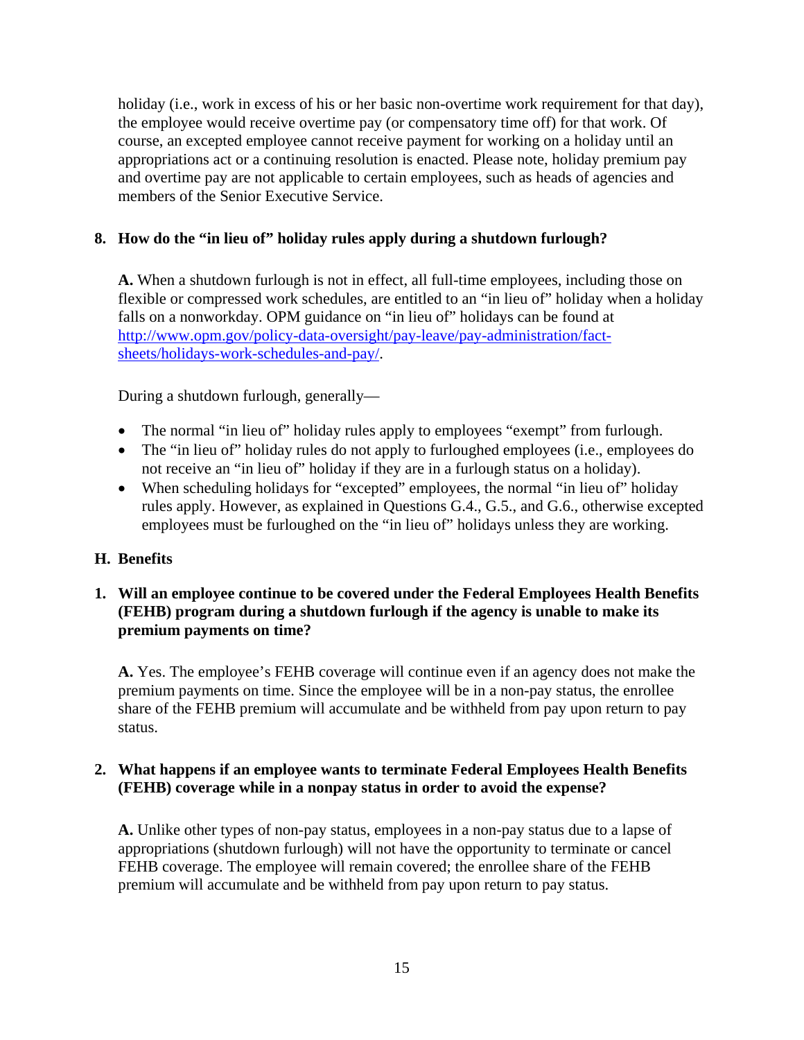holiday (i.e., work in excess of his or her basic non-overtime work requirement for that day), the employee would receive overtime pay (or compensatory time off) for that work. Of course, an excepted employee cannot receive payment for working on a holiday until an appropriations act or a continuing resolution is enacted. Please note, holiday premium pay and overtime pay are not applicable to certain employees, such as heads of agencies and members of the Senior Executive Service.

**8. How do the "in lieu of" holiday rules apply during a shutdown furlough?**

**A.** When a shutdown furlough is not in effect, all full-time employees, including those on flexible or compressed work schedules, are entitled to an "in lieu of" holiday when a holiday falls on a nonworkday. OPM guidance on "in lieu of" holidays can be found at http://www.opm.gov/policy-data-oversight/pay-leave/pay-administration/fact-sheets/holidays-work-schedules-and-pay/.

During a shutdown furlough, generally—

- The normal "in lieu of" holiday rules apply to employees "exempt" from furlough.
- The "in lieu of" holiday rules do not apply to furloughed employees (i.e., employees do not receive an "in lieu of" holiday if they are in a furlough status on a holiday).
- When scheduling holidays for "excepted" employees, the normal "in lieu of" holiday rules apply. However, as explained in Questions G.4., G.5., and G.6., otherwise excepted employees must be furloughed on the "in lieu of" holidays unless they are working.

## H. Benefits

**1. Will an employee continue to be covered under the Federal Employees Health Benefits (FEHB) program during a shutdown furlough if the agency is unable to make its premium payments on time?**

**A.** Yes. The employee's FEHB coverage will continue even if an agency does not make the premium payments on time. Since the employee will be in a non-pay status, the enrollee share of the FEHB premium will accumulate and be withheld from pay upon return to pay status.

**2. What happens if an employee wants to terminate Federal Employees Health Benefits (FEHB) coverage while in a nonpay status in order to avoid the expense?**

**A.** Unlike other types of non-pay status, employees in a non-pay status due to a lapse of appropriations (shutdown furlough) will not have the opportunity to terminate or cancel FEHB coverage. The employee will remain covered; the enrollee share of the FEHB premium will accumulate and be withheld from pay upon return to pay status.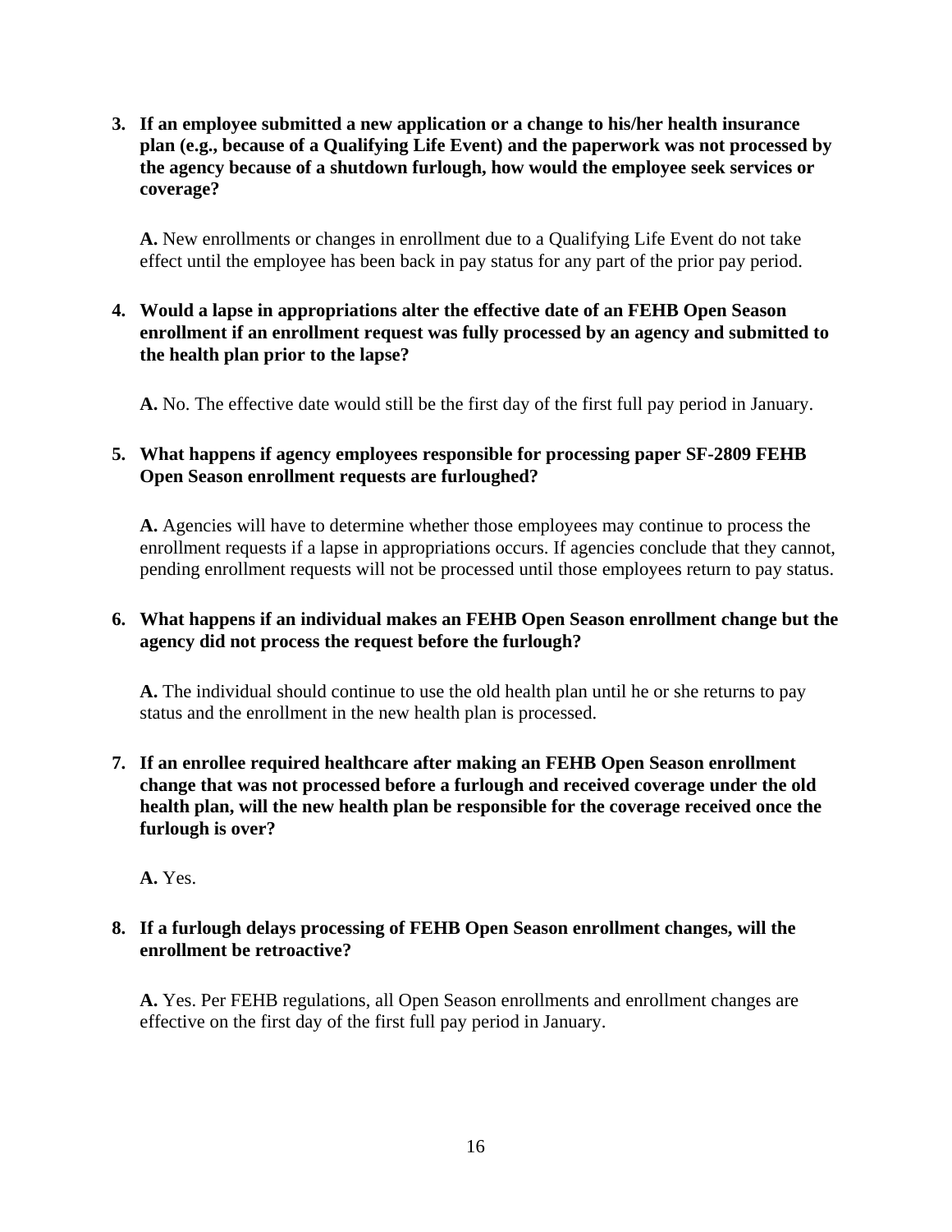3. **If an employee submitted a new application or a change to his/her health insurance plan (e.g., because of a Qualifying Life Event) and the paperwork was not processed by the agency because of a shutdown furlough, how would the employee seek services or coverage?**

   **A.** New enrollments or changes in enrollment due to a Qualifying Life Event do not take effect until the employee has been back in pay status for any part of the prior pay period.

4. **Would a lapse in appropriations alter the effective date of an FEHB Open Season enrollment if an enrollment request was fully processed by an agency and submitted to the health plan prior to the lapse?**

   **A.** No. The effective date would still be the first day of the first full pay period in January.

5. **What happens if agency employees responsible for processing paper SF-2809 FEHB Open Season enrollment requests are furloughed?**

   **A.** Agencies will have to determine whether those employees may continue to process the enrollment requests if a lapse in appropriations occurs. If agencies conclude that they cannot, pending enrollment requests will not be processed until those employees return to pay status.

6. **What happens if an individual makes an FEHB Open Season enrollment change but the agency did not process the request before the furlough?**

   **A.** The individual should continue to use the old health plan until he or she returns to pay status and the enrollment in the new health plan is processed.

7. **If an enrollee required healthcare after making an FEHB Open Season enrollment change that was not processed before a furlough and received coverage under the old health plan, will the new health plan be responsible for the coverage received once the furlough is over?**

   **A.** Yes.

8. **If a furlough delays processing of FEHB Open Season enrollment changes, will the enrollment be retroactive?**

   **A.** Yes. Per FEHB regulations, all Open Season enrollments and enrollment changes are effective on the first day of the first full pay period in January.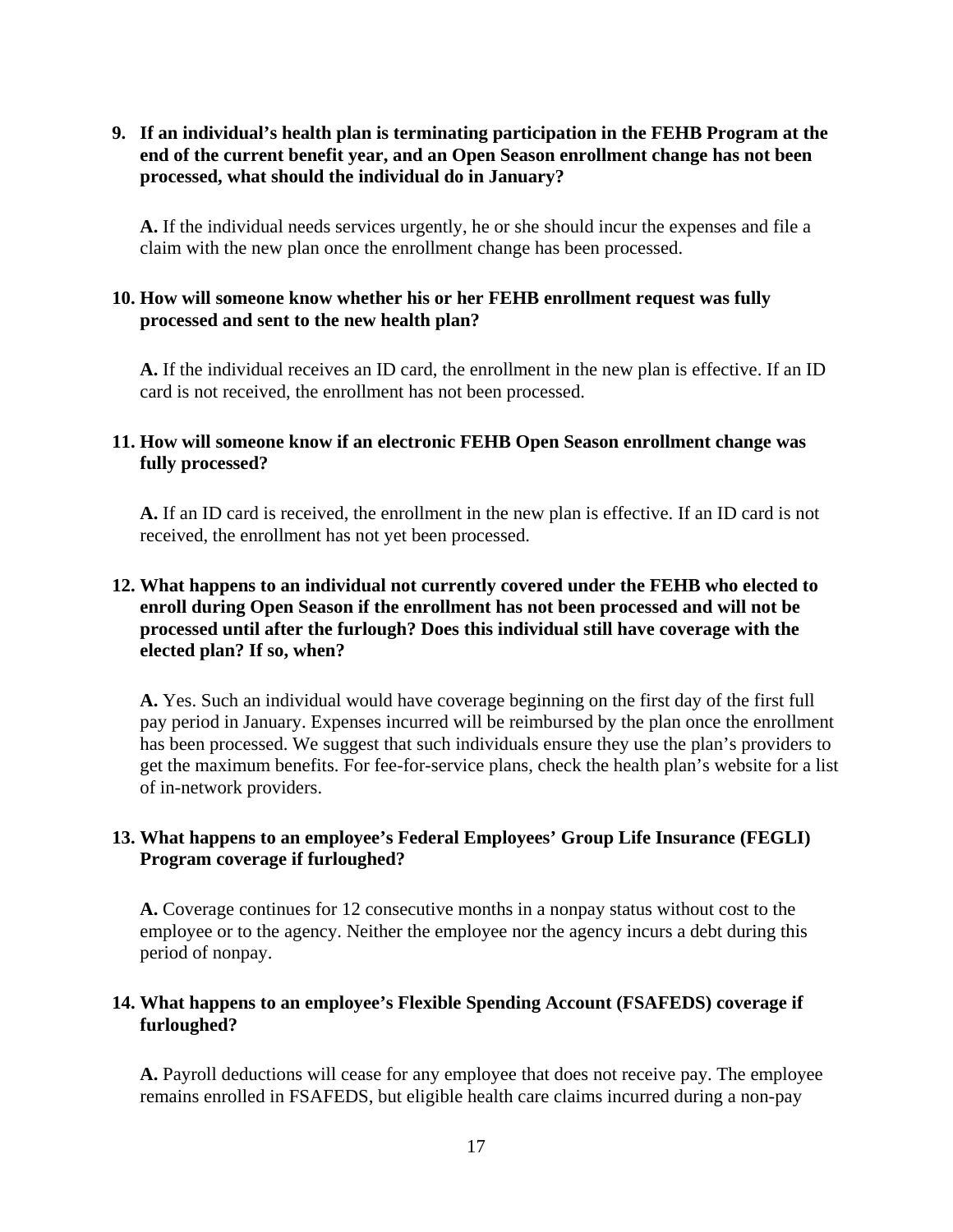**9. If an individual's health plan is terminating participation in the FEHB Program at the end of the current benefit year, and an Open Season enrollment change has not been processed, what should the individual do in January?**

**A.** If the individual needs services urgently, he or she should incur the expenses and file a claim with the new plan once the enrollment change has been processed.

**10. How will someone know whether his or her FEHB enrollment request was fully processed and sent to the new health plan?**

**A.** If the individual receives an ID card, the enrollment in the new plan is effective. If an ID card is not received, the enrollment has not been processed.

**11. How will someone know if an electronic FEHB Open Season enrollment change was fully processed?**

**A.** If an ID card is received, the enrollment in the new plan is effective. If an ID card is not received, the enrollment has not yet been processed.

**12. What happens to an individual not currently covered under the FEHB who elected to enroll during Open Season if the enrollment has not been processed and will not be processed until after the furlough? Does this individual still have coverage with the elected plan? If so, when?**

**A.** Yes. Such an individual would have coverage beginning on the first day of the first full pay period in January. Expenses incurred will be reimbursed by the plan once the enrollment has been processed. We suggest that such individuals ensure they use the plan's providers to get the maximum benefits. For fee-for-service plans, check the health plan's website for a list of in-network providers.

**13. What happens to an employee's Federal Employees' Group Life Insurance (FEGLI) Program coverage if furloughed?**

**A.** Coverage continues for 12 consecutive months in a nonpay status without cost to the employee or to the agency. Neither the employee nor the agency incurs a debt during this period of nonpay.

**14. What happens to an employee's Flexible Spending Account (FSAFEDS) coverage if furloughed?**

**A.** Payroll deductions will cease for any employee that does not receive pay. The employee remains enrolled in FSAFEDS, but eligible health care claims incurred during a non-pay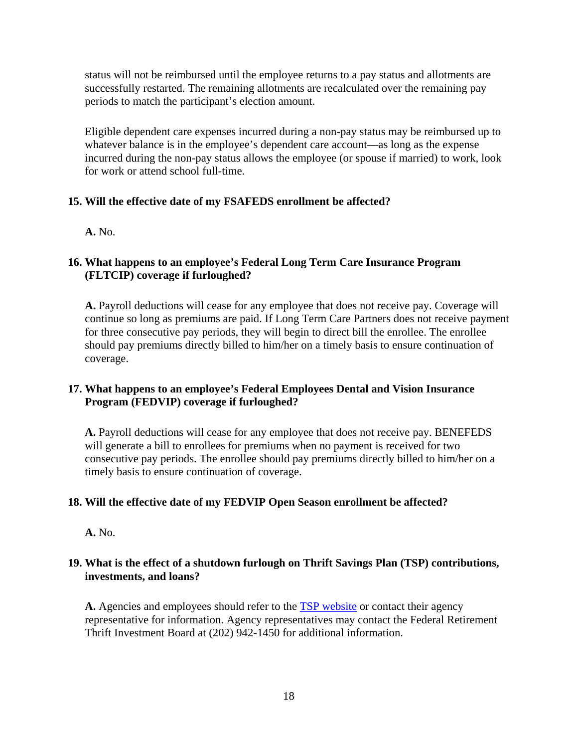status will not be reimbursed until the employee returns to a pay status and allotments are successfully restarted. The remaining allotments are recalculated over the remaining pay periods to match the participant's election amount.

Eligible dependent care expenses incurred during a non-pay status may be reimbursed up to whatever balance is in the employee's dependent care account—as long as the expense incurred during the non-pay status allows the employee (or spouse if married) to work, look for work or attend school full-time.

**15. Will the effective date of my FSAFEDS enrollment be affected?**

**A.** No.

**16. What happens to an employee's Federal Long Term Care Insurance Program (FLTCIP) coverage if furloughed?**

**A.** Payroll deductions will cease for any employee that does not receive pay. Coverage will continue so long as premiums are paid. If Long Term Care Partners does not receive payment for three consecutive pay periods, they will begin to direct bill the enrollee. The enrollee should pay premiums directly billed to him/her on a timely basis to ensure continuation of coverage.

**17. What happens to an employee's Federal Employees Dental and Vision Insurance Program (FEDVIP) coverage if furloughed?**

**A.** Payroll deductions will cease for any employee that does not receive pay. BENEFEDS will generate a bill to enrollees for premiums when no payment is received for two consecutive pay periods. The enrollee should pay premiums directly billed to him/her on a timely basis to ensure continuation of coverage.

**18. Will the effective date of my FEDVIP Open Season enrollment be affected?**

**A.** No.

**19. What is the effect of a shutdown furlough on Thrift Savings Plan (TSP) contributions, investments, and loans?**

**A.** Agencies and employees should refer to the TSP website or contact their agency representative for information. Agency representatives may contact the Federal Retirement Thrift Investment Board at (202) 942-1450 for additional information.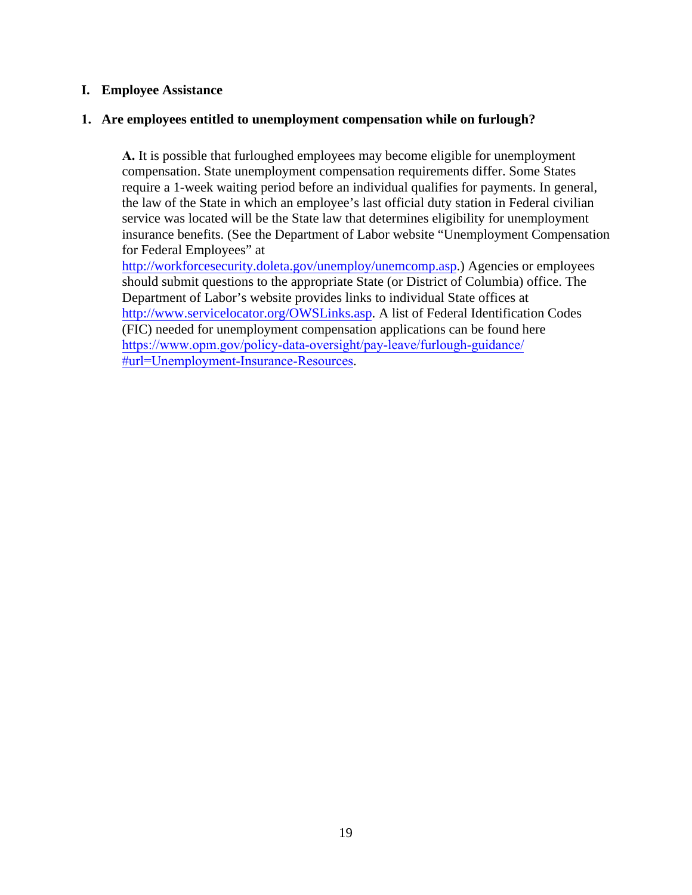## I. Employee Assistance

### 1. Are employees entitled to unemployment compensation while on furlough?

**A.** It is possible that furloughed employees may become eligible for unemployment compensation. State unemployment compensation requirements differ. Some States require a 1-week waiting period before an individual qualifies for payments. In general, the law of the State in which an employee's last official duty station in Federal civilian service was located will be the State law that determines eligibility for unemployment insurance benefits. (See the Department of Labor website "Unemployment Compensation for Federal Employees" at http://workforcesecurity.doleta.gov/unemploy/unemcomp.asp.) Agencies or employees should submit questions to the appropriate State (or District of Columbia) office. The Department of Labor's website provides links to individual State offices at http://www.servicelocator.org/OWSLinks.asp. A list of Federal Identification Codes (FIC) needed for unemployment compensation applications can be found here https://www.opm.gov/policy-data-oversight/pay-leave/furlough-guidance/#url=Unemployment-Insurance-Resources.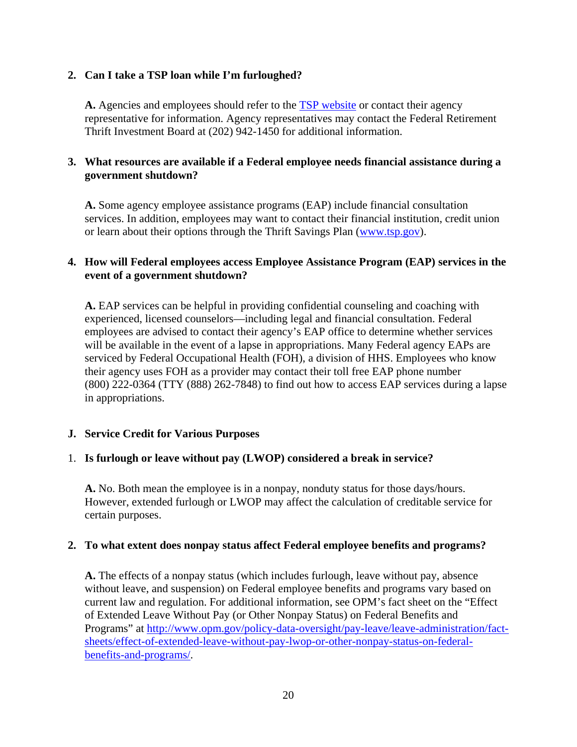**2. Can I take a TSP loan while I'm furloughed?**

**A.** Agencies and employees should refer to the [TSP website](https://www.tsp.gov) or contact their agency representative for information. Agency representatives may contact the Federal Retirement Thrift Investment Board at (202) 942-1450 for additional information.

**3. What resources are available if a Federal employee needs financial assistance during a government shutdown?**

**A.** Some agency employee assistance programs (EAP) include financial consultation services. In addition, employees may want to contact their financial institution, credit union or learn about their options through the Thrift Savings Plan ([www.tsp.gov](http://www.tsp.gov)).

**4. How will Federal employees access Employee Assistance Program (EAP) services in the event of a government shutdown?**

**A.** EAP services can be helpful in providing confidential counseling and coaching with experienced, licensed counselors—including legal and financial consultation. Federal employees are advised to contact their agency's EAP office to determine whether services will be available in the event of a lapse in appropriations. Many Federal agency EAPs are serviced by Federal Occupational Health (FOH), a division of HHS. Employees who know their agency uses FOH as a provider may contact their toll free EAP phone number (800) 222-0364 (TTY (888) 262-7848) to find out how to access EAP services during a lapse in appropriations.

## J. Service Credit for Various Purposes

1. **Is furlough or leave without pay (LWOP) considered a break in service?**

**A.** No. Both mean the employee is in a nonpay, nonduty status for those days/hours. However, extended furlough or LWOP may affect the calculation of creditable service for certain purposes.

**2. To what extent does nonpay status affect Federal employee benefits and programs?**

**A.** The effects of a nonpay status (which includes furlough, leave without pay, absence without leave, and suspension) on Federal employee benefits and programs vary based on current law and regulation. For additional information, see OPM's fact sheet on the "Effect of Extended Leave Without Pay (or Other Nonpay Status) on Federal Benefits and Programs" at [http://www.opm.gov/policy-data-oversight/pay-leave/leave-administration/fact-sheets/effect-of-extended-leave-without-pay-lwop-or-other-nonpay-status-on-federal-benefits-and-programs/](http://www.opm.gov/policy-data-oversight/pay-leave/leave-administration/fact-sheets/effect-of-extended-leave-without-pay-lwop-or-other-nonpay-status-on-federal-benefits-and-programs/).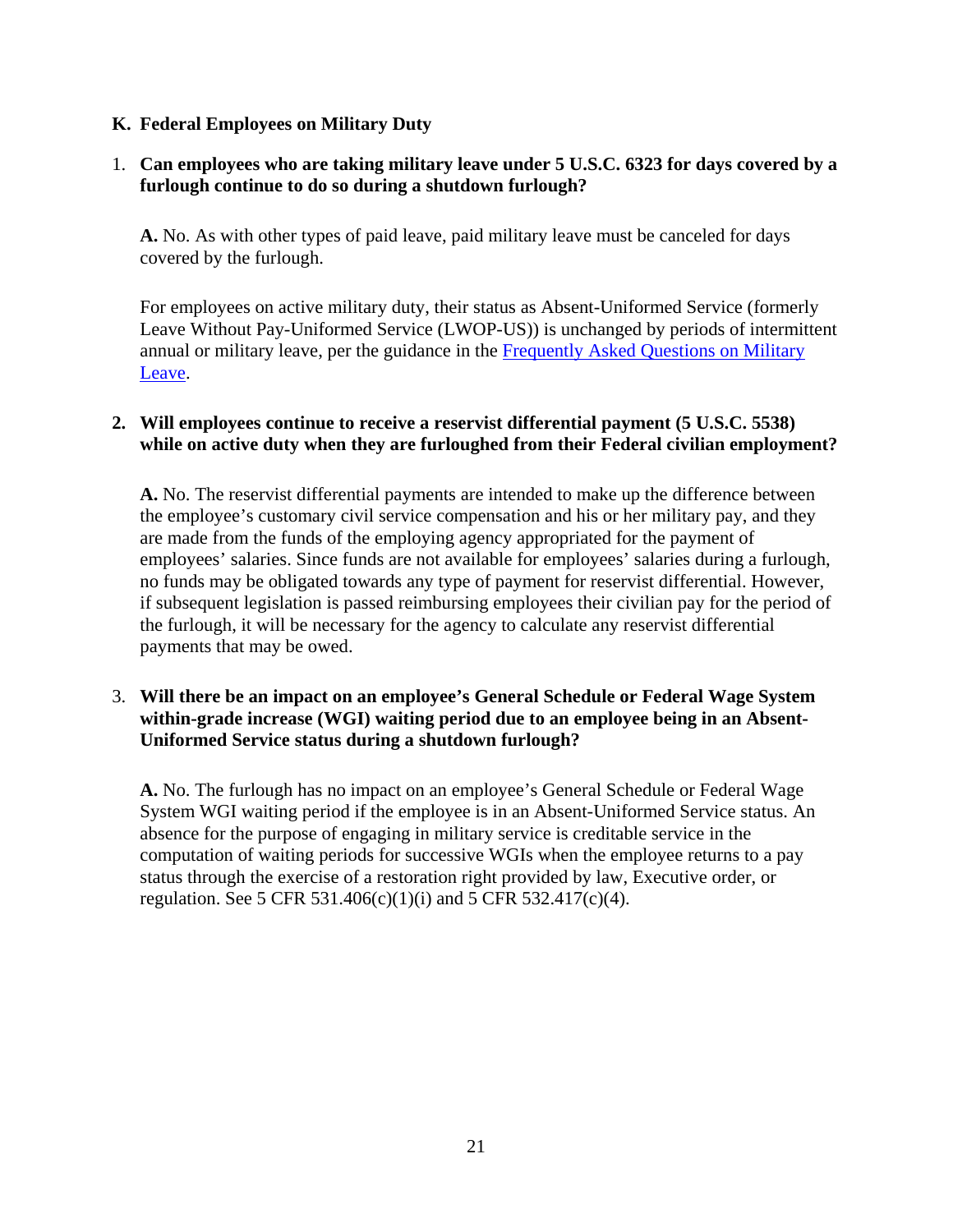## K. Federal Employees on Military Duty

1. **Can employees who are taking military leave under 5 U.S.C. 6323 for days covered by a furlough continue to do so during a shutdown furlough?**

   **A.** No. As with other types of paid leave, paid military leave must be canceled for days covered by the furlough.

   For employees on active military duty, their status as Absent-Uniformed Service (formerly Leave Without Pay-Uniformed Service (LWOP-US)) is unchanged by periods of intermittent annual or military leave, per the guidance in the [Frequently Asked Questions on Military Leave](#).

2. **Will employees continue to receive a reservist differential payment (5 U.S.C. 5538) while on active duty when they are furloughed from their Federal civilian employment?**

   **A.** No. The reservist differential payments are intended to make up the difference between the employee's customary civil service compensation and his or her military pay, and they are made from the funds of the employing agency appropriated for the payment of employees' salaries. Since funds are not available for employees' salaries during a furlough, no funds may be obligated towards any type of payment for reservist differential. However, if subsequent legislation is passed reimbursing employees their civilian pay for the period of the furlough, it will be necessary for the agency to calculate any reservist differential payments that may be owed.

3. **Will there be an impact on an employee's General Schedule or Federal Wage System within-grade increase (WGI) waiting period due to an employee being in an Absent-Uniformed Service status during a shutdown furlough?**

   **A.** No. The furlough has no impact on an employee's General Schedule or Federal Wage System WGI waiting period if the employee is in an Absent-Uniformed Service status. An absence for the purpose of engaging in military service is creditable service in the computation of waiting periods for successive WGIs when the employee returns to a pay status through the exercise of a restoration right provided by law, Executive order, or regulation. See 5 CFR 531.406(c)(1)(i) and 5 CFR 532.417(c)(4).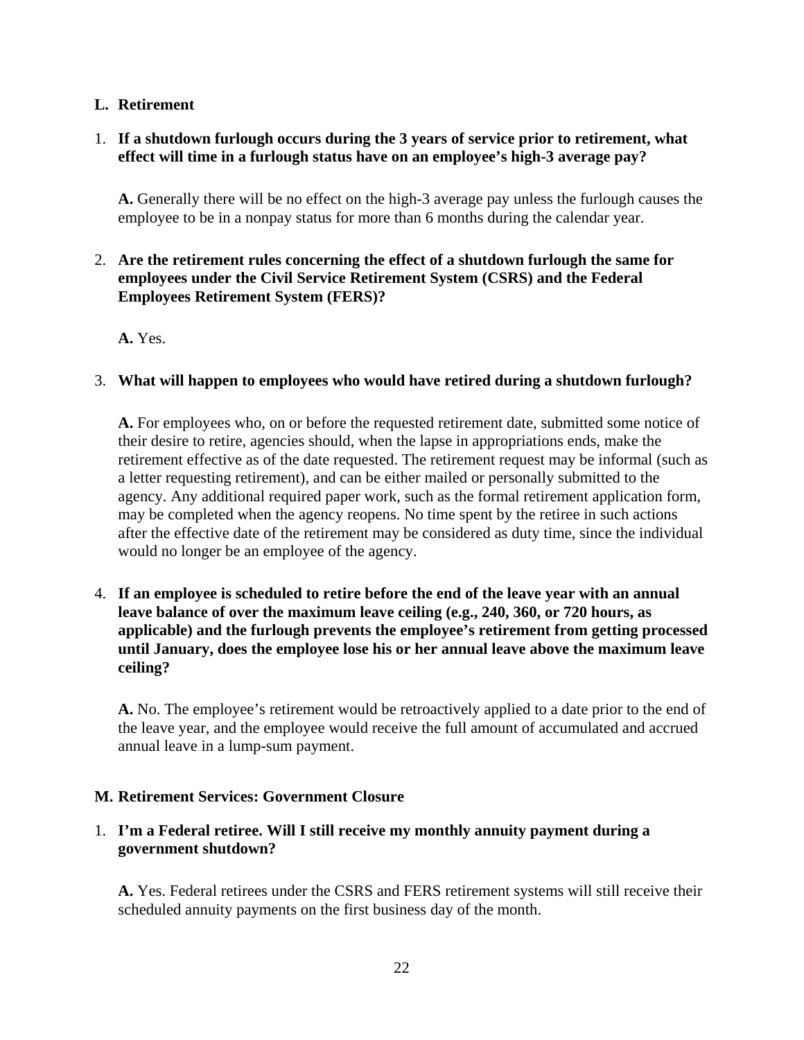## L. Retirement

1. **If a shutdown furlough occurs during the 3 years of service prior to retirement, what effect will time in a furlough status have on an employee's high-3 average pay?**

   **A.** Generally there will be no effect on the high-3 average pay unless the furlough causes the employee to be in a nonpay status for more than 6 months during the calendar year.

2. **Are the retirement rules concerning the effect of a shutdown furlough the same for employees under the Civil Service Retirement System (CSRS) and the Federal Employees Retirement System (FERS)?**

   **A.** Yes.

3. **What will happen to employees who would have retired during a shutdown furlough?**

   **A.** For employees who, on or before the requested retirement date, submitted some notice of their desire to retire, agencies should, when the lapse in appropriations ends, make the retirement effective as of the date requested. The retirement request may be informal (such as a letter requesting retirement), and can be either mailed or personally submitted to the agency. Any additional required paper work, such as the formal retirement application form, may be completed when the agency reopens. No time spent by the retiree in such actions after the effective date of the retirement may be considered as duty time, since the individual would no longer be an employee of the agency.

4. **If an employee is scheduled to retire before the end of the leave year with an annual leave balance of over the maximum leave ceiling (e.g., 240, 360, or 720 hours, as applicable) and the furlough prevents the employee's retirement from getting processed until January, does the employee lose his or her annual leave above the maximum leave ceiling?**

   **A.** No. The employee's retirement would be retroactively applied to a date prior to the end of the leave year, and the employee would receive the full amount of accumulated and accrued annual leave in a lump-sum payment.

## M. Retirement Services: Government Closure

1. **I'm a Federal retiree. Will I still receive my monthly annuity payment during a government shutdown?**

   **A.** Yes. Federal retirees under the CSRS and FERS retirement systems will still receive their scheduled annuity payments on the first business day of the month.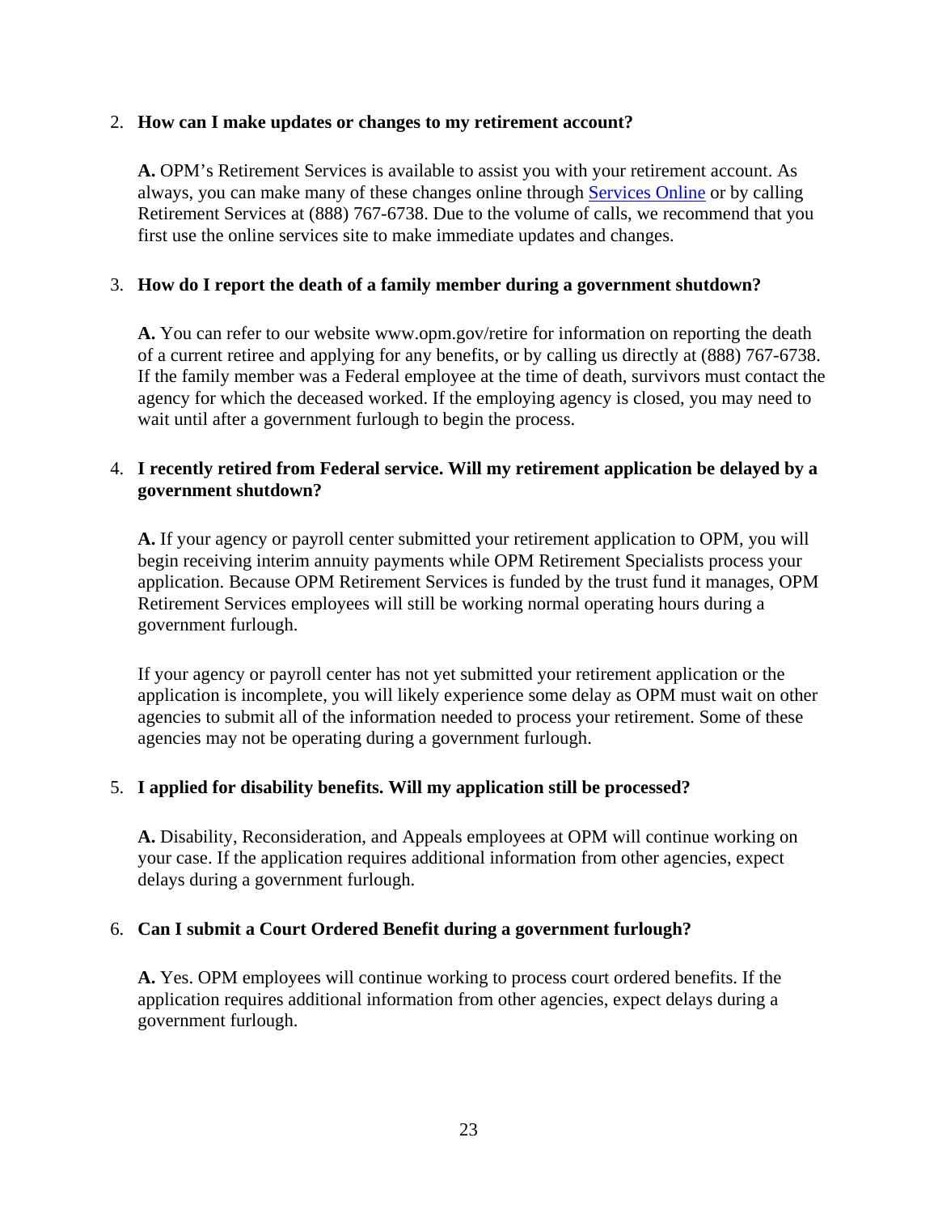2. **How can I make updates or changes to my retirement account?**

   **A.** OPM's Retirement Services is available to assist you with your retirement account. As always, you can make many of these changes online through [Services Online](Services Online) or by calling Retirement Services at (888) 767-6738. Due to the volume of calls, we recommend that you first use the online services site to make immediate updates and changes.

3. **How do I report the death of a family member during a government shutdown?**

   **A.** You can refer to our website www.opm.gov/retire for information on reporting the death of a current retiree and applying for any benefits, or by calling us directly at (888) 767-6738. If the family member was a Federal employee at the time of death, survivors must contact the agency for which the deceased worked. If the employing agency is closed, you may need to wait until after a government furlough to begin the process.

4. **I recently retired from Federal service. Will my retirement application be delayed by a government shutdown?**

   **A.** If your agency or payroll center submitted your retirement application to OPM, you will begin receiving interim annuity payments while OPM Retirement Specialists process your application. Because OPM Retirement Services is funded by the trust fund it manages, OPM Retirement Services employees will still be working normal operating hours during a government furlough.

   If your agency or payroll center has not yet submitted your retirement application or the application is incomplete, you will likely experience some delay as OPM must wait on other agencies to submit all of the information needed to process your retirement. Some of these agencies may not be operating during a government furlough.

5. **I applied for disability benefits. Will my application still be processed?**

   **A.** Disability, Reconsideration, and Appeals employees at OPM will continue working on your case. If the application requires additional information from other agencies, expect delays during a government furlough.

6. **Can I submit a Court Ordered Benefit during a government furlough?**

   **A.** Yes. OPM employees will continue working to process court ordered benefits. If the application requires additional information from other agencies, expect delays during a government furlough.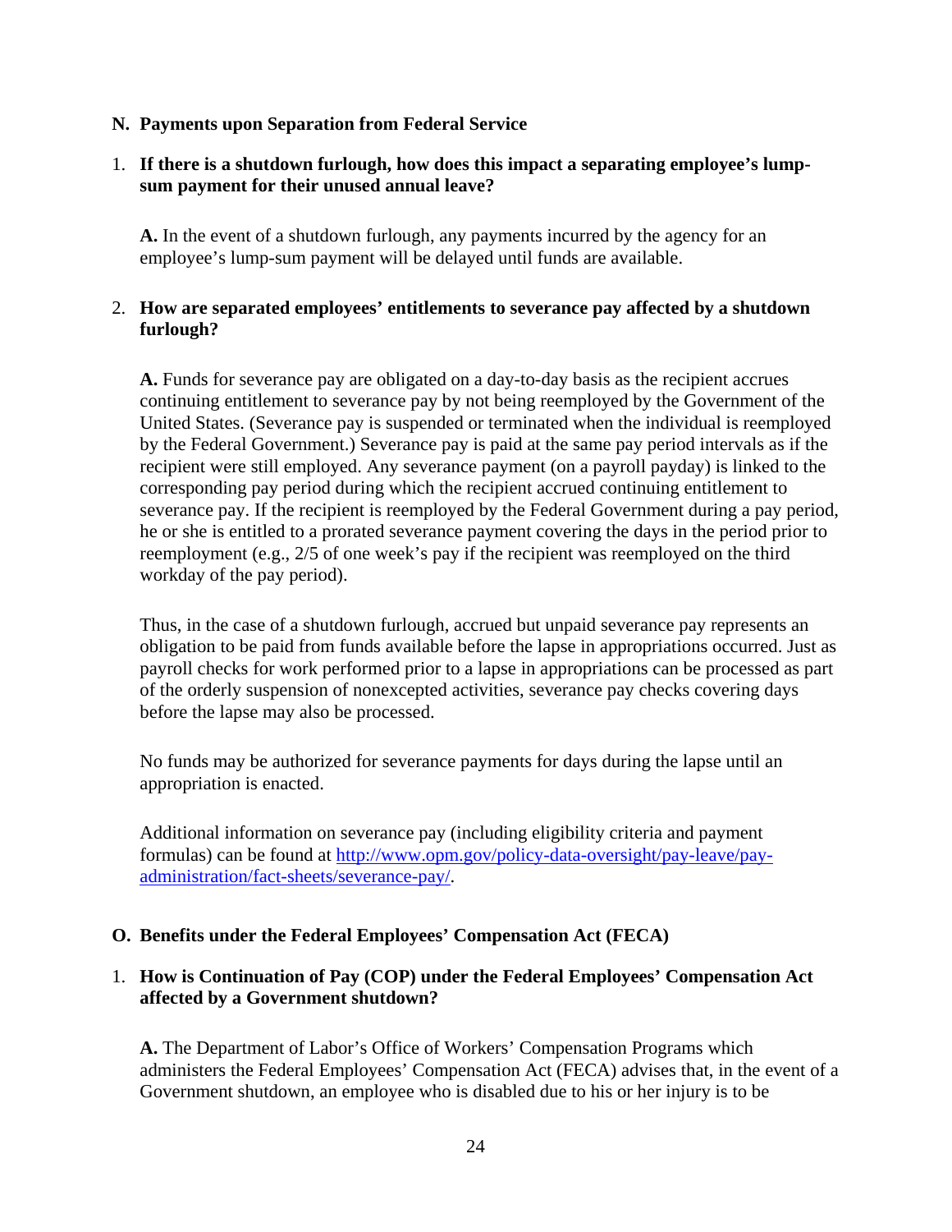## N. Payments upon Separation from Federal Service

1. **If there is a shutdown furlough, how does this impact a separating employee's lump-sum payment for their unused annual leave?**

   **A.** In the event of a shutdown furlough, any payments incurred by the agency for an employee's lump-sum payment will be delayed until funds are available.

2. **How are separated employees' entitlements to severance pay affected by a shutdown furlough?**

   **A.** Funds for severance pay are obligated on a day-to-day basis as the recipient accrues continuing entitlement to severance pay by not being reemployed by the Government of the United States. (Severance pay is suspended or terminated when the individual is reemployed by the Federal Government.) Severance pay is paid at the same pay period intervals as if the recipient were still employed. Any severance payment (on a payroll payday) is linked to the corresponding pay period during which the recipient accrued continuing entitlement to severance pay. If the recipient is reemployed by the Federal Government during a pay period, he or she is entitled to a prorated severance payment covering the days in the period prior to reemployment (e.g., 2/5 of one week's pay if the recipient was reemployed on the third workday of the pay period).

   Thus, in the case of a shutdown furlough, accrued but unpaid severance pay represents an obligation to be paid from funds available before the lapse in appropriations occurred. Just as payroll checks for work performed prior to a lapse in appropriations can be processed as part of the orderly suspension of nonexcepted activities, severance pay checks covering days before the lapse may also be processed.

   No funds may be authorized for severance payments for days during the lapse until an appropriation is enacted.

   Additional information on severance pay (including eligibility criteria and payment formulas) can be found at [http://www.opm.gov/policy-data-oversight/pay-leave/pay-administration/fact-sheets/severance-pay/](http://www.opm.gov/policy-data-oversight/pay-leave/pay-administration/fact-sheets/severance-pay/).

## O. Benefits under the Federal Employees' Compensation Act (FECA)

1. **How is Continuation of Pay (COP) under the Federal Employees' Compensation Act affected by a Government shutdown?**

   **A.** The Department of Labor's Office of Workers' Compensation Programs which administers the Federal Employees' Compensation Act (FECA) advises that, in the event of a Government shutdown, an employee who is disabled due to his or her injury is to be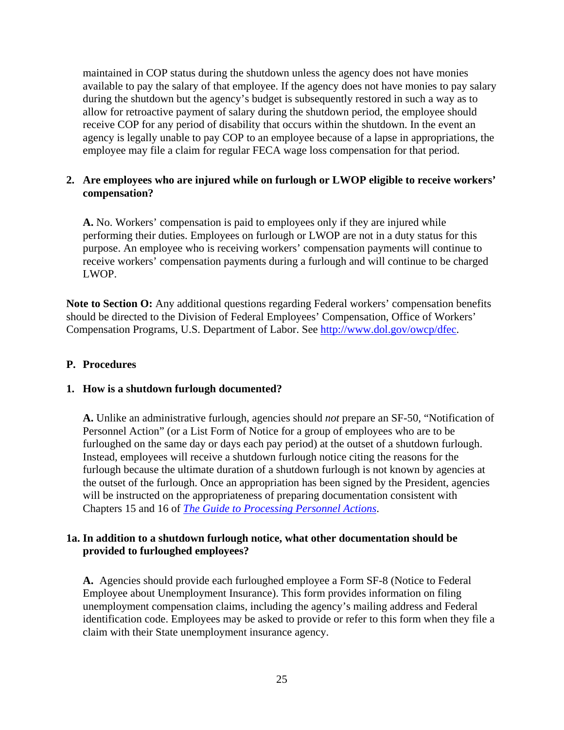maintained in COP status during the shutdown unless the agency does not have monies available to pay the salary of that employee. If the agency does not have monies to pay salary during the shutdown but the agency's budget is subsequently restored in such a way as to allow for retroactive payment of salary during the shutdown period, the employee should receive COP for any period of disability that occurs within the shutdown. In the event an agency is legally unable to pay COP to an employee because of a lapse in appropriations, the employee may file a claim for regular FECA wage loss compensation for that period.

**2. Are employees who are injured while on furlough or LWOP eligible to receive workers' compensation?**

**A.** No. Workers' compensation is paid to employees only if they are injured while performing their duties. Employees on furlough or LWOP are not in a duty status for this purpose. An employee who is receiving workers' compensation payments will continue to receive workers' compensation payments during a furlough and will continue to be charged LWOP.

**Note to Section O:** Any additional questions regarding Federal workers' compensation benefits should be directed to the Division of Federal Employees' Compensation, Office of Workers' Compensation Programs, U.S. Department of Labor. See [http://www.dol.gov/owcp/dfec](http://www.dol.gov/owcp/dfec).

## P. Procedures

**1. How is a shutdown furlough documented?**

**A.** Unlike an administrative furlough, agencies should *not* prepare an SF-50, "Notification of Personnel Action" (or a List Form of Notice for a group of employees who are to be furloughed on the same day or days each pay period) at the outset of a shutdown furlough. Instead, employees will receive a shutdown furlough notice citing the reasons for the furlough because the ultimate duration of a shutdown furlough is not known by agencies at the outset of the furlough. Once an appropriation has been signed by the President, agencies will be instructed on the appropriateness of preparing documentation consistent with Chapters 15 and 16 of *The Guide to Processing Personnel Actions*.

**1a. In addition to a shutdown furlough notice, what other documentation should be provided to furloughed employees?**

**A.** Agencies should provide each furloughed employee a Form SF-8 (Notice to Federal Employee about Unemployment Insurance). This form provides information on filing unemployment compensation claims, including the agency's mailing address and Federal identification code. Employees may be asked to provide or refer to this form when they file a claim with their State unemployment insurance agency.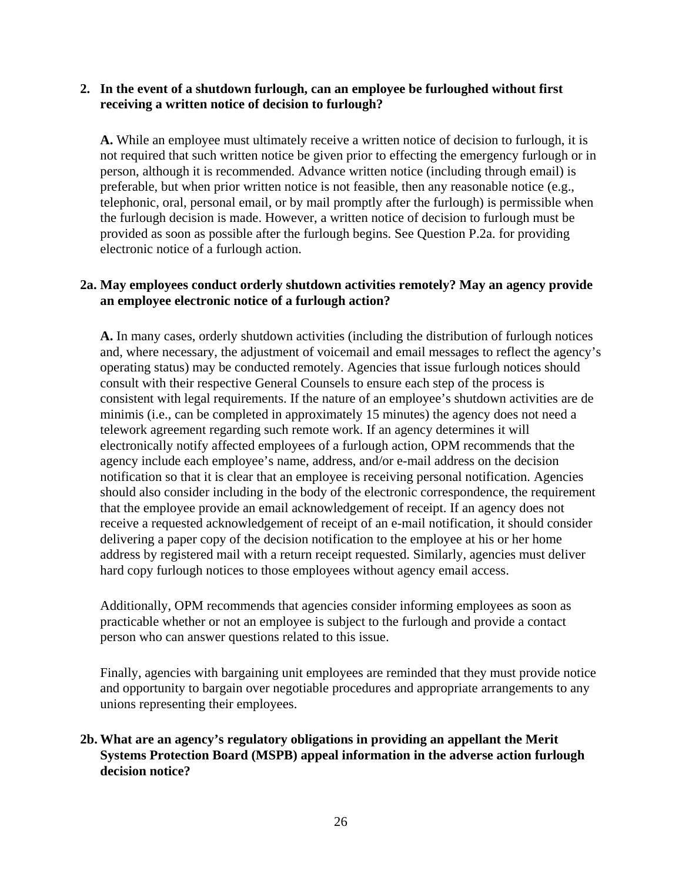**2. In the event of a shutdown furlough, can an employee be furloughed without first receiving a written notice of decision to furlough?**

**A.** While an employee must ultimately receive a written notice of decision to furlough, it is not required that such written notice be given prior to effecting the emergency furlough or in person, although it is recommended. Advance written notice (including through email) is preferable, but when prior written notice is not feasible, then any reasonable notice (e.g., telephonic, oral, personal email, or by mail promptly after the furlough) is permissible when the furlough decision is made. However, a written notice of decision to furlough must be provided as soon as possible after the furlough begins. See Question P.2a. for providing electronic notice of a furlough action.

**2a. May employees conduct orderly shutdown activities remotely? May an agency provide an employee electronic notice of a furlough action?**

**A.** In many cases, orderly shutdown activities (including the distribution of furlough notices and, where necessary, the adjustment of voicemail and email messages to reflect the agency's operating status) may be conducted remotely. Agencies that issue furlough notices should consult with their respective General Counsels to ensure each step of the process is consistent with legal requirements. If the nature of an employee's shutdown activities are de minimis (i.e., can be completed in approximately 15 minutes) the agency does not need a telework agreement regarding such remote work. If an agency determines it will electronically notify affected employees of a furlough action, OPM recommends that the agency include each employee's name, address, and/or e-mail address on the decision notification so that it is clear that an employee is receiving personal notification. Agencies should also consider including in the body of the electronic correspondence, the requirement that the employee provide an email acknowledgement of receipt. If an agency does not receive a requested acknowledgement of receipt of an e-mail notification, it should consider delivering a paper copy of the decision notification to the employee at his or her home address by registered mail with a return receipt requested. Similarly, agencies must deliver hard copy furlough notices to those employees without agency email access.

Additionally, OPM recommends that agencies consider informing employees as soon as practicable whether or not an employee is subject to the furlough and provide a contact person who can answer questions related to this issue.

Finally, agencies with bargaining unit employees are reminded that they must provide notice and opportunity to bargain over negotiable procedures and appropriate arrangements to any unions representing their employees.

**2b. What are an agency's regulatory obligations in providing an appellant the Merit Systems Protection Board (MSPB) appeal information in the adverse action furlough decision notice?**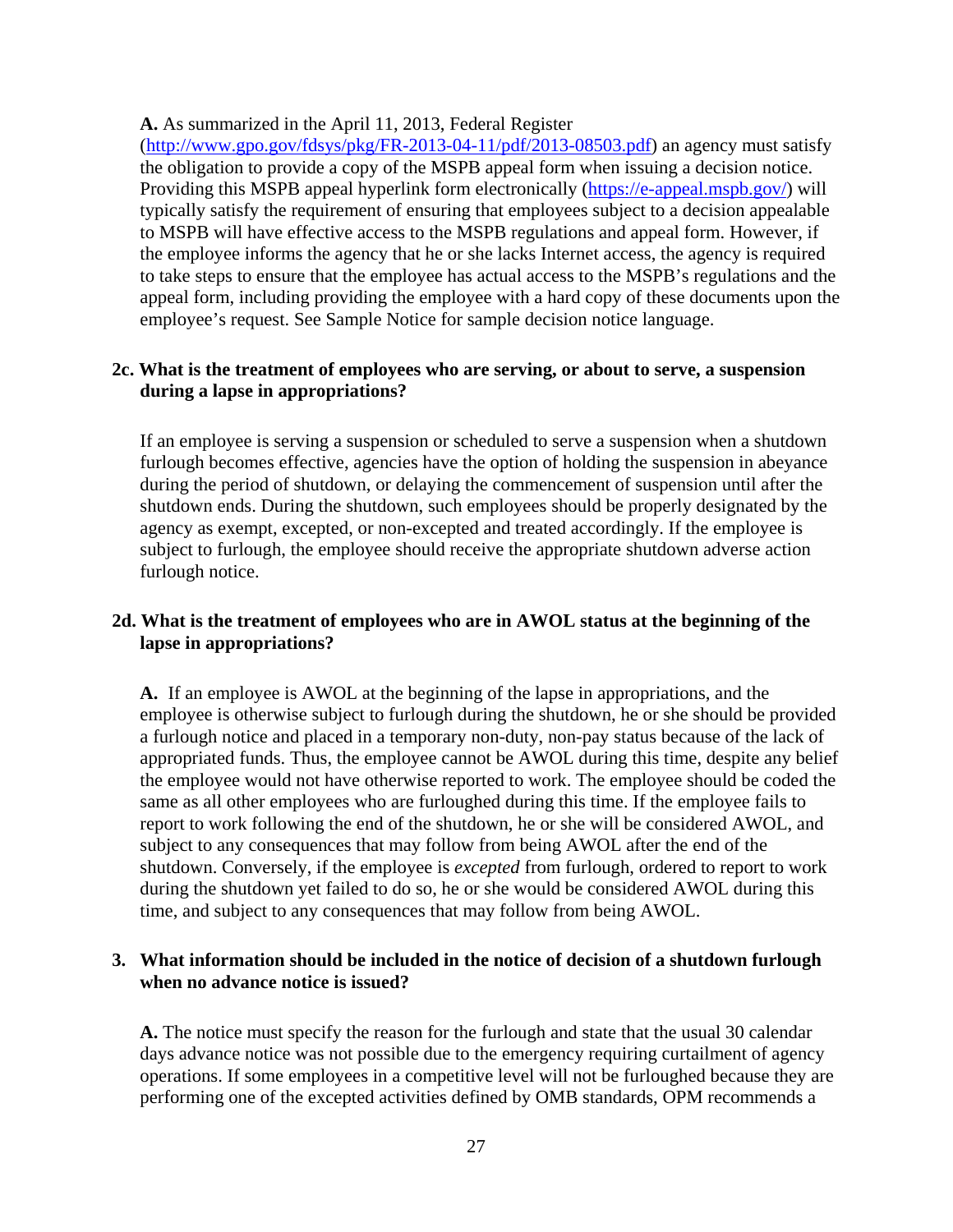**A.** As summarized in the April 11, 2013, Federal Register (http://www.gpo.gov/fdsys/pkg/FR-2013-04-11/pdf/2013-08503.pdf) an agency must satisfy the obligation to provide a copy of the MSPB appeal form when issuing a decision notice. Providing this MSPB appeal hyperlink form electronically (https://e-appeal.mspb.gov/) will typically satisfy the requirement of ensuring that employees subject to a decision appealable to MSPB will have effective access to the MSPB regulations and appeal form. However, if the employee informs the agency that he or she lacks Internet access, the agency is required to take steps to ensure that the employee has actual access to the MSPB's regulations and the appeal form, including providing the employee with a hard copy of these documents upon the employee's request. See Sample Notice for sample decision notice language.

**2c. What is the treatment of employees who are serving, or about to serve, a suspension during a lapse in appropriations?**

If an employee is serving a suspension or scheduled to serve a suspension when a shutdown furlough becomes effective, agencies have the option of holding the suspension in abeyance during the period of shutdown, or delaying the commencement of suspension until after the shutdown ends. During the shutdown, such employees should be properly designated by the agency as exempt, excepted, or non-excepted and treated accordingly. If the employee is subject to furlough, the employee should receive the appropriate shutdown adverse action furlough notice.

**2d. What is the treatment of employees who are in AWOL status at the beginning of the lapse in appropriations?**

**A.** If an employee is AWOL at the beginning of the lapse in appropriations, and the employee is otherwise subject to furlough during the shutdown, he or she should be provided a furlough notice and placed in a temporary non-duty, non-pay status because of the lack of appropriated funds. Thus, the employee cannot be AWOL during this time, despite any belief the employee would not have otherwise reported to work. The employee should be coded the same as all other employees who are furloughed during this time. If the employee fails to report to work following the end of the shutdown, he or she will be considered AWOL, and subject to any consequences that may follow from being AWOL after the end of the shutdown. Conversely, if the employee is *excepted* from furlough, ordered to report to work during the shutdown yet failed to do so, he or she would be considered AWOL during this time, and subject to any consequences that may follow from being AWOL.

**3. What information should be included in the notice of decision of a shutdown furlough when no advance notice is issued?**

**A.** The notice must specify the reason for the furlough and state that the usual 30 calendar days advance notice was not possible due to the emergency requiring curtailment of agency operations. If some employees in a competitive level will not be furloughed because they are performing one of the excepted activities defined by OMB standards, OPM recommends a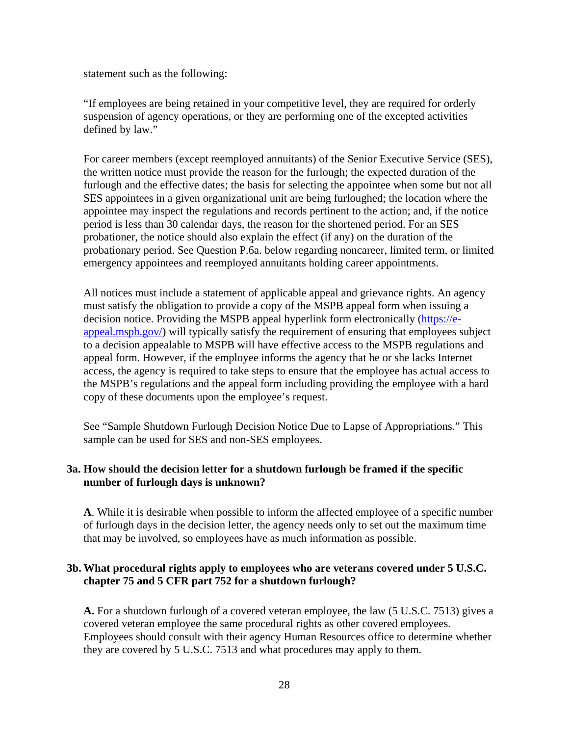statement such as the following:

"If employees are being retained in your competitive level, they are required for orderly suspension of agency operations, or they are performing one of the excepted activities defined by law."

For career members (except reemployed annuitants) of the Senior Executive Service (SES), the written notice must provide the reason for the furlough; the expected duration of the furlough and the effective dates; the basis for selecting the appointee when some but not all SES appointees in a given organizational unit are being furloughed; the location where the appointee may inspect the regulations and records pertinent to the action; and, if the notice period is less than 30 calendar days, the reason for the shortened period. For an SES probationer, the notice should also explain the effect (if any) on the duration of the probationary period. See Question P.6a. below regarding noncareer, limited term, or limited emergency appointees and reemployed annuitants holding career appointments.

All notices must include a statement of applicable appeal and grievance rights. An agency must satisfy the obligation to provide a copy of the MSPB appeal form when issuing a decision notice. Providing the MSPB appeal hyperlink form electronically ([https://e-appeal.mspb.gov/](https://e-appeal.mspb.gov/)) will typically satisfy the requirement of ensuring that employees subject to a decision appealable to MSPB will have effective access to the MSPB regulations and appeal form. However, if the employee informs the agency that he or she lacks Internet access, the agency is required to take steps to ensure that the employee has actual access to the MSPB's regulations and the appeal form including providing the employee with a hard copy of these documents upon the employee's request.

See "Sample Shutdown Furlough Decision Notice Due to Lapse of Appropriations." This sample can be used for SES and non-SES employees.

**3a. How should the decision letter for a shutdown furlough be framed if the specific number of furlough days is unknown?**

**A**. While it is desirable when possible to inform the affected employee of a specific number of furlough days in the decision letter, the agency needs only to set out the maximum time that may be involved, so employees have as much information as possible.

**3b. What procedural rights apply to employees who are veterans covered under 5 U.S.C. chapter 75 and 5 CFR part 752 for a shutdown furlough?**

**A.** For a shutdown furlough of a covered veteran employee, the law (5 U.S.C. 7513) gives a covered veteran employee the same procedural rights as other covered employees. Employees should consult with their agency Human Resources office to determine whether they are covered by 5 U.S.C. 7513 and what procedures may apply to them.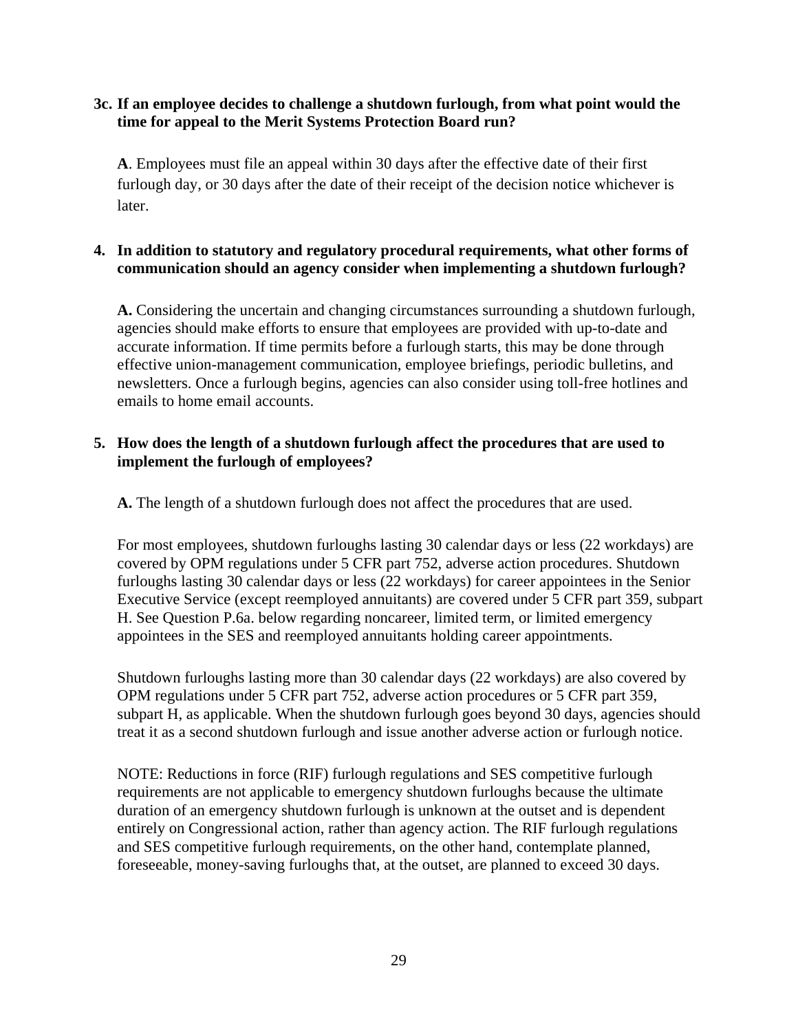**3c. If an employee decides to challenge a shutdown furlough, from what point would the time for appeal to the Merit Systems Protection Board run?**

**A**. Employees must file an appeal within 30 days after the effective date of their first furlough day, or 30 days after the date of their receipt of the decision notice whichever is later.

**4. In addition to statutory and regulatory procedural requirements, what other forms of communication should an agency consider when implementing a shutdown furlough?**

**A.** Considering the uncertain and changing circumstances surrounding a shutdown furlough, agencies should make efforts to ensure that employees are provided with up-to-date and accurate information. If time permits before a furlough starts, this may be done through effective union-management communication, employee briefings, periodic bulletins, and newsletters. Once a furlough begins, agencies can also consider using toll-free hotlines and emails to home email accounts.

**5. How does the length of a shutdown furlough affect the procedures that are used to implement the furlough of employees?**

**A.** The length of a shutdown furlough does not affect the procedures that are used.

For most employees, shutdown furloughs lasting 30 calendar days or less (22 workdays) are covered by OPM regulations under 5 CFR part 752, adverse action procedures. Shutdown furloughs lasting 30 calendar days or less (22 workdays) for career appointees in the Senior Executive Service (except reemployed annuitants) are covered under 5 CFR part 359, subpart H. See Question P.6a. below regarding noncareer, limited term, or limited emergency appointees in the SES and reemployed annuitants holding career appointments.

Shutdown furloughs lasting more than 30 calendar days (22 workdays) are also covered by OPM regulations under 5 CFR part 752, adverse action procedures or 5 CFR part 359, subpart H, as applicable. When the shutdown furlough goes beyond 30 days, agencies should treat it as a second shutdown furlough and issue another adverse action or furlough notice.

NOTE: Reductions in force (RIF) furlough regulations and SES competitive furlough requirements are not applicable to emergency shutdown furloughs because the ultimate duration of an emergency shutdown furlough is unknown at the outset and is dependent entirely on Congressional action, rather than agency action. The RIF furlough regulations and SES competitive furlough requirements, on the other hand, contemplate planned, foreseeable, money-saving furloughs that, at the outset, are planned to exceed 30 days.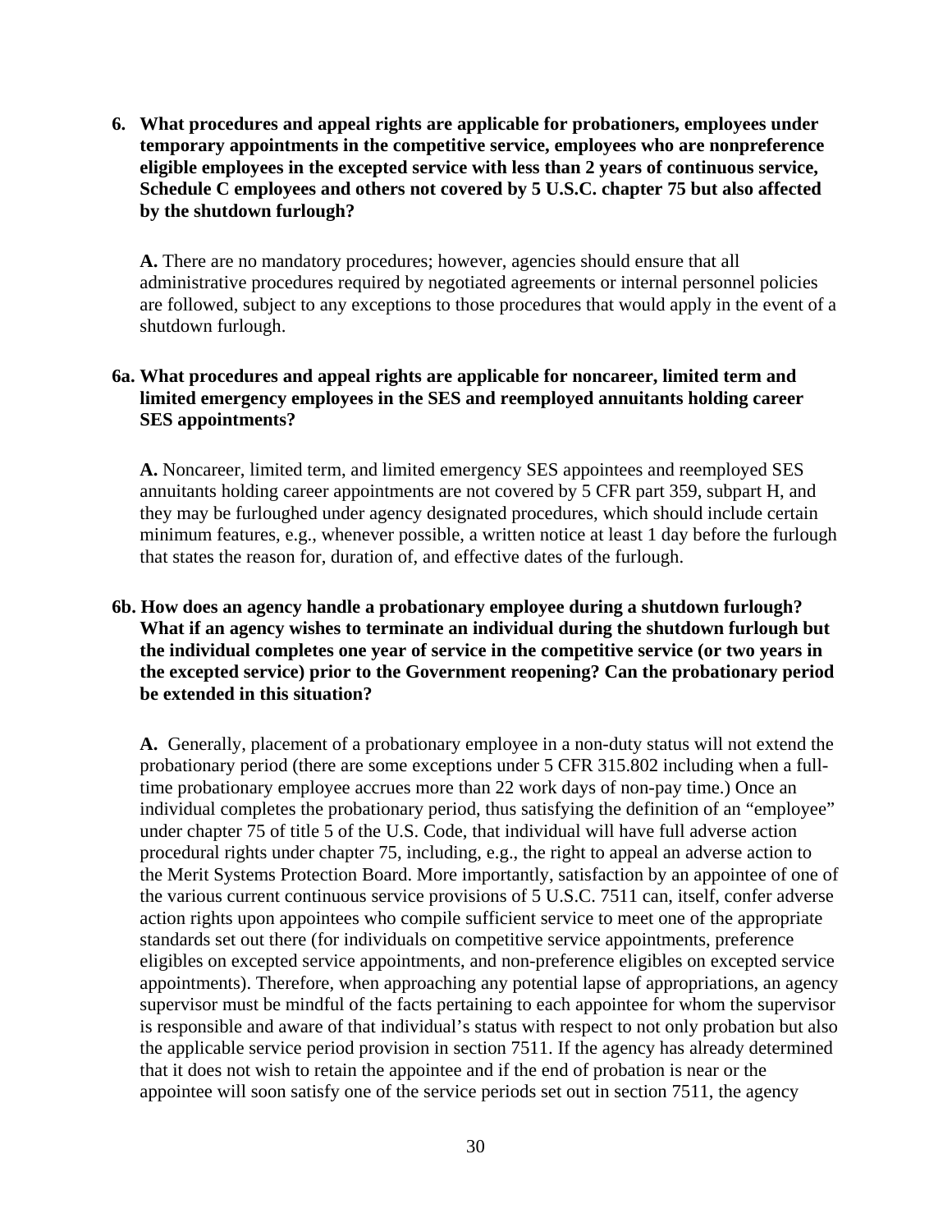**6. What procedures and appeal rights are applicable for probationers, employees under temporary appointments in the competitive service, employees who are nonpreference eligible employees in the excepted service with less than 2 years of continuous service, Schedule C employees and others not covered by 5 U.S.C. chapter 75 but also affected by the shutdown furlough?**

**A.** There are no mandatory procedures; however, agencies should ensure that all administrative procedures required by negotiated agreements or internal personnel policies are followed, subject to any exceptions to those procedures that would apply in the event of a shutdown furlough.

**6a. What procedures and appeal rights are applicable for noncareer, limited term and limited emergency employees in the SES and reemployed annuitants holding career SES appointments?**

**A.** Noncareer, limited term, and limited emergency SES appointees and reemployed SES annuitants holding career appointments are not covered by 5 CFR part 359, subpart H, and they may be furloughed under agency designated procedures, which should include certain minimum features, e.g., whenever possible, a written notice at least 1 day before the furlough that states the reason for, duration of, and effective dates of the furlough.

**6b. How does an agency handle a probationary employee during a shutdown furlough? What if an agency wishes to terminate an individual during the shutdown furlough but the individual completes one year of service in the competitive service (or two years in the excepted service) prior to the Government reopening? Can the probationary period be extended in this situation?**

**A.** Generally, placement of a probationary employee in a non-duty status will not extend the probationary period (there are some exceptions under 5 CFR 315.802 including when a full-time probationary employee accrues more than 22 work days of non-pay time.) Once an individual completes the probationary period, thus satisfying the definition of an "employee" under chapter 75 of title 5 of the U.S. Code, that individual will have full adverse action procedural rights under chapter 75, including, e.g., the right to appeal an adverse action to the Merit Systems Protection Board. More importantly, satisfaction by an appointee of one of the various current continuous service provisions of 5 U.S.C. 7511 can, itself, confer adverse action rights upon appointees who compile sufficient service to meet one of the appropriate standards set out there (for individuals on competitive service appointments, preference eligibles on excepted service appointments, and non-preference eligibles on excepted service appointments). Therefore, when approaching any potential lapse of appropriations, an agency supervisor must be mindful of the facts pertaining to each appointee for whom the supervisor is responsible and aware of that individual's status with respect to not only probation but also the applicable service period provision in section 7511. If the agency has already determined that it does not wish to retain the appointee and if the end of probation is near or the appointee will soon satisfy one of the service periods set out in section 7511, the agency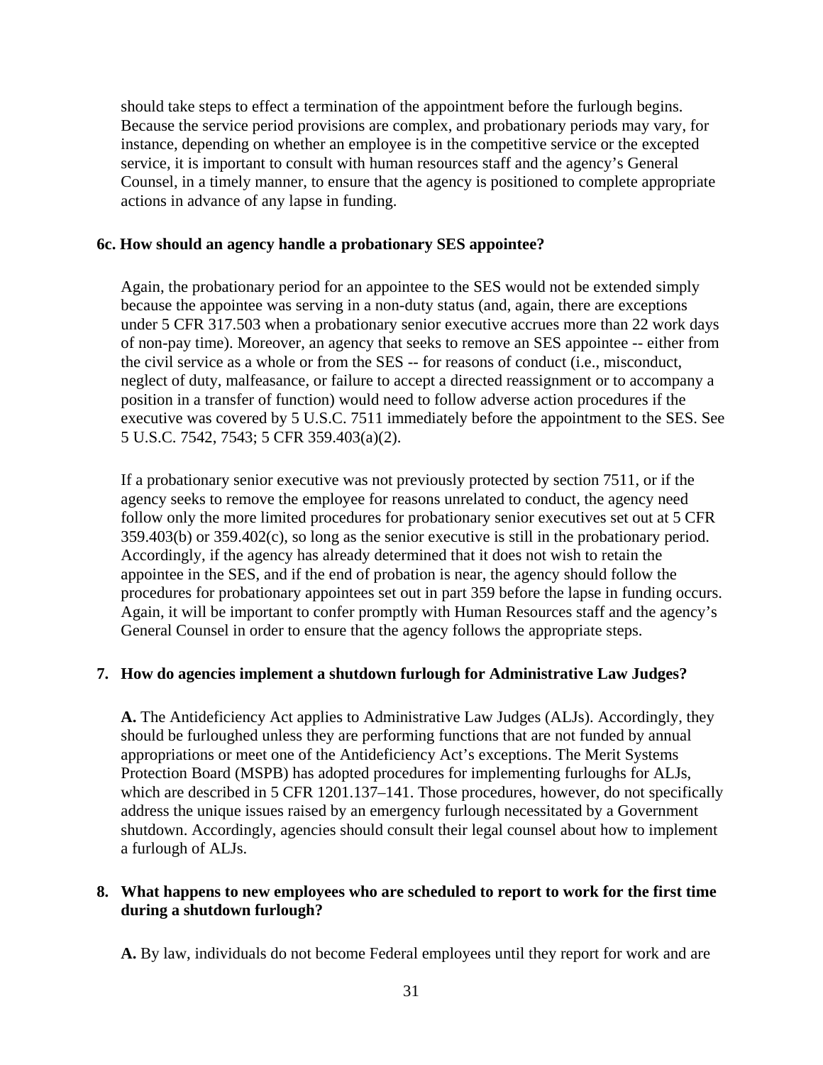should take steps to effect a termination of the appointment before the furlough begins. Because the service period provisions are complex, and probationary periods may vary, for instance, depending on whether an employee is in the competitive service or the excepted service, it is important to consult with human resources staff and the agency's General Counsel, in a timely manner, to ensure that the agency is positioned to complete appropriate actions in advance of any lapse in funding.

**6c. How should an agency handle a probationary SES appointee?**

Again, the probationary period for an appointee to the SES would not be extended simply because the appointee was serving in a non-duty status (and, again, there are exceptions under 5 CFR 317.503 when a probationary senior executive accrues more than 22 work days of non-pay time). Moreover, an agency that seeks to remove an SES appointee -- either from the civil service as a whole or from the SES -- for reasons of conduct (i.e., misconduct, neglect of duty, malfeasance, or failure to accept a directed reassignment or to accompany a position in a transfer of function) would need to follow adverse action procedures if the executive was covered by 5 U.S.C. 7511 immediately before the appointment to the SES. See 5 U.S.C. 7542, 7543; 5 CFR 359.403(a)(2).

If a probationary senior executive was not previously protected by section 7511, or if the agency seeks to remove the employee for reasons unrelated to conduct, the agency need follow only the more limited procedures for probationary senior executives set out at 5 CFR 359.403(b) or 359.402(c), so long as the senior executive is still in the probationary period. Accordingly, if the agency has already determined that it does not wish to retain the appointee in the SES, and if the end of probation is near, the agency should follow the procedures for probationary appointees set out in part 359 before the lapse in funding occurs. Again, it will be important to confer promptly with Human Resources staff and the agency's General Counsel in order to ensure that the agency follows the appropriate steps.

**7. How do agencies implement a shutdown furlough for Administrative Law Judges?**

**A.** The Antideficiency Act applies to Administrative Law Judges (ALJs). Accordingly, they should be furloughed unless they are performing functions that are not funded by annual appropriations or meet one of the Antideficiency Act's exceptions. The Merit Systems Protection Board (MSPB) has adopted procedures for implementing furloughs for ALJs, which are described in 5 CFR 1201.137–141. Those procedures, however, do not specifically address the unique issues raised by an emergency furlough necessitated by a Government shutdown. Accordingly, agencies should consult their legal counsel about how to implement a furlough of ALJs.

**8. What happens to new employees who are scheduled to report to work for the first time during a shutdown furlough?**

**A.** By law, individuals do not become Federal employees until they report for work and are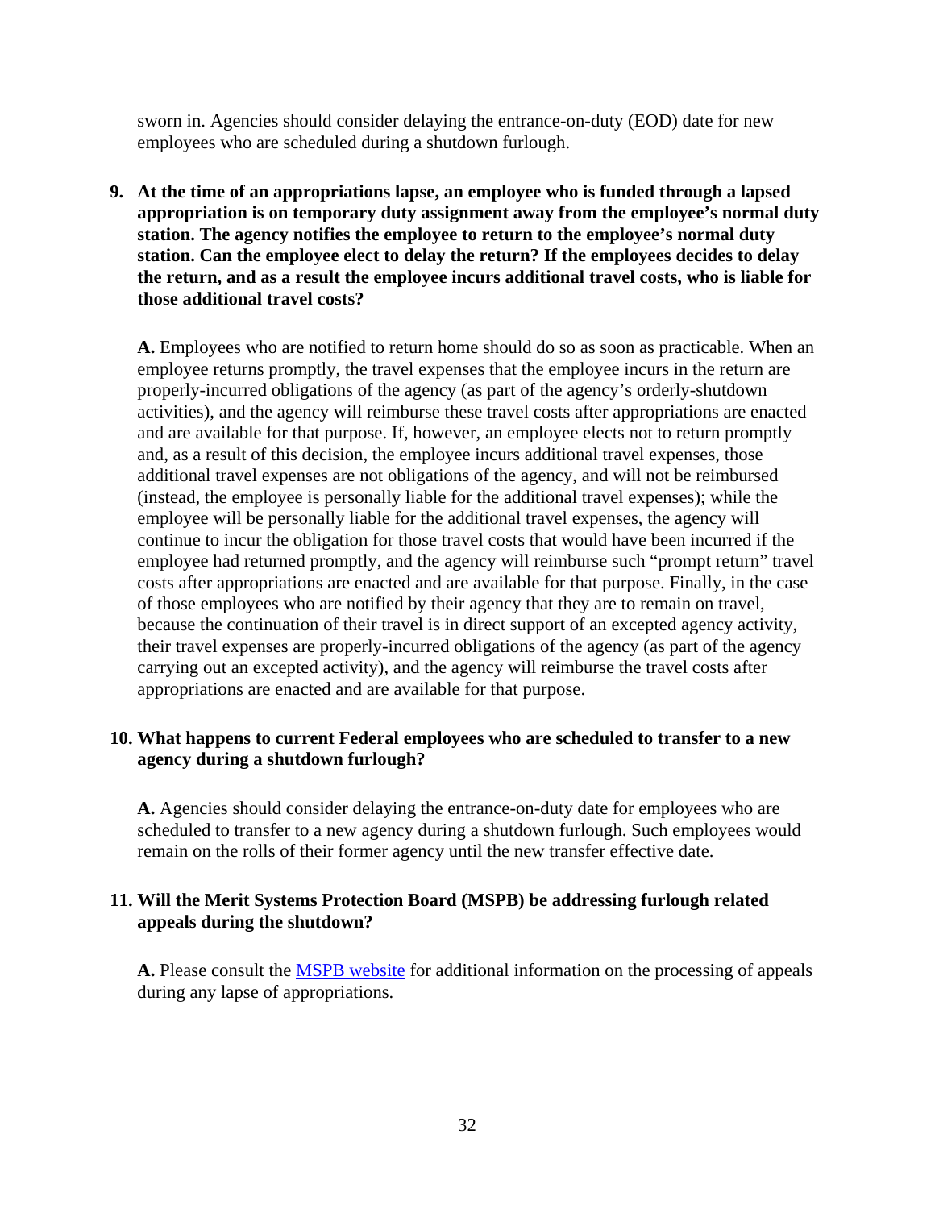sworn in. Agencies should consider delaying the entrance-on-duty (EOD) date for new employees who are scheduled during a shutdown furlough.

9. **At the time of an appropriations lapse, an employee who is funded through a lapsed appropriation is on temporary duty assignment away from the employee's normal duty station. The agency notifies the employee to return to the employee's normal duty station. Can the employee elect to delay the return? If the employees decides to delay the return, and as a result the employee incurs additional travel costs, who is liable for those additional travel costs?**

   **A.** Employees who are notified to return home should do so as soon as practicable. When an employee returns promptly, the travel expenses that the employee incurs in the return are properly-incurred obligations of the agency (as part of the agency's orderly-shutdown activities), and the agency will reimburse these travel costs after appropriations are enacted and are available for that purpose. If, however, an employee elects not to return promptly and, as a result of this decision, the employee incurs additional travel expenses, those additional travel expenses are not obligations of the agency, and will not be reimbursed (instead, the employee is personally liable for the additional travel expenses); while the employee will be personally liable for the additional travel expenses, the agency will continue to incur the obligation for those travel costs that would have been incurred if the employee had returned promptly, and the agency will reimburse such "prompt return" travel costs after appropriations are enacted and are available for that purpose. Finally, in the case of those employees who are notified by their agency that they are to remain on travel, because the continuation of their travel is in direct support of an excepted agency activity, their travel expenses are properly-incurred obligations of the agency (as part of the agency carrying out an excepted activity), and the agency will reimburse the travel costs after appropriations are enacted and are available for that purpose.

10. **What happens to current Federal employees who are scheduled to transfer to a new agency during a shutdown furlough?**

    **A.** Agencies should consider delaying the entrance-on-duty date for employees who are scheduled to transfer to a new agency during a shutdown furlough. Such employees would remain on the rolls of their former agency until the new transfer effective date.

11. **Will the Merit Systems Protection Board (MSPB) be addressing furlough related appeals during the shutdown?**

    **A.** Please consult the [MSPB website] for additional information on the processing of appeals during any lapse of appropriations.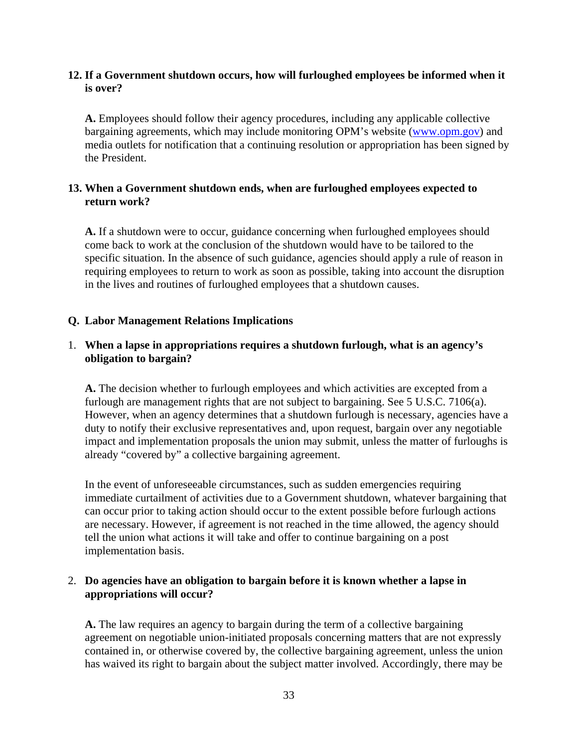**12. If a Government shutdown occurs, how will furloughed employees be informed when it is over?**

**A.** Employees should follow their agency procedures, including any applicable collective bargaining agreements, which may include monitoring OPM's website ([www.opm.gov](http://www.opm.gov)) and media outlets for notification that a continuing resolution or appropriation has been signed by the President.

**13. When a Government shutdown ends, when are furloughed employees expected to return work?**

**A.** If a shutdown were to occur, guidance concerning when furloughed employees should come back to work at the conclusion of the shutdown would have to be tailored to the specific situation. In the absence of such guidance, agencies should apply a rule of reason in requiring employees to return to work as soon as possible, taking into account the disruption in the lives and routines of furloughed employees that a shutdown causes.

## Q. Labor Management Relations Implications

1. **When a lapse in appropriations requires a shutdown furlough, what is an agency's obligation to bargain?**

   **A.** The decision whether to furlough employees and which activities are excepted from a furlough are management rights that are not subject to bargaining. See 5 U.S.C. 7106(a). However, when an agency determines that a shutdown furlough is necessary, agencies have a duty to notify their exclusive representatives and, upon request, bargain over any negotiable impact and implementation proposals the union may submit, unless the matter of furloughs is already "covered by" a collective bargaining agreement.

   In the event of unforeseeable circumstances, such as sudden emergencies requiring immediate curtailment of activities due to a Government shutdown, whatever bargaining that can occur prior to taking action should occur to the extent possible before furlough actions are necessary. However, if agreement is not reached in the time allowed, the agency should tell the union what actions it will take and offer to continue bargaining on a post implementation basis.

2. **Do agencies have an obligation to bargain before it is known whether a lapse in appropriations will occur?**

   **A.** The law requires an agency to bargain during the term of a collective bargaining agreement on negotiable union-initiated proposals concerning matters that are not expressly contained in, or otherwise covered by, the collective bargaining agreement, unless the union has waived its right to bargain about the subject matter involved. Accordingly, there may be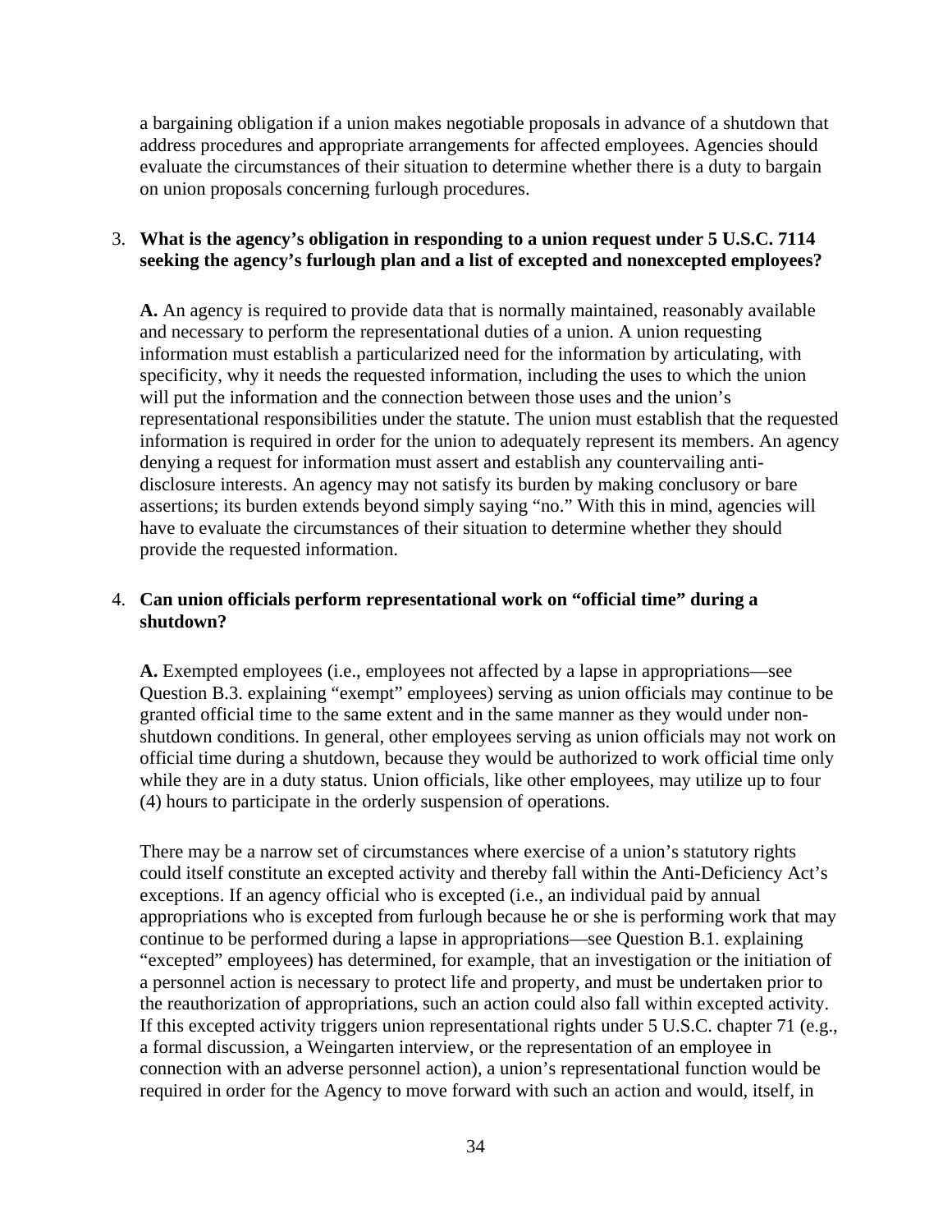a bargaining obligation if a union makes negotiable proposals in advance of a shutdown that address procedures and appropriate arrangements for affected employees. Agencies should evaluate the circumstances of their situation to determine whether there is a duty to bargain on union proposals concerning furlough procedures.

3. **What is the agency's obligation in responding to a union request under 5 U.S.C. 7114 seeking the agency's furlough plan and a list of excepted and nonexcepted employees?**

   **A.** An agency is required to provide data that is normally maintained, reasonably available and necessary to perform the representational duties of a union. A union requesting information must establish a particularized need for the information by articulating, with specificity, why it needs the requested information, including the uses to which the union will put the information and the connection between those uses and the union's representational responsibilities under the statute. The union must establish that the requested information is required in order for the union to adequately represent its members. An agency denying a request for information must assert and establish any countervailing anti-disclosure interests. An agency may not satisfy its burden by making conclusory or bare assertions; its burden extends beyond simply saying "no." With this in mind, agencies will have to evaluate the circumstances of their situation to determine whether they should provide the requested information.

4. **Can union officials perform representational work on "official time" during a shutdown?**

   **A.** Exempted employees (i.e., employees not affected by a lapse in appropriations—see Question B.3. explaining "exempt" employees) serving as union officials may continue to be granted official time to the same extent and in the same manner as they would under non-shutdown conditions. In general, other employees serving as union officials may not work on official time during a shutdown, because they would be authorized to work official time only while they are in a duty status. Union officials, like other employees, may utilize up to four (4) hours to participate in the orderly suspension of operations.

   There may be a narrow set of circumstances where exercise of a union's statutory rights could itself constitute an excepted activity and thereby fall within the Anti-Deficiency Act's exceptions. If an agency official who is excepted (i.e., an individual paid by annual appropriations who is excepted from furlough because he or she is performing work that may continue to be performed during a lapse in appropriations—see Question B.1. explaining "excepted" employees) has determined, for example, that an investigation or the initiation of a personnel action is necessary to protect life and property, and must be undertaken prior to the reauthorization of appropriations, such an action could also fall within excepted activity. If this excepted activity triggers union representational rights under 5 U.S.C. chapter 71 (e.g., a formal discussion, a Weingarten interview, or the representation of an employee in connection with an adverse personnel action), a union's representational function would be required in order for the Agency to move forward with such an action and would, itself, in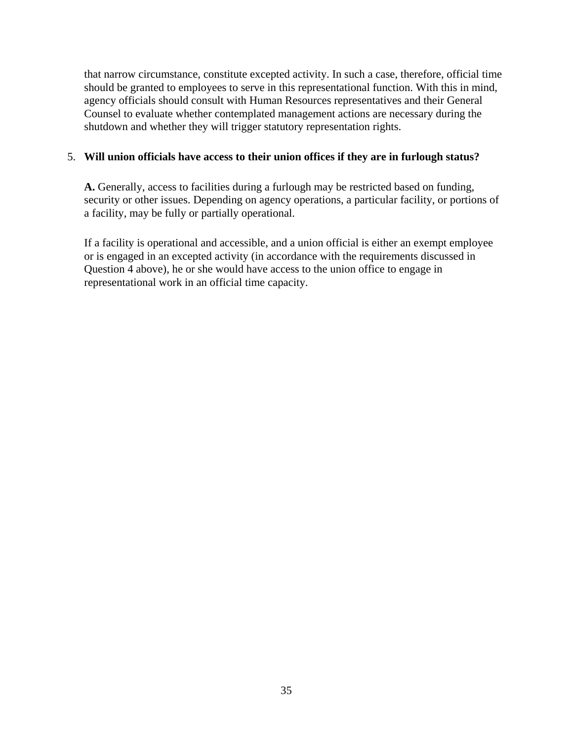that narrow circumstance, constitute excepted activity. In such a case, therefore, official time should be granted to employees to serve in this representational function. With this in mind, agency officials should consult with Human Resources representatives and their General Counsel to evaluate whether contemplated management actions are necessary during the shutdown and whether they will trigger statutory representation rights.

5. **Will union officials have access to their union offices if they are in furlough status?**

   **A.** Generally, access to facilities during a furlough may be restricted based on funding, security or other issues. Depending on agency operations, a particular facility, or portions of a facility, may be fully or partially operational.

   If a facility is operational and accessible, and a union official is either an exempt employee or is engaged in an excepted activity (in accordance with the requirements discussed in Question 4 above), he or she would have access to the union office to engage in representational work in an official time capacity.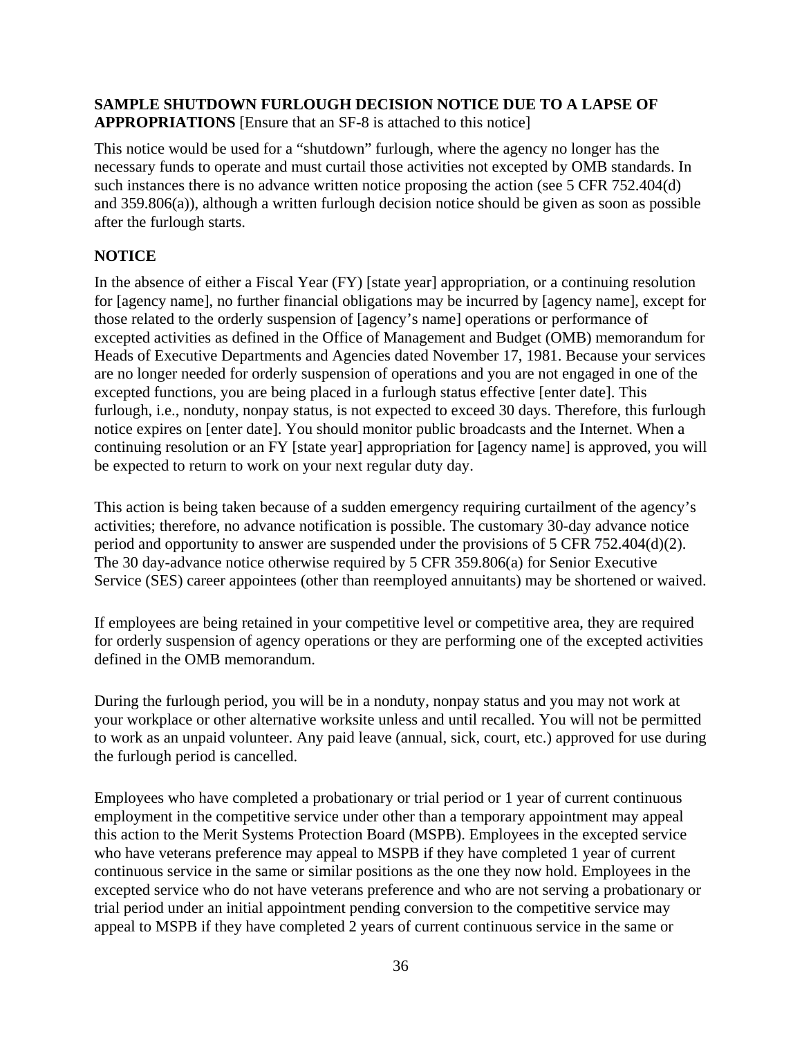**SAMPLE SHUTDOWN FURLOUGH DECISION NOTICE DUE TO A LAPSE OF APPROPRIATIONS** [Ensure that an SF-8 is attached to this notice]

This notice would be used for a "shutdown" furlough, where the agency no longer has the necessary funds to operate and must curtail those activities not excepted by OMB standards. In such instances there is no advance written notice proposing the action (see 5 CFR 752.404(d) and 359.806(a)), although a written furlough decision notice should be given as soon as possible after the furlough starts.

**NOTICE**

In the absence of either a Fiscal Year (FY) [state year] appropriation, or a continuing resolution for [agency name], no further financial obligations may be incurred by [agency name], except for those related to the orderly suspension of [agency's name] operations or performance of excepted activities as defined in the Office of Management and Budget (OMB) memorandum for Heads of Executive Departments and Agencies dated November 17, 1981. Because your services are no longer needed for orderly suspension of operations and you are not engaged in one of the excepted functions, you are being placed in a furlough status effective [enter date]. This furlough, i.e., nonduty, nonpay status, is not expected to exceed 30 days. Therefore, this furlough notice expires on [enter date]. You should monitor public broadcasts and the Internet. When a continuing resolution or an FY [state year] appropriation for [agency name] is approved, you will be expected to return to work on your next regular duty day.

This action is being taken because of a sudden emergency requiring curtailment of the agency's activities; therefore, no advance notification is possible. The customary 30-day advance notice period and opportunity to answer are suspended under the provisions of 5 CFR 752.404(d)(2). The 30 day-advance notice otherwise required by 5 CFR 359.806(a) for Senior Executive Service (SES) career appointees (other than reemployed annuitants) may be shortened or waived.

If employees are being retained in your competitive level or competitive area, they are required for orderly suspension of agency operations or they are performing one of the excepted activities defined in the OMB memorandum.

During the furlough period, you will be in a nonduty, nonpay status and you may not work at your workplace or other alternative worksite unless and until recalled. You will not be permitted to work as an unpaid volunteer. Any paid leave (annual, sick, court, etc.) approved for use during the furlough period is cancelled.

Employees who have completed a probationary or trial period or 1 year of current continuous employment in the competitive service under other than a temporary appointment may appeal this action to the Merit Systems Protection Board (MSPB). Employees in the excepted service who have veterans preference may appeal to MSPB if they have completed 1 year of current continuous service in the same or similar positions as the one they now hold. Employees in the excepted service who do not have veterans preference and who are not serving a probationary or trial period under an initial appointment pending conversion to the competitive service may appeal to MSPB if they have completed 2 years of current continuous service in the same or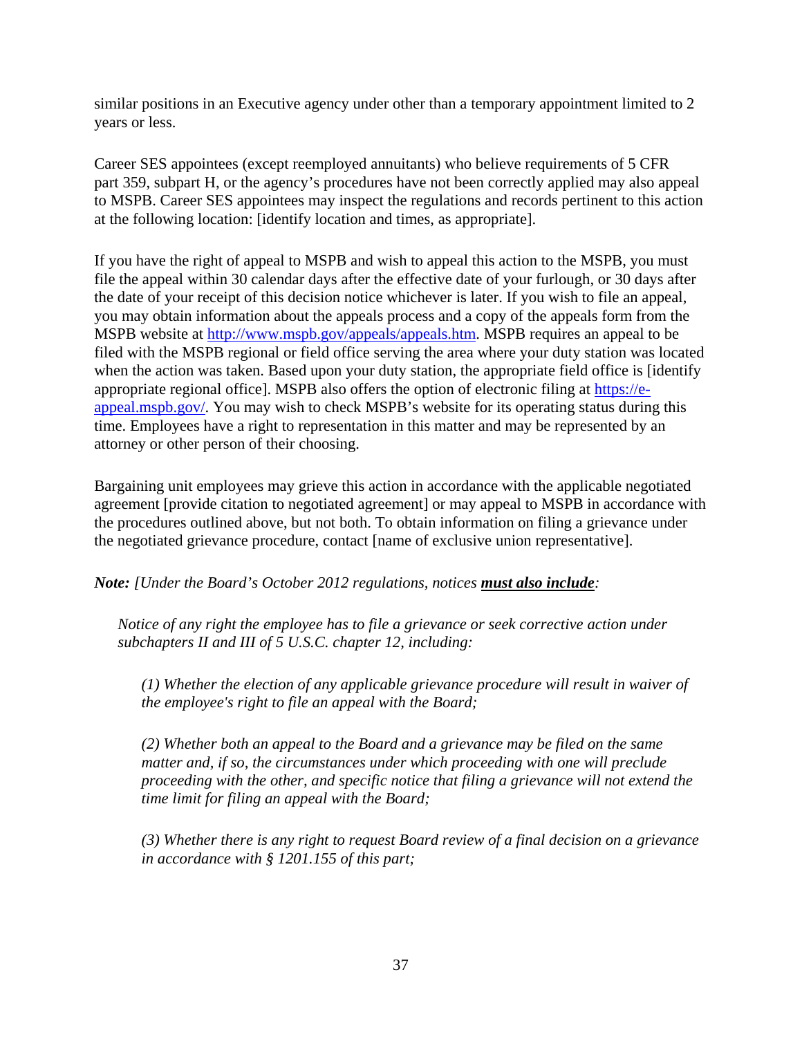similar positions in an Executive agency under other than a temporary appointment limited to 2 years or less.

Career SES appointees (except reemployed annuitants) who believe requirements of 5 CFR part 359, subpart H, or the agency's procedures have not been correctly applied may also appeal to MSPB. Career SES appointees may inspect the regulations and records pertinent to this action at the following location: [identify location and times, as appropriate].

If you have the right of appeal to MSPB and wish to appeal this action to the MSPB, you must file the appeal within 30 calendar days after the effective date of your furlough, or 30 days after the date of your receipt of this decision notice whichever is later. If you wish to file an appeal, you may obtain information about the appeals process and a copy of the appeals form from the MSPB website at http://www.mspb.gov/appeals/appeals.htm. MSPB requires an appeal to be filed with the MSPB regional or field office serving the area where your duty station was located when the action was taken. Based upon your duty station, the appropriate field office is [identify appropriate regional office]. MSPB also offers the option of electronic filing at https://e-appeal.mspb.gov/. You may wish to check MSPB's website for its operating status during this time. Employees have a right to representation in this matter and may be represented by an attorney or other person of their choosing.

Bargaining unit employees may grieve this action in accordance with the applicable negotiated agreement [provide citation to negotiated agreement] or may appeal to MSPB in accordance with the procedures outlined above, but not both. To obtain information on filing a grievance under the negotiated grievance procedure, contact [name of exclusive union representative].

***Note:*** *[Under the Board's October 2012 regulations, notices* ***must also include****:*

> *Notice of any right the employee has to file a grievance or seek corrective action under subchapters II and III of 5 U.S.C. chapter 12, including:*
>
> > *(1) Whether the election of any applicable grievance procedure will result in waiver of the employee's right to file an appeal with the Board;*
> >
> > *(2) Whether both an appeal to the Board and a grievance may be filed on the same matter and, if so, the circumstances under which proceeding with one will preclude proceeding with the other, and specific notice that filing a grievance will not extend the time limit for filing an appeal with the Board;*
> >
> > *(3) Whether there is any right to request Board review of a final decision on a grievance in accordance with § 1201.155 of this part;*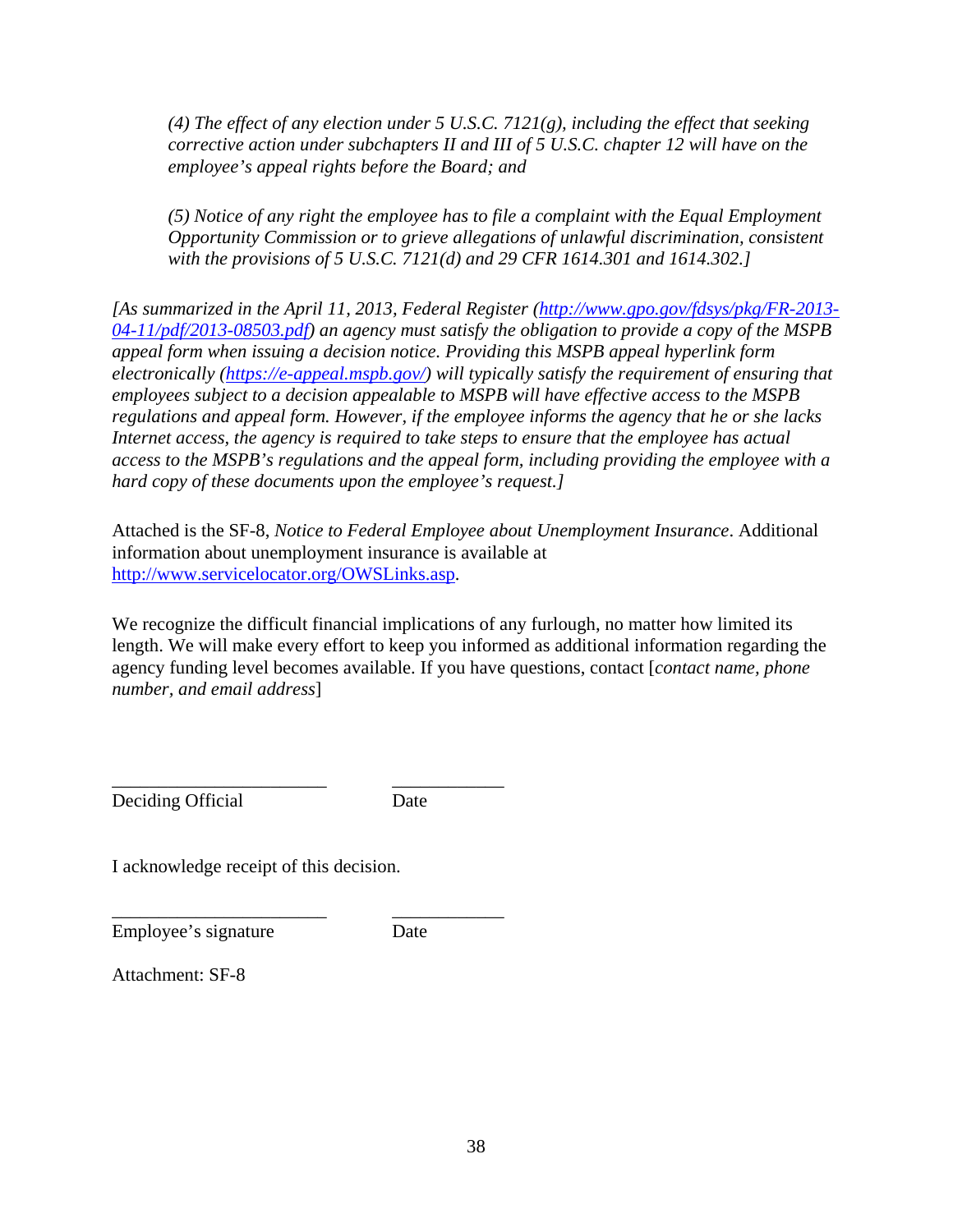*(4) The effect of any election under 5 U.S.C. 7121(g), including the effect that seeking corrective action under subchapters II and III of 5 U.S.C. chapter 12 will have on the employee's appeal rights before the Board; and*

*(5) Notice of any right the employee has to file a complaint with the Equal Employment Opportunity Commission or to grieve allegations of unlawful discrimination, consistent with the provisions of 5 U.S.C. 7121(d) and 29 CFR 1614.301 and 1614.302.]*

*[As summarized in the April 11, 2013, Federal Register ([http://www.gpo.gov/fdsys/pkg/FR-2013-04-11/pdf/2013-08503.pdf](http://www.gpo.gov/fdsys/pkg/FR-2013-04-11/pdf/2013-08503.pdf)) an agency must satisfy the obligation to provide a copy of the MSPB appeal form when issuing a decision notice. Providing this MSPB appeal hyperlink form electronically ([https://e-appeal.mspb.gov/](https://e-appeal.mspb.gov/)) will typically satisfy the requirement of ensuring that employees subject to a decision appealable to MSPB will have effective access to the MSPB regulations and appeal form. However, if the employee informs the agency that he or she lacks Internet access, the agency is required to take steps to ensure that the employee has actual access to the MSPB's regulations and the appeal form, including providing the employee with a hard copy of these documents upon the employee's request.]*

Attached is the SF-8, *Notice to Federal Employee about Unemployment Insurance*. Additional information about unemployment insurance is available at [http://www.servicelocator.org/OWSLinks.asp](http://www.servicelocator.org/OWSLinks.asp).

We recognize the difficult financial implications of any furlough, no matter how limited its length. We will make every effort to keep you informed as additional information regarding the agency funding level becomes available. If you have questions, contact [*contact name, phone number, and email address*]

_______________________ &nbsp;&nbsp;&nbsp;&nbsp; ____________
Deciding Official &nbsp;&nbsp;&nbsp;&nbsp;&nbsp;&nbsp;&nbsp;&nbsp;&nbsp;&nbsp;&nbsp;&nbsp;&nbsp;&nbsp;&nbsp; Date

I acknowledge receipt of this decision.

_______________________ &nbsp;&nbsp;&nbsp;&nbsp; ____________
Employee's signature &nbsp;&nbsp;&nbsp;&nbsp;&nbsp;&nbsp;&nbsp;&nbsp;&nbsp;&nbsp; Date

Attachment: SF-8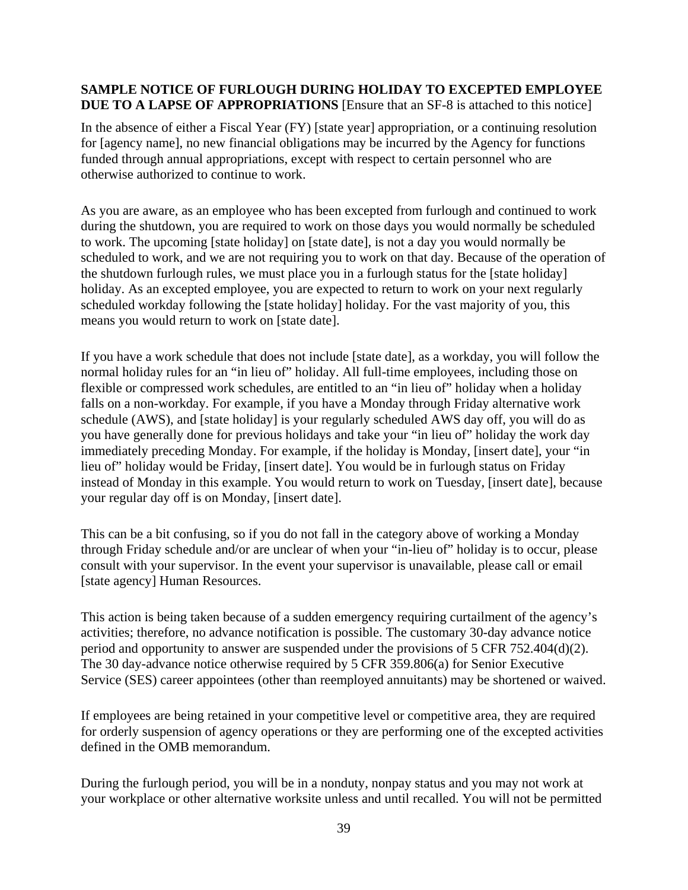**SAMPLE NOTICE OF FURLOUGH DURING HOLIDAY TO EXCEPTED EMPLOYEE DUE TO A LAPSE OF APPROPRIATIONS** [Ensure that an SF-8 is attached to this notice]

In the absence of either a Fiscal Year (FY) [state year] appropriation, or a continuing resolution for [agency name], no new financial obligations may be incurred by the Agency for functions funded through annual appropriations, except with respect to certain personnel who are otherwise authorized to continue to work.

As you are aware, as an employee who has been excepted from furlough and continued to work during the shutdown, you are required to work on those days you would normally be scheduled to work. The upcoming [state holiday] on [state date], is not a day you would normally be scheduled to work, and we are not requiring you to work on that day. Because of the operation of the shutdown furlough rules, we must place you in a furlough status for the [state holiday] holiday. As an excepted employee, you are expected to return to work on your next regularly scheduled workday following the [state holiday] holiday. For the vast majority of you, this means you would return to work on [state date].

If you have a work schedule that does not include [state date], as a workday, you will follow the normal holiday rules for an "in lieu of" holiday. All full-time employees, including those on flexible or compressed work schedules, are entitled to an "in lieu of" holiday when a holiday falls on a non-workday. For example, if you have a Monday through Friday alternative work schedule (AWS), and [state holiday] is your regularly scheduled AWS day off, you will do as you have generally done for previous holidays and take your "in lieu of" holiday the work day immediately preceding Monday. For example, if the holiday is Monday, [insert date], your "in lieu of" holiday would be Friday, [insert date]. You would be in furlough status on Friday instead of Monday in this example. You would return to work on Tuesday, [insert date], because your regular day off is on Monday, [insert date].

This can be a bit confusing, so if you do not fall in the category above of working a Monday through Friday schedule and/or are unclear of when your "in-lieu of" holiday is to occur, please consult with your supervisor. In the event your supervisor is unavailable, please call or email [state agency] Human Resources.

This action is being taken because of a sudden emergency requiring curtailment of the agency's activities; therefore, no advance notification is possible. The customary 30-day advance notice period and opportunity to answer are suspended under the provisions of 5 CFR 752.404(d)(2). The 30 day-advance notice otherwise required by 5 CFR 359.806(a) for Senior Executive Service (SES) career appointees (other than reemployed annuitants) may be shortened or waived.

If employees are being retained in your competitive level or competitive area, they are required for orderly suspension of agency operations or they are performing one of the excepted activities defined in the OMB memorandum.

During the furlough period, you will be in a nonduty, nonpay status and you may not work at your workplace or other alternative worksite unless and until recalled. You will not be permitted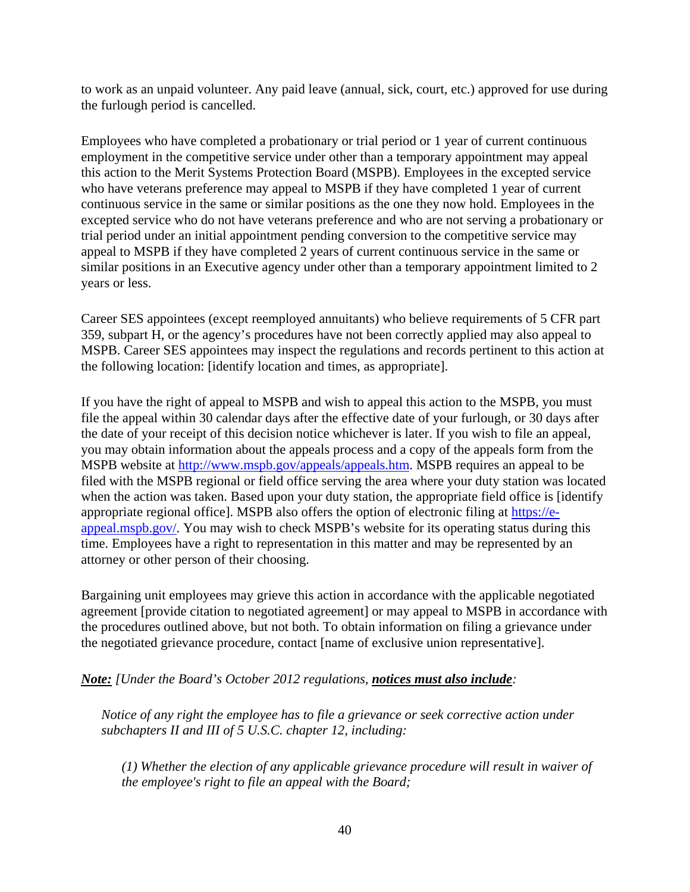to work as an unpaid volunteer. Any paid leave (annual, sick, court, etc.) approved for use during the furlough period is cancelled.

Employees who have completed a probationary or trial period or 1 year of current continuous employment in the competitive service under other than a temporary appointment may appeal this action to the Merit Systems Protection Board (MSPB). Employees in the excepted service who have veterans preference may appeal to MSPB if they have completed 1 year of current continuous service in the same or similar positions as the one they now hold. Employees in the excepted service who do not have veterans preference and who are not serving a probationary or trial period under an initial appointment pending conversion to the competitive service may appeal to MSPB if they have completed 2 years of current continuous service in the same or similar positions in an Executive agency under other than a temporary appointment limited to 2 years or less.

Career SES appointees (except reemployed annuitants) who believe requirements of 5 CFR part 359, subpart H, or the agency's procedures have not been correctly applied may also appeal to MSPB. Career SES appointees may inspect the regulations and records pertinent to this action at the following location: [identify location and times, as appropriate].

If you have the right of appeal to MSPB and wish to appeal this action to the MSPB, you must file the appeal within 30 calendar days after the effective date of your furlough, or 30 days after the date of your receipt of this decision notice whichever is later. If you wish to file an appeal, you may obtain information about the appeals process and a copy of the appeals form from the MSPB website at http://www.mspb.gov/appeals/appeals.htm. MSPB requires an appeal to be filed with the MSPB regional or field office serving the area where your duty station was located when the action was taken. Based upon your duty station, the appropriate field office is [identify appropriate regional office]. MSPB also offers the option of electronic filing at https://e-appeal.mspb.gov/. You may wish to check MSPB's website for its operating status during this time. Employees have a right to representation in this matter and may be represented by an attorney or other person of their choosing.

Bargaining unit employees may grieve this action in accordance with the applicable negotiated agreement [provide citation to negotiated agreement] or may appeal to MSPB in accordance with the procedures outlined above, but not both. To obtain information on filing a grievance under the negotiated grievance procedure, contact [name of exclusive union representative].

***Note:*** *[Under the Board's October 2012 regulations,* ***notices must also include****:*

> *Notice of any right the employee has to file a grievance or seek corrective action under subchapters II and III of 5 U.S.C. chapter 12, including:*
>
> > *(1) Whether the election of any applicable grievance procedure will result in waiver of the employee's right to file an appeal with the Board;*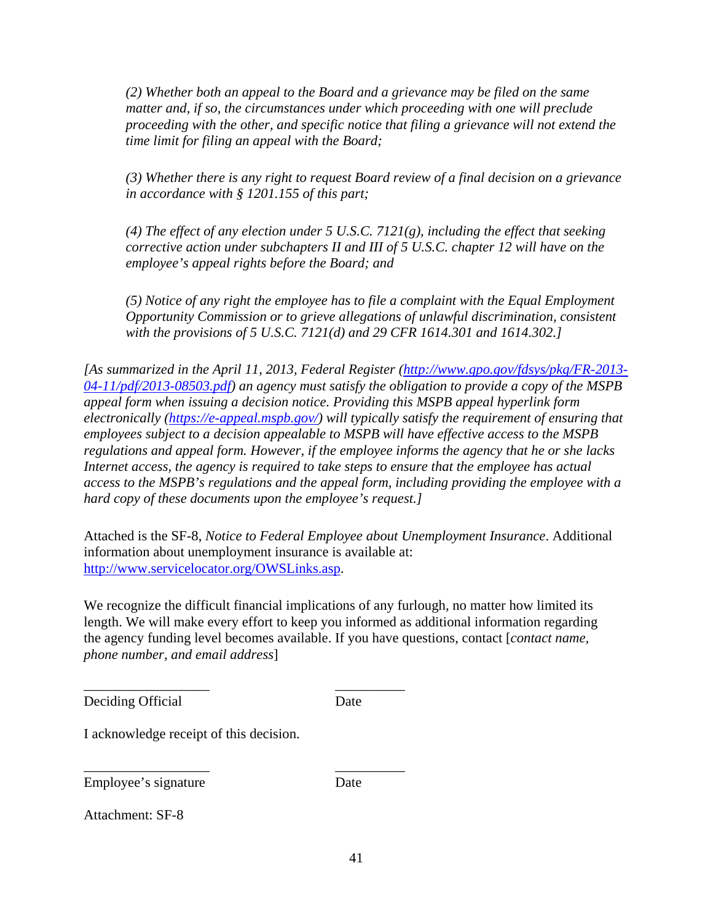*(2) Whether both an appeal to the Board and a grievance may be filed on the same matter and, if so, the circumstances under which proceeding with one will preclude proceeding with the other, and specific notice that filing a grievance will not extend the time limit for filing an appeal with the Board;*

*(3) Whether there is any right to request Board review of a final decision on a grievance in accordance with § 1201.155 of this part;*

*(4) The effect of any election under 5 U.S.C. 7121(g), including the effect that seeking corrective action under subchapters II and III of 5 U.S.C. chapter 12 will have on the employee's appeal rights before the Board; and*

*(5) Notice of any right the employee has to file a complaint with the Equal Employment Opportunity Commission or to grieve allegations of unlawful discrimination, consistent with the provisions of 5 U.S.C. 7121(d) and 29 CFR 1614.301 and 1614.302.]*

*[As summarized in the April 11, 2013, Federal Register (http://www.gpo.gov/fdsys/pkg/FR-2013-04-11/pdf/2013-08503.pdf) an agency must satisfy the obligation to provide a copy of the MSPB appeal form when issuing a decision notice. Providing this MSPB appeal hyperlink form electronically (https://e-appeal.mspb.gov/) will typically satisfy the requirement of ensuring that employees subject to a decision appealable to MSPB will have effective access to the MSPB regulations and appeal form. However, if the employee informs the agency that he or she lacks Internet access, the agency is required to take steps to ensure that the employee has actual access to the MSPB's regulations and the appeal form, including providing the employee with a hard copy of these documents upon the employee's request.]*

Attached is the SF-8, *Notice to Federal Employee about Unemployment Insurance*. Additional information about unemployment insurance is available at: http://www.servicelocator.org/OWSLinks.asp.

We recognize the difficult financial implications of any furlough, no matter how limited its length. We will make every effort to keep you informed as additional information regarding the agency funding level becomes available. If you have questions, contact [*contact name, phone number, and email address*]

\_\_\_\_\_\_\_\_\_\_\_\_\_\_\_\_\_\_ \_\_\_\_\_\_\_\_\_\_
Deciding Official Date

I acknowledge receipt of this decision.

\_\_\_\_\_\_\_\_\_\_\_\_\_\_\_\_\_\_ \_\_\_\_\_\_\_\_\_\_
Employee's signature Date

Attachment: SF-8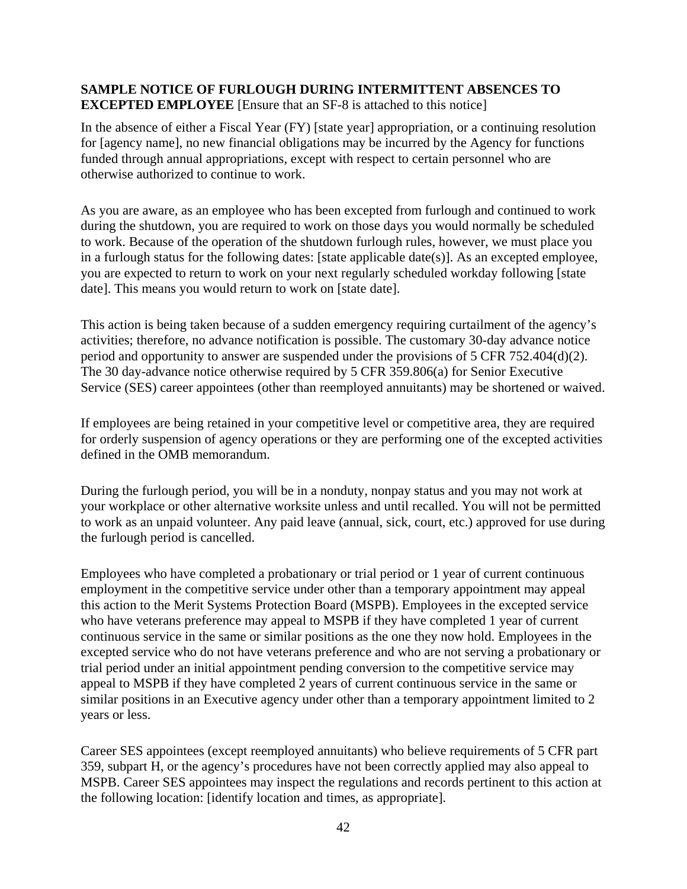**SAMPLE NOTICE OF FURLOUGH DURING INTERMITTENT ABSENCES TO EXCEPTED EMPLOYEE** [Ensure that an SF-8 is attached to this notice]

In the absence of either a Fiscal Year (FY) [state year] appropriation, or a continuing resolution for [agency name], no new financial obligations may be incurred by the Agency for functions funded through annual appropriations, except with respect to certain personnel who are otherwise authorized to continue to work.

As you are aware, as an employee who has been excepted from furlough and continued to work during the shutdown, you are required to work on those days you would normally be scheduled to work. Because of the operation of the shutdown furlough rules, however, we must place you in a furlough status for the following dates: [state applicable date(s)]. As an excepted employee, you are expected to return to work on your next regularly scheduled workday following [state date]. This means you would return to work on [state date].

This action is being taken because of a sudden emergency requiring curtailment of the agency's activities; therefore, no advance notification is possible. The customary 30-day advance notice period and opportunity to answer are suspended under the provisions of 5 CFR 752.404(d)(2). The 30 day-advance notice otherwise required by 5 CFR 359.806(a) for Senior Executive Service (SES) career appointees (other than reemployed annuitants) may be shortened or waived.

If employees are being retained in your competitive level or competitive area, they are required for orderly suspension of agency operations or they are performing one of the excepted activities defined in the OMB memorandum.

During the furlough period, you will be in a nonduty, nonpay status and you may not work at your workplace or other alternative worksite unless and until recalled. You will not be permitted to work as an unpaid volunteer. Any paid leave (annual, sick, court, etc.) approved for use during the furlough period is cancelled.

Employees who have completed a probationary or trial period or 1 year of current continuous employment in the competitive service under other than a temporary appointment may appeal this action to the Merit Systems Protection Board (MSPB). Employees in the excepted service who have veterans preference may appeal to MSPB if they have completed 1 year of current continuous service in the same or similar positions as the one they now hold. Employees in the excepted service who do not have veterans preference and who are not serving a probationary or trial period under an initial appointment pending conversion to the competitive service may appeal to MSPB if they have completed 2 years of current continuous service in the same or similar positions in an Executive agency under other than a temporary appointment limited to 2 years or less.

Career SES appointees (except reemployed annuitants) who believe requirements of 5 CFR part 359, subpart H, or the agency's procedures have not been correctly applied may also appeal to MSPB. Career SES appointees may inspect the regulations and records pertinent to this action at the following location: [identify location and times, as appropriate].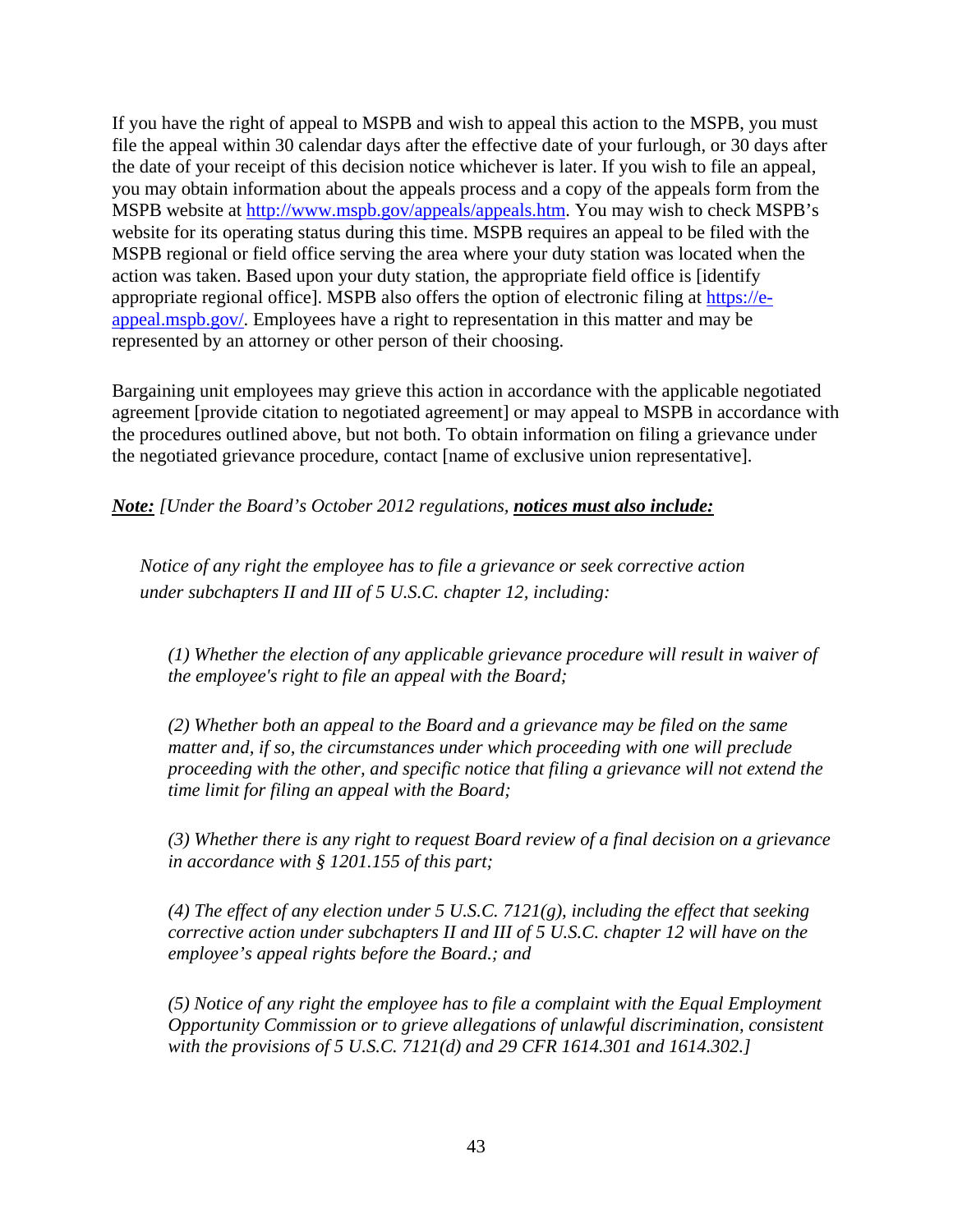If you have the right of appeal to MSPB and wish to appeal this action to the MSPB, you must file the appeal within 30 calendar days after the effective date of your furlough, or 30 days after the date of your receipt of this decision notice whichever is later. If you wish to file an appeal, you may obtain information about the appeals process and a copy of the appeals form from the MSPB website at [http://www.mspb.gov/appeals/appeals.htm](http://www.mspb.gov/appeals/appeals.htm). You may wish to check MSPB's website for its operating status during this time. MSPB requires an appeal to be filed with the MSPB regional or field office serving the area where your duty station was located when the action was taken. Based upon your duty station, the appropriate field office is [identify appropriate regional office]. MSPB also offers the option of electronic filing at [https://e-appeal.mspb.gov/](https://e-appeal.mspb.gov/). Employees have a right to representation in this matter and may be represented by an attorney or other person of their choosing.

Bargaining unit employees may grieve this action in accordance with the applicable negotiated agreement [provide citation to negotiated agreement] or may appeal to MSPB in accordance with the procedures outlined above, but not both. To obtain information on filing a grievance under the negotiated grievance procedure, contact [name of exclusive union representative].

***<u>Note:</u>*** *[Under the Board's October 2012 regulations,* ***<u>*notices must also include:*</u>***

> *Notice of any right the employee has to file a grievance or seek corrective action under subchapters II and III of 5 U.S.C. chapter 12, including:*
>
> *(1) Whether the election of any applicable grievance procedure will result in waiver of the employee's right to file an appeal with the Board;*
>
> *(2) Whether both an appeal to the Board and a grievance may be filed on the same matter and, if so, the circumstances under which proceeding with one will preclude proceeding with the other, and specific notice that filing a grievance will not extend the time limit for filing an appeal with the Board;*
>
> *(3) Whether there is any right to request Board review of a final decision on a grievance in accordance with § 1201.155 of this part;*
>
> *(4) The effect of any election under 5 U.S.C. 7121(g), including the effect that seeking corrective action under subchapters II and III of 5 U.S.C. chapter 12 will have on the employee's appeal rights before the Board.; and*
>
> *(5) Notice of any right the employee has to file a complaint with the Equal Employment Opportunity Commission or to grieve allegations of unlawful discrimination, consistent with the provisions of 5 U.S.C. 7121(d) and 29 CFR 1614.301 and 1614.302.]*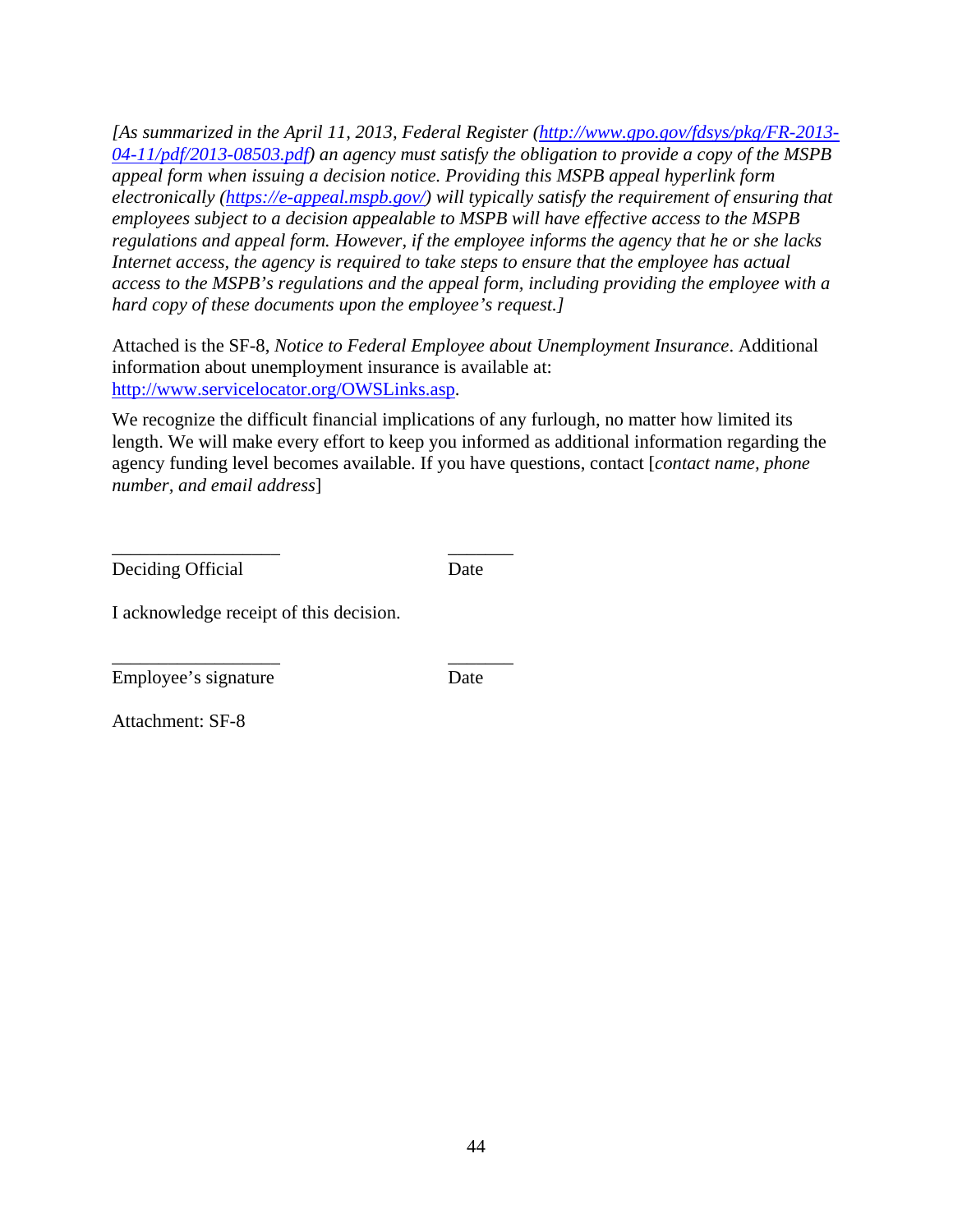*[As summarized in the April 11, 2013, Federal Register ([http://www.gpo.gov/fdsys/pkg/FR-2013-04-11/pdf/2013-08503.pdf](http://www.gpo.gov/fdsys/pkg/FR-2013-04-11/pdf/2013-08503.pdf)) an agency must satisfy the obligation to provide a copy of the MSPB appeal form when issuing a decision notice. Providing this MSPB appeal hyperlink form electronically ([https://e-appeal.mspb.gov/](https://e-appeal.mspb.gov/)) will typically satisfy the requirement of ensuring that employees subject to a decision appealable to MSPB will have effective access to the MSPB regulations and appeal form. However, if the employee informs the agency that he or she lacks Internet access, the agency is required to take steps to ensure that the employee has actual access to the MSPB's regulations and the appeal form, including providing the employee with a hard copy of these documents upon the employee's request.]*

Attached is the SF-8, *Notice to Federal Employee about Unemployment Insurance*. Additional information about unemployment insurance is available at: [http://www.servicelocator.org/OWSLinks.asp](http://www.servicelocator.org/OWSLinks.asp).

We recognize the difficult financial implications of any furlough, no matter how limited its length. We will make every effort to keep you informed as additional information regarding the agency funding level becomes available. If you have questions, contact [*contact name, phone number, and email address*]

__________________ _______

Deciding Official Date

I acknowledge receipt of this decision.

__________________ _______

Employee's signature Date

Attachment: SF-8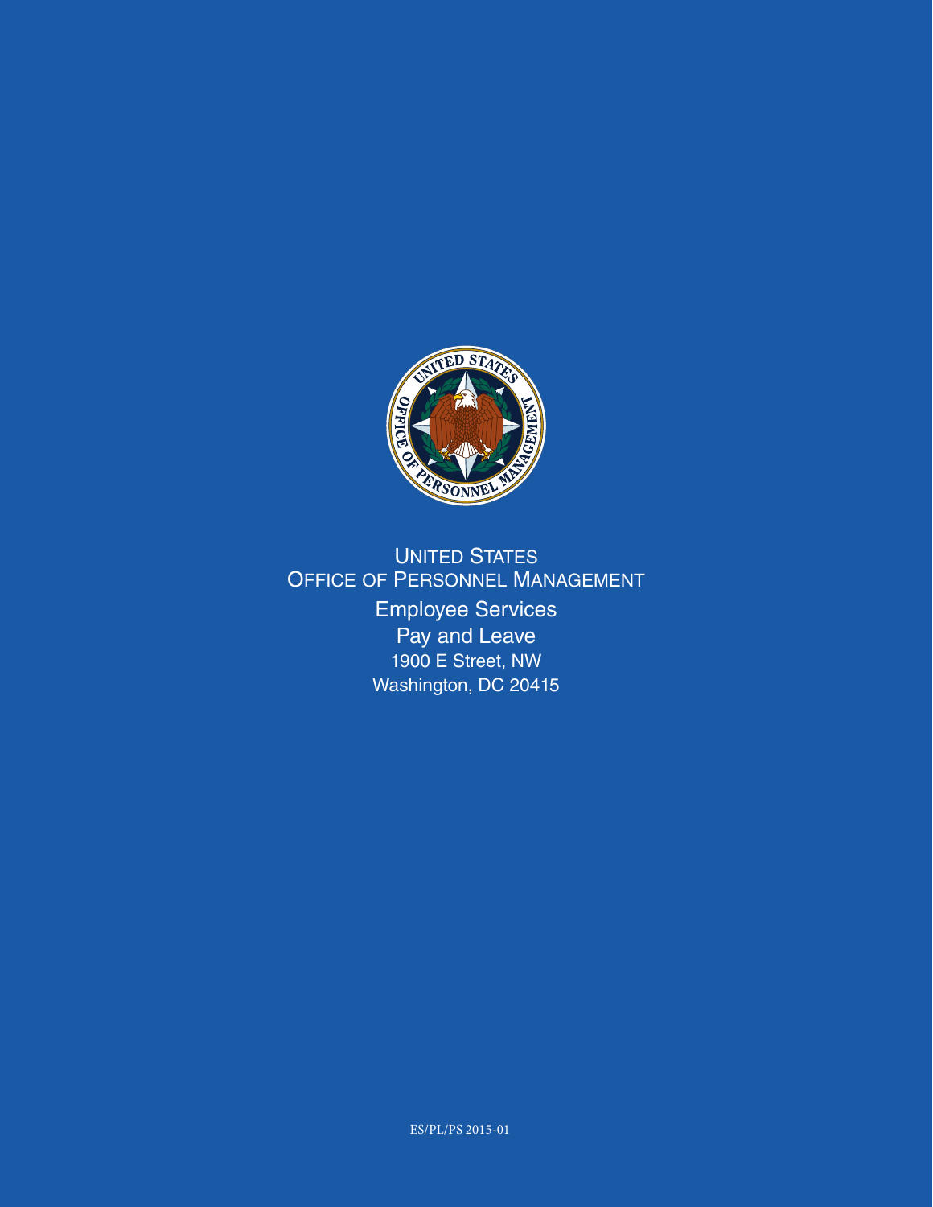United States
Office of Personnel Management

Employee Services

Pay and Leave

1900 E Street, NW

Washington, DC 20415

ES/PL/PS 2015-01